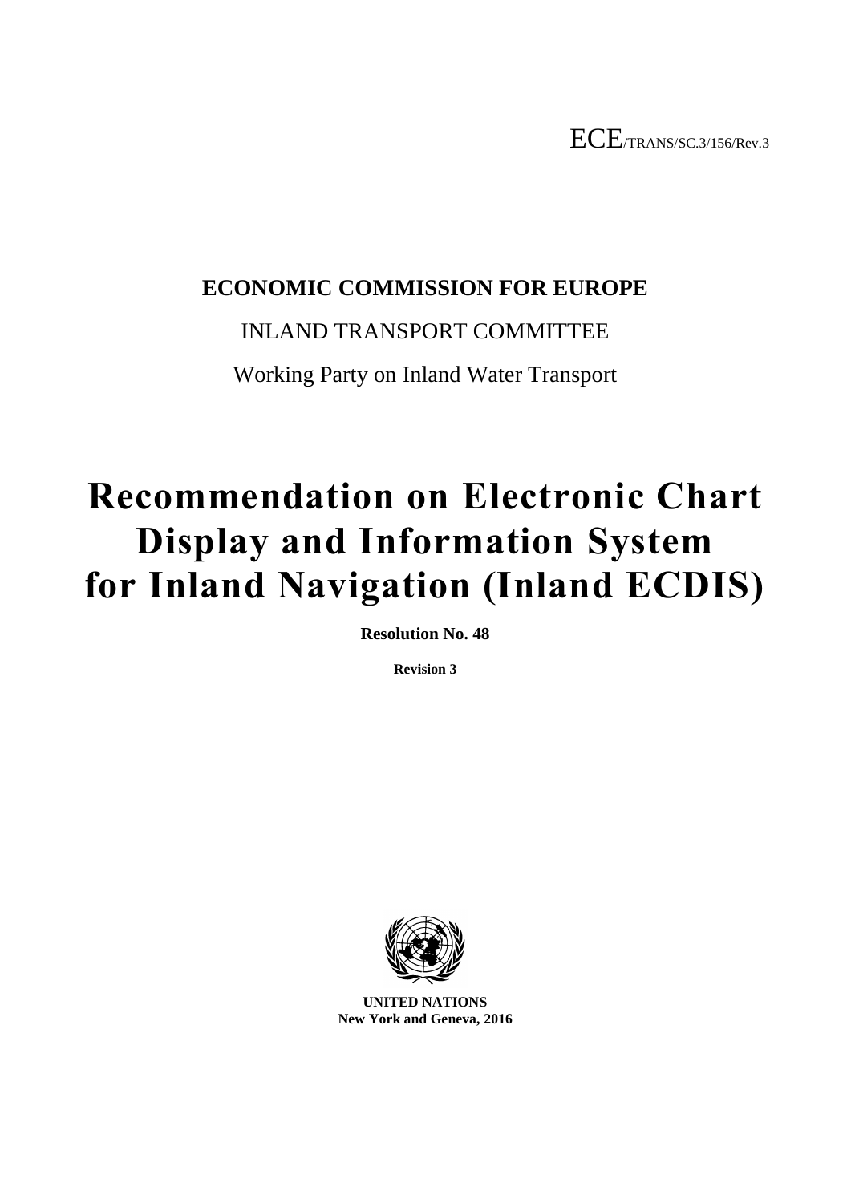ECE/TRANS/SC.3/156/Rev.3

**ECONOMIC COMMISSION FOR EUROPE**

INLAND TRANSPORT COMMITTEE

Working Party on Inland Water Transport

# Recommendation on Electronic Chart Display and Information System for Inland Navigation (Inland ECDIS)

**Resolution No. 48**

**Revision 3**

**UNITED NATIONS**
**New York and Geneva, 2016**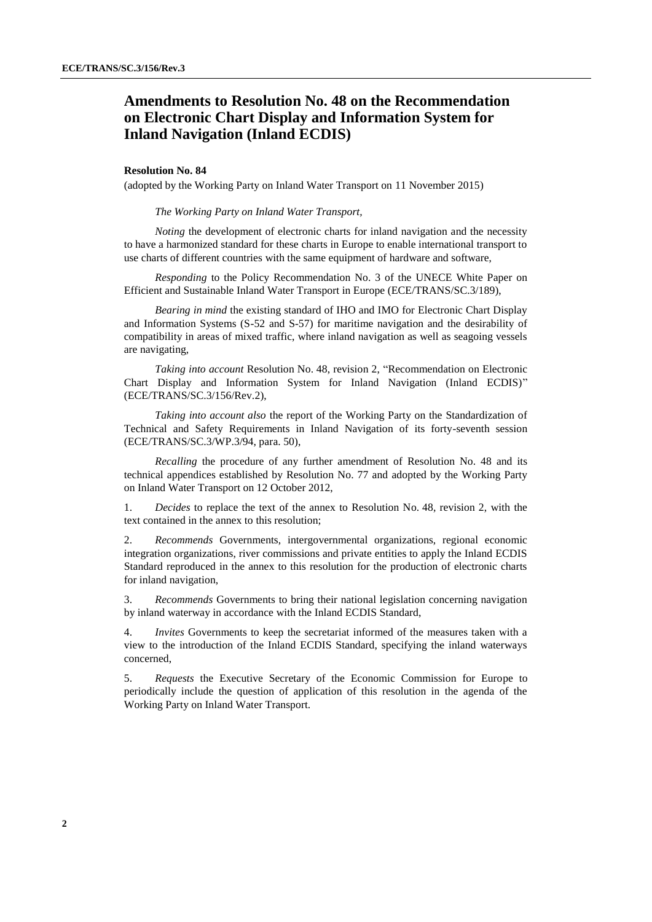# Amendments to Resolution No. 48 on the Recommendation on Electronic Chart Display and Information System for Inland Navigation (Inland ECDIS)

**Resolution No. 84**

(adopted by the Working Party on Inland Water Transport on 11 November 2015)

*The Working Party on Inland Water Transport,*

*Noting* the development of electronic charts for inland navigation and the necessity to have a harmonized standard for these charts in Europe to enable international transport to use charts of different countries with the same equipment of hardware and software,

*Responding* to the Policy Recommendation No. 3 of the UNECE White Paper on Efficient and Sustainable Inland Water Transport in Europe (ECE/TRANS/SC.3/189),

*Bearing in mind* the existing standard of IHO and IMO for Electronic Chart Display and Information Systems (S-52 and S-57) for maritime navigation and the desirability of compatibility in areas of mixed traffic, where inland navigation as well as seagoing vessels are navigating,

*Taking into account* Resolution No. 48, revision 2, "Recommendation on Electronic Chart Display and Information System for Inland Navigation (Inland ECDIS)" (ECE/TRANS/SC.3/156/Rev.2),

*Taking into account also* the report of the Working Party on the Standardization of Technical and Safety Requirements in Inland Navigation of its forty-seventh session (ECE/TRANS/SC.3/WP.3/94, para. 50),

*Recalling* the procedure of any further amendment of Resolution No. 48 and its technical appendices established by Resolution No. 77 and adopted by the Working Party on Inland Water Transport on 12 October 2012,

1. *Decides* to replace the text of the annex to Resolution No. 48, revision 2, with the text contained in the annex to this resolution;

2. *Recommends* Governments, intergovernmental organizations, regional economic integration organizations, river commissions and private entities to apply the Inland ECDIS Standard reproduced in the annex to this resolution for the production of electronic charts for inland navigation,

3. *Recommends* Governments to bring their national legislation concerning navigation by inland waterway in accordance with the Inland ECDIS Standard,

4. *Invites* Governments to keep the secretariat informed of the measures taken with a view to the introduction of the Inland ECDIS Standard, specifying the inland waterways concerned,

5. *Requests* the Executive Secretary of the Economic Commission for Europe to periodically include the question of application of this resolution in the agenda of the Working Party on Inland Water Transport.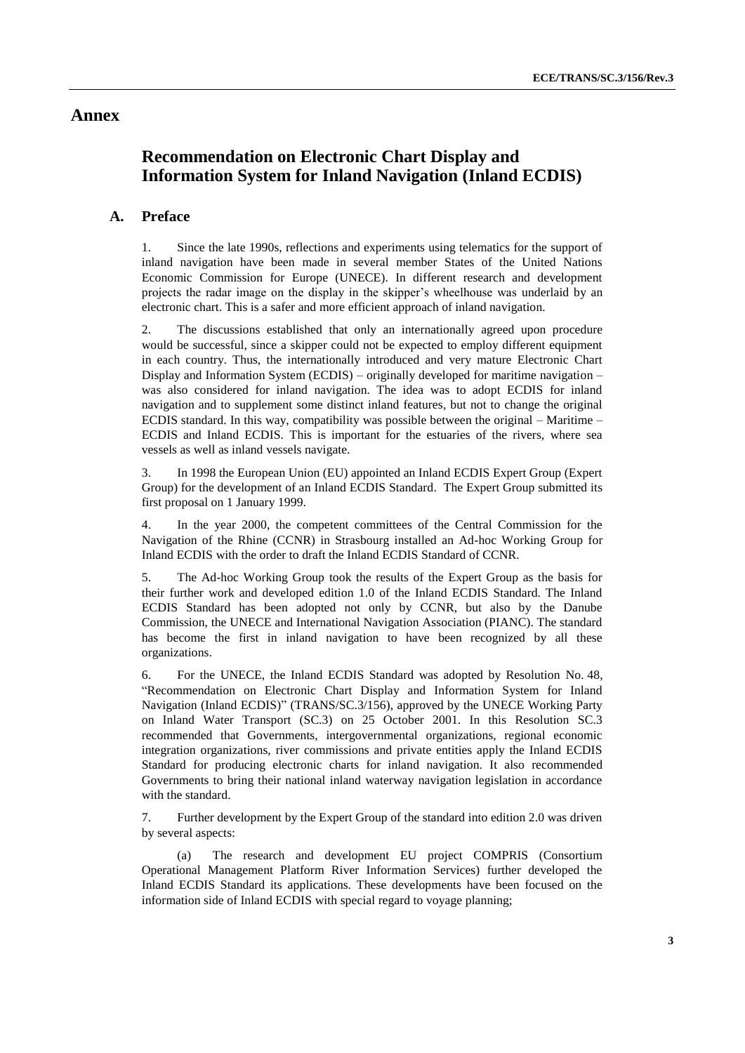# Annex

## Recommendation on Electronic Chart Display and Information System for Inland Navigation (Inland ECDIS)

### A. Preface

1. Since the late 1990s, reflections and experiments using telematics for the support of inland navigation have been made in several member States of the United Nations Economic Commission for Europe (UNECE). In different research and development projects the radar image on the display in the skipper's wheelhouse was underlaid by an electronic chart. This is a safer and more efficient approach of inland navigation.

2. The discussions established that only an internationally agreed upon procedure would be successful, since a skipper could not be expected to employ different equipment in each country. Thus, the internationally introduced and very mature Electronic Chart Display and Information System (ECDIS) – originally developed for maritime navigation – was also considered for inland navigation. The idea was to adopt ECDIS for inland navigation and to supplement some distinct inland features, but not to change the original ECDIS standard. In this way, compatibility was possible between the original – Maritime – ECDIS and Inland ECDIS. This is important for the estuaries of the rivers, where sea vessels as well as inland vessels navigate.

3. In 1998 the European Union (EU) appointed an Inland ECDIS Expert Group (Expert Group) for the development of an Inland ECDIS Standard. The Expert Group submitted its first proposal on 1 January 1999.

4. In the year 2000, the competent committees of the Central Commission for the Navigation of the Rhine (CCNR) in Strasbourg installed an Ad-hoc Working Group for Inland ECDIS with the order to draft the Inland ECDIS Standard of CCNR.

5. The Ad-hoc Working Group took the results of the Expert Group as the basis for their further work and developed edition 1.0 of the Inland ECDIS Standard. The Inland ECDIS Standard has been adopted not only by CCNR, but also by the Danube Commission, the UNECE and International Navigation Association (PIANC). The standard has become the first in inland navigation to have been recognized by all these organizations.

6. For the UNECE, the Inland ECDIS Standard was adopted by Resolution No. 48, "Recommendation on Electronic Chart Display and Information System for Inland Navigation (Inland ECDIS)" (TRANS/SC.3/156), approved by the UNECE Working Party on Inland Water Transport (SC.3) on 25 October 2001. In this Resolution SC.3 recommended that Governments, intergovernmental organizations, regional economic integration organizations, river commissions and private entities apply the Inland ECDIS Standard for producing electronic charts for inland navigation. It also recommended Governments to bring their national inland waterway navigation legislation in accordance with the standard.

7. Further development by the Expert Group of the standard into edition 2.0 was driven by several aspects:

(a) The research and development EU project COMPRIS (Consortium Operational Management Platform River Information Services) further developed the Inland ECDIS Standard its applications. These developments have been focused on the information side of Inland ECDIS with special regard to voyage planning;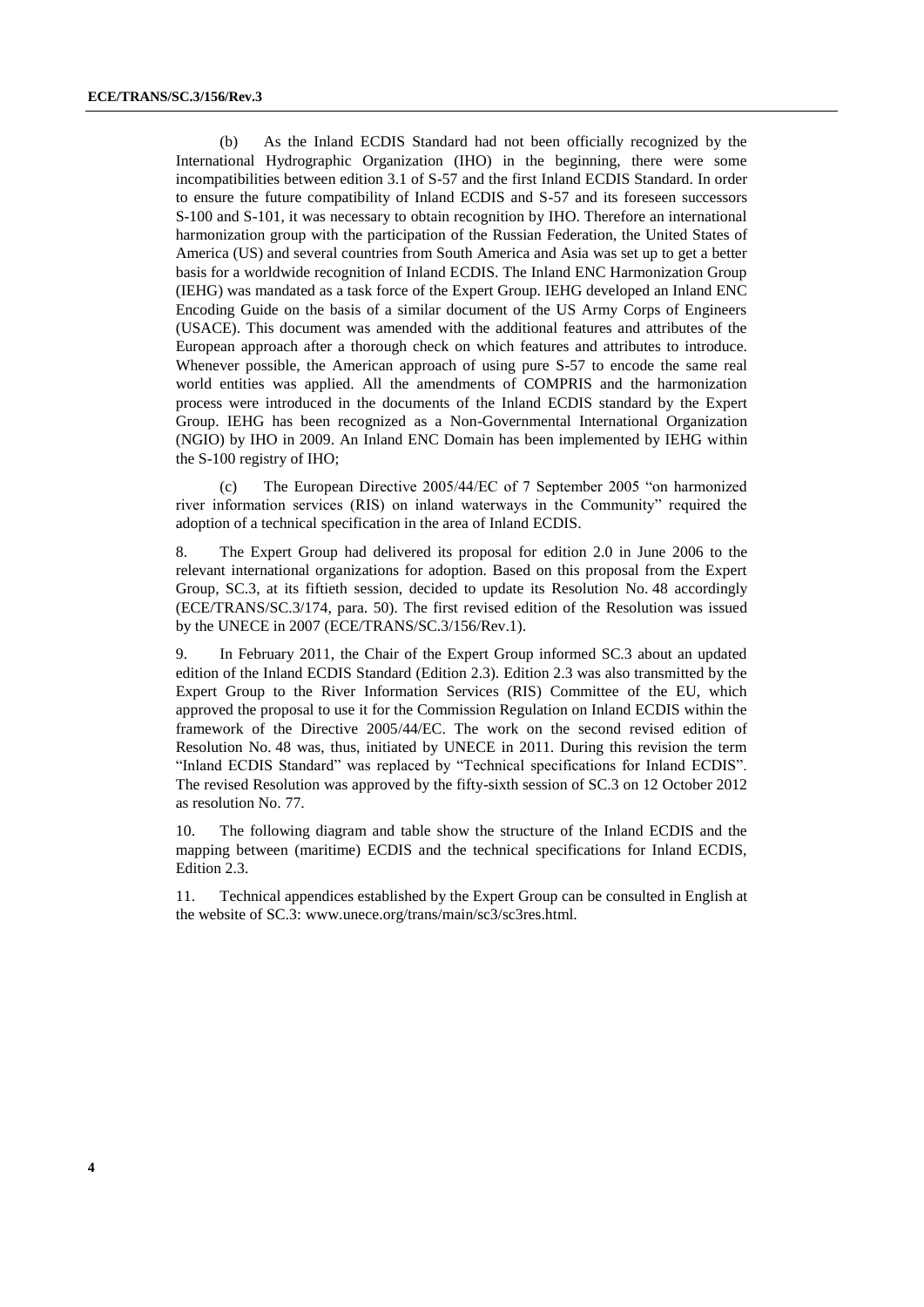(b) As the Inland ECDIS Standard had not been officially recognized by the International Hydrographic Organization (IHO) in the beginning, there were some incompatibilities between edition 3.1 of S-57 and the first Inland ECDIS Standard. In order to ensure the future compatibility of Inland ECDIS and S-57 and its foreseen successors S-100 and S-101, it was necessary to obtain recognition by IHO. Therefore an international harmonization group with the participation of the Russian Federation, the United States of America (US) and several countries from South America and Asia was set up to get a better basis for a worldwide recognition of Inland ECDIS. The Inland ENC Harmonization Group (IEHG) was mandated as a task force of the Expert Group. IEHG developed an Inland ENC Encoding Guide on the basis of a similar document of the US Army Corps of Engineers (USACE). This document was amended with the additional features and attributes of the European approach after a thorough check on which features and attributes to introduce. Whenever possible, the American approach of using pure S-57 to encode the same real world entities was applied. All the amendments of COMPRIS and the harmonization process were introduced in the documents of the Inland ECDIS standard by the Expert Group. IEHG has been recognized as a Non-Governmental International Organization (NGIO) by IHO in 2009. An Inland ENC Domain has been implemented by IEHG within the S-100 registry of IHO;

(c) The European Directive 2005/44/EC of 7 September 2005 "on harmonized river information services (RIS) on inland waterways in the Community" required the adoption of a technical specification in the area of Inland ECDIS.

8. The Expert Group had delivered its proposal for edition 2.0 in June 2006 to the relevant international organizations for adoption. Based on this proposal from the Expert Group, SC.3, at its fiftieth session, decided to update its Resolution No. 48 accordingly (ECE/TRANS/SC.3/174, para. 50). The first revised edition of the Resolution was issued by the UNECE in 2007 (ECE/TRANS/SC.3/156/Rev.1).

9. In February 2011, the Chair of the Expert Group informed SC.3 about an updated edition of the Inland ECDIS Standard (Edition 2.3). Edition 2.3 was also transmitted by the Expert Group to the River Information Services (RIS) Committee of the EU, which approved the proposal to use it for the Commission Regulation on Inland ECDIS within the framework of the Directive 2005/44/EC. The work on the second revised edition of Resolution No. 48 was, thus, initiated by UNECE in 2011. During this revision the term "Inland ECDIS Standard" was replaced by "Technical specifications for Inland ECDIS". The revised Resolution was approved by the fifty-sixth session of SC.3 on 12 October 2012 as resolution No. 77.

10. The following diagram and table show the structure of the Inland ECDIS and the mapping between (maritime) ECDIS and the technical specifications for Inland ECDIS, Edition 2.3.

11. Technical appendices established by the Expert Group can be consulted in English at the website of SC.3: www.unece.org/trans/main/sc3/sc3res.html.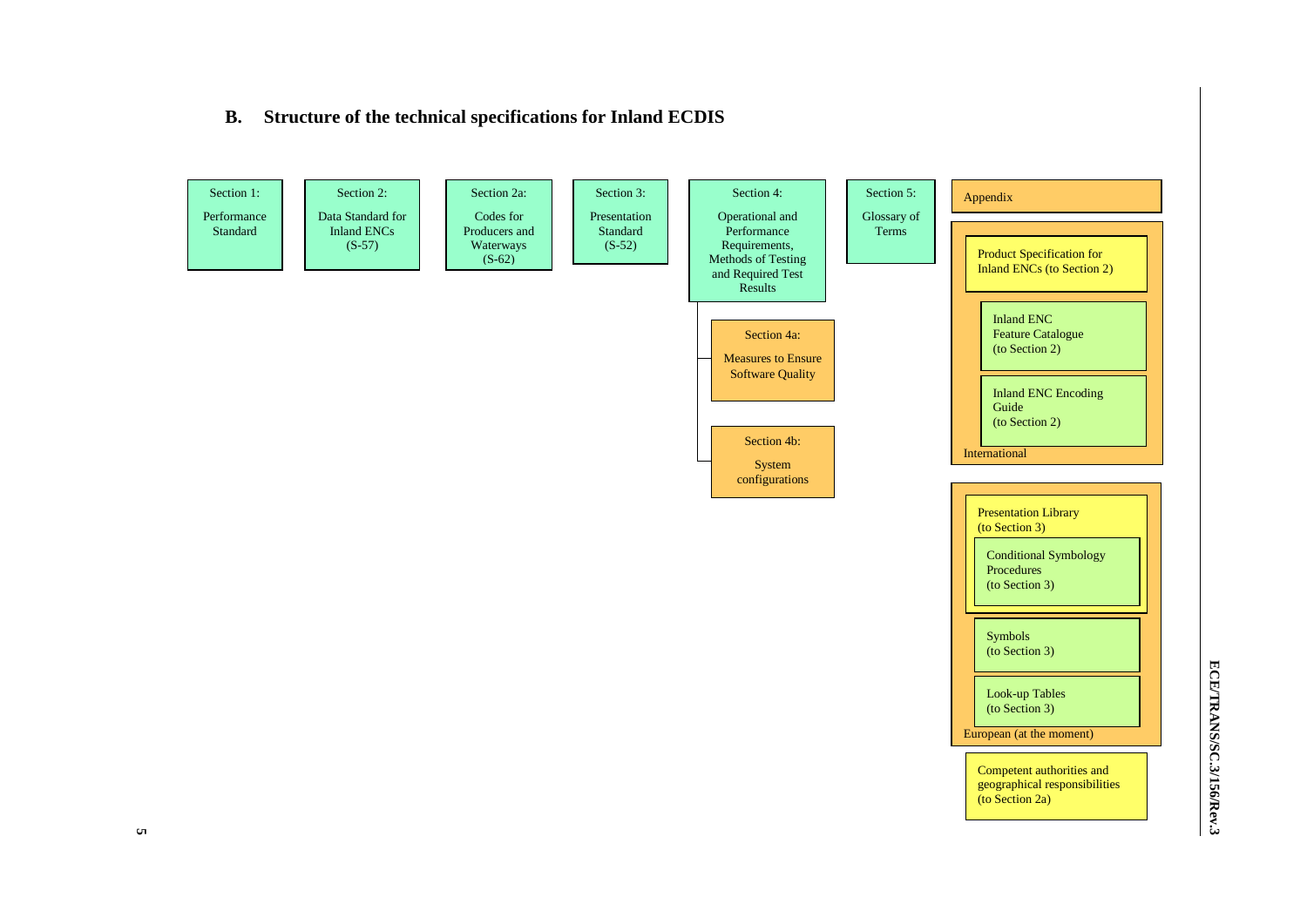## B. Structure of the technical specifications for Inland ECDIS

**Section 1:** Performance Standard

**Section 2:** Data Standard for Inland ENCs (S-57)

**Section 2a:** Codes for Producers and Waterways (S-62)

**Section 3:** Presentation Standard (S-52)

**Section 4:** Operational and Performance Requirements, Methods of Testing and Required Test Results

- **Section 4a:** Measures to Ensure Software Quality
- **Section 4b:** System configurations

**Section 5:** Glossary of Terms

**Appendix**

International:

- Product Specification for Inland ENCs (to Section 2)
  - Inland ENC Feature Catalogue (to Section 2)
  - Inland ENC Encoding Guide (to Section 2)

European (at the moment):

- Presentation Library (to Section 3)
  - Conditional Symbology Procedures (to Section 3)
  - Symbols (to Section 3)
  - Look-up Tables (to Section 3)

Competent authorities and geographical responsibilities (to Section 2a)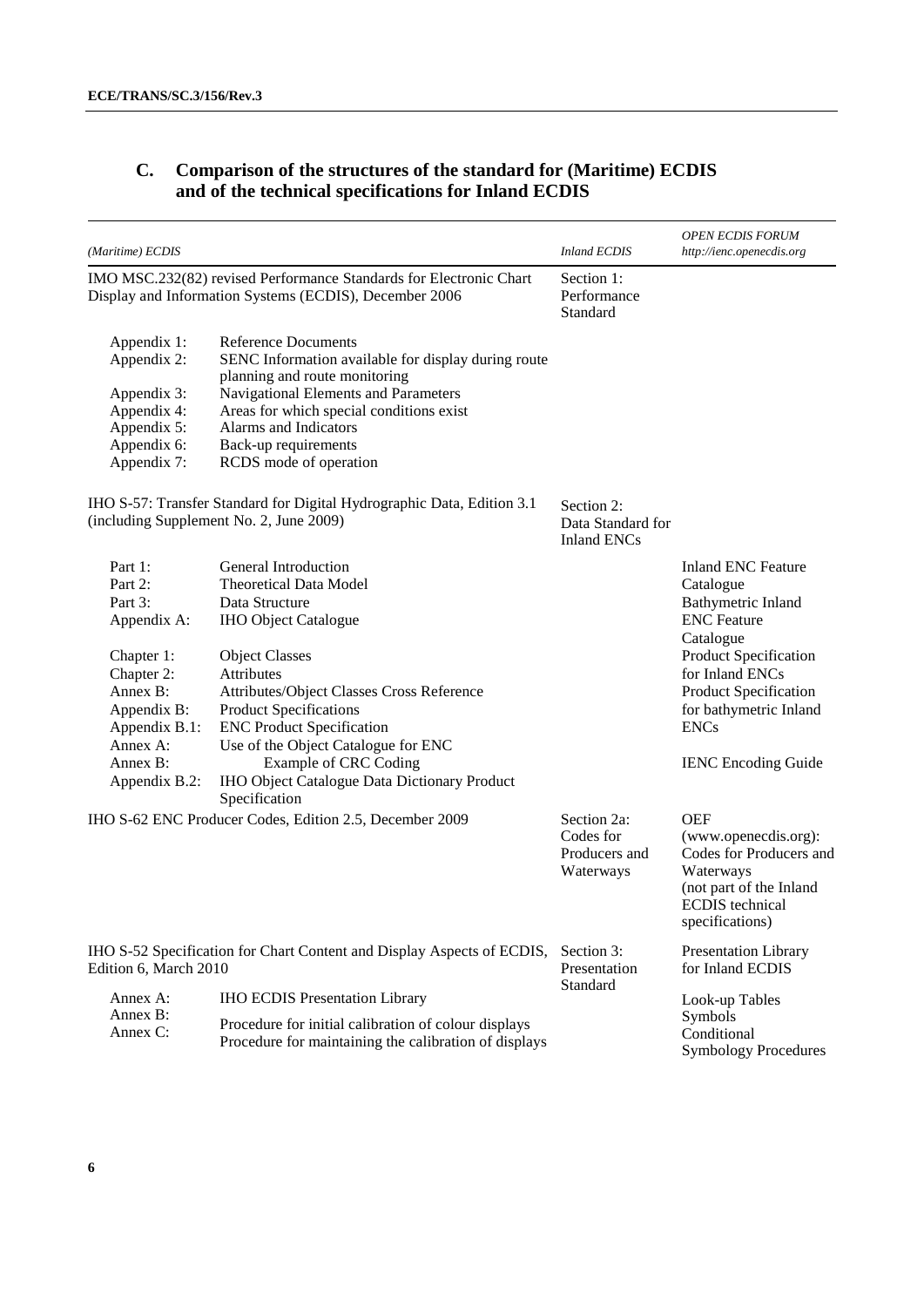## C. Comparison of the structures of the standard for (Maritime) ECDIS and of the technical specifications for Inland ECDIS

| *(Maritime) ECDIS* | | *Inland ECDIS* | *OPEN ECDIS FORUM http://ienc.openecdis.org* |
|---|---|---|---|
| IMO MSC.232(82) revised Performance Standards for Electronic Chart Display and Information Systems (ECDIS), December 2006 | | Section 1: Performance Standard | |
| Appendix 1: | Reference Documents | | |
| Appendix 2: | SENC Information available for display during route planning and route monitoring | | |
| Appendix 3: | Navigational Elements and Parameters | | |
| Appendix 4: | Areas for which special conditions exist | | |
| Appendix 5: | Alarms and Indicators | | |
| Appendix 6: | Back-up requirements | | |
| Appendix 7: | RCDS mode of operation | | |
| IHO S-57: Transfer Standard for Digital Hydrographic Data, Edition 3.1 (including Supplement No. 2, June 2009) | | Section 2: Data Standard for Inland ENCs | |
| Part 1: | General Introduction | | Inland ENC Feature Catalogue |
| Part 2: | Theoretical Data Model | | Bathymetric Inland ENC Feature Catalogue |
| Part 3: | Data Structure | | Product Specification for Inland ENCs |
| Appendix A: | IHO Object Catalogue | | Product Specification for bathymetric Inland ENCs |
| Chapter 1: | Object Classes | | IENC Encoding Guide |
| Chapter 2: | Attributes | | |
| Annex B: | Attributes/Object Classes Cross Reference | | |
| Appendix B: | Product Specifications | | |
| Appendix B.1: | ENC Product Specification | | |
| Annex A: | Use of the Object Catalogue for ENC | | |
| Annex B: | Example of CRC Coding | | |
| Appendix B.2: | IHO Object Catalogue Data Dictionary Product Specification | | |
| IHO S-62 ENC Producer Codes, Edition 2.5, December 2009 | | Section 2a: Codes for Producers and Waterways | OEF (www.openecdis.org): Codes for Producers and Waterways (not part of the Inland ECDIS technical specifications) |
| IHO S-52 Specification for Chart Content and Display Aspects of ECDIS, Edition 6, March 2010 | | Section 3: Presentation Standard | Presentation Library for Inland ECDIS |
| Annex A: | IHO ECDIS Presentation Library | | Look-up Tables |
| Annex B: | Procedure for initial calibration of colour displays | | Symbols |
| Annex C: | Procedure for maintaining the calibration of displays | | Conditional Symbology Procedures |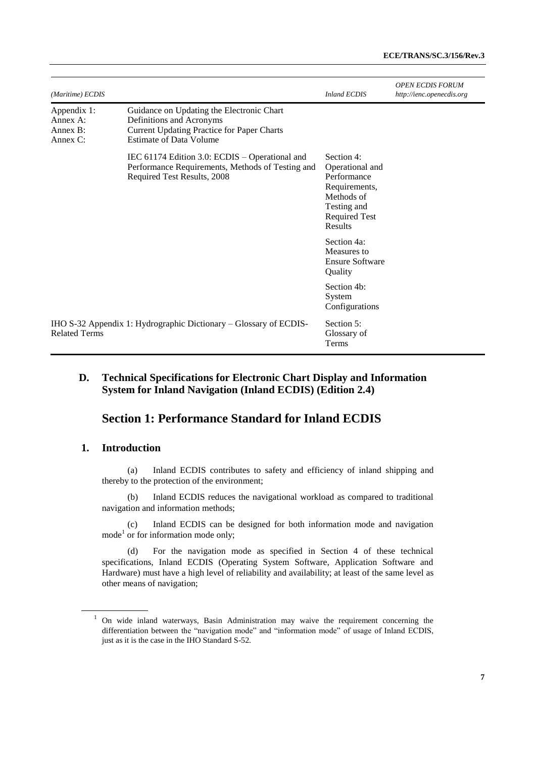| *(Maritime) ECDIS* | | *Inland ECDIS* | *OPEN ECDIS FORUM http://ienc.openecdis.org* |
|---|---|---|---|
| Appendix 1: Annex A: Annex B: Annex C: | Guidance on Updating the Electronic Chart Definitions and Acronyms Current Updating Practice for Paper Charts Estimate of Data Volume | | |
| | IEC 61174 Edition 3.0: ECDIS – Operational and Performance Requirements, Methods of Testing and Required Test Results, 2008 | Section 4: Operational and Performance Requirements, Methods of Testing and Required Test Results | |
| | | Section 4a: Measures to Ensure Software Quality | |
| | | Section 4b: System Configurations | |
| IHO S-32 Appendix 1: Hydrographic Dictionary – Glossary of ECDIS-Related Terms | | Section 5: Glossary of Terms | |

## D. Technical Specifications for Electronic Chart Display and Information System for Inland Navigation (Inland ECDIS) (Edition 2.4)

# Section 1: Performance Standard for Inland ECDIS

## 1. Introduction

(a) Inland ECDIS contributes to safety and efficiency of inland shipping and thereby to the protection of the environment;

(b) Inland ECDIS reduces the navigational workload as compared to traditional navigation and information methods;

(c) Inland ECDIS can be designed for both information mode and navigation mode[1] or for information mode only;

(d) For the navigation mode as specified in Section 4 of these technical specifications, Inland ECDIS (Operating System Software, Application Software and Hardware) must have a high level of reliability and availability; at least of the same level as other means of navigation;

[1] On wide inland waterways, Basin Administration may waive the requirement concerning the differentiation between the "navigation mode" and "information mode" of usage of Inland ECDIS, just as it is the case in the IHO Standard S-52.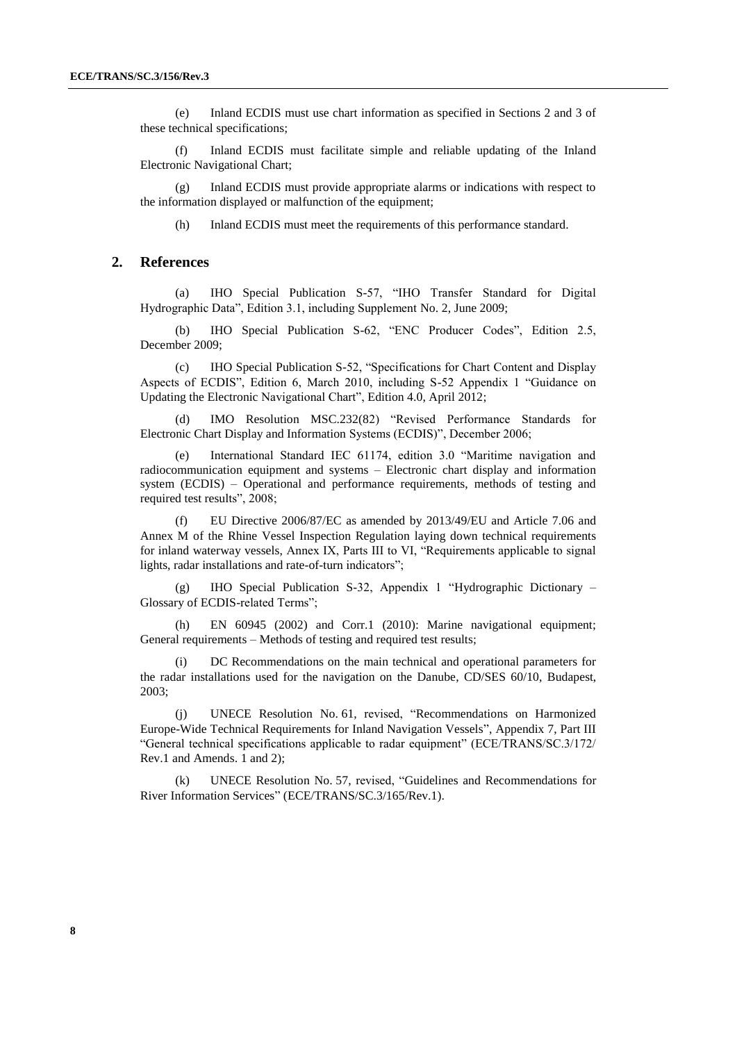(e) Inland ECDIS must use chart information as specified in Sections 2 and 3 of these technical specifications;

(f) Inland ECDIS must facilitate simple and reliable updating of the Inland Electronic Navigational Chart;

(g) Inland ECDIS must provide appropriate alarms or indications with respect to the information displayed or malfunction of the equipment;

(h) Inland ECDIS must meet the requirements of this performance standard.

## 2. References

(a) IHO Special Publication S-57, "IHO Transfer Standard for Digital Hydrographic Data", Edition 3.1, including Supplement No. 2, June 2009;

(b) IHO Special Publication S-62, "ENC Producer Codes", Edition 2.5, December 2009;

(c) IHO Special Publication S-52, "Specifications for Chart Content and Display Aspects of ECDIS", Edition 6, March 2010, including S-52 Appendix 1 "Guidance on Updating the Electronic Navigational Chart", Edition 4.0, April 2012;

(d) IMO Resolution MSC.232(82) "Revised Performance Standards for Electronic Chart Display and Information Systems (ECDIS)", December 2006;

(e) International Standard IEC 61174, edition 3.0 "Maritime navigation and radiocommunication equipment and systems – Electronic chart display and information system (ECDIS) – Operational and performance requirements, methods of testing and required test results", 2008;

(f) EU Directive 2006/87/EC as amended by 2013/49/EU and Article 7.06 and Annex M of the Rhine Vessel Inspection Regulation laying down technical requirements for inland waterway vessels, Annex IX, Parts III to VI, "Requirements applicable to signal lights, radar installations and rate-of-turn indicators";

(g) IHO Special Publication S-32, Appendix 1 "Hydrographic Dictionary – Glossary of ECDIS-related Terms";

(h) EN 60945 (2002) and Corr.1 (2010): Marine navigational equipment; General requirements – Methods of testing and required test results;

(i) DC Recommendations on the main technical and operational parameters for the radar installations used for the navigation on the Danube, CD/SES 60/10, Budapest, 2003;

(j) UNECE Resolution No. 61, revised, "Recommendations on Harmonized Europe-Wide Technical Requirements for Inland Navigation Vessels", Appendix 7, Part III "General technical specifications applicable to radar equipment" (ECE/TRANS/SC.3/172/ Rev.1 and Amends. 1 and 2);

(k) UNECE Resolution No. 57, revised, "Guidelines and Recommendations for River Information Services" (ECE/TRANS/SC.3/165/Rev.1).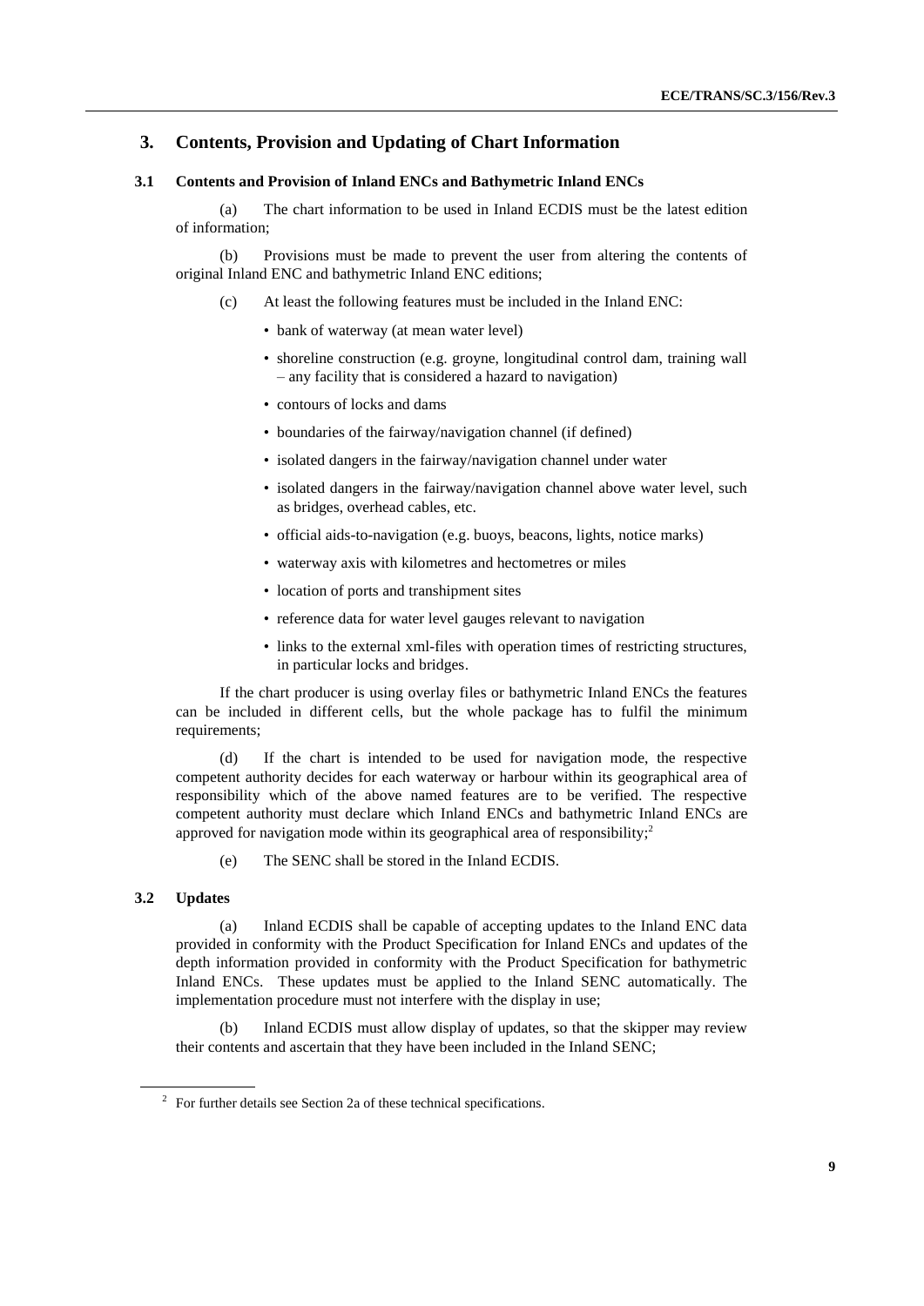## 3. Contents, Provision and Updating of Chart Information

### 3.1 Contents and Provision of Inland ENCs and Bathymetric Inland ENCs

(a) The chart information to be used in Inland ECDIS must be the latest edition of information;

(b) Provisions must be made to prevent the user from altering the contents of original Inland ENC and bathymetric Inland ENC editions;

(c) At least the following features must be included in the Inland ENC:

- bank of waterway (at mean water level)
- shoreline construction (e.g. groyne, longitudinal control dam, training wall – any facility that is considered a hazard to navigation)
- contours of locks and dams
- boundaries of the fairway/navigation channel (if defined)
- isolated dangers in the fairway/navigation channel under water
- isolated dangers in the fairway/navigation channel above water level, such as bridges, overhead cables, etc.
- official aids-to-navigation (e.g. buoys, beacons, lights, notice marks)
- waterway axis with kilometres and hectometres or miles
- location of ports and transhipment sites
- reference data for water level gauges relevant to navigation
- links to the external xml-files with operation times of restricting structures, in particular locks and bridges.

If the chart producer is using overlay files or bathymetric Inland ENCs the features can be included in different cells, but the whole package has to fulfil the minimum requirements;

(d) If the chart is intended to be used for navigation mode, the respective competent authority decides for each waterway or harbour within its geographical area of responsibility which of the above named features are to be verified. The respective competent authority must declare which Inland ENCs and bathymetric Inland ENCs are approved for navigation mode within its geographical area of responsibility;[2]

(e) The SENC shall be stored in the Inland ECDIS.

### 3.2 Updates

(a) Inland ECDIS shall be capable of accepting updates to the Inland ENC data provided in conformity with the Product Specification for Inland ENCs and updates of the depth information provided in conformity with the Product Specification for bathymetric Inland ENCs. These updates must be applied to the Inland SENC automatically. The implementation procedure must not interfere with the display in use;

(b) Inland ECDIS must allow display of updates, so that the skipper may review their contents and ascertain that they have been included in the Inland SENC;

[2] For further details see Section 2a of these technical specifications.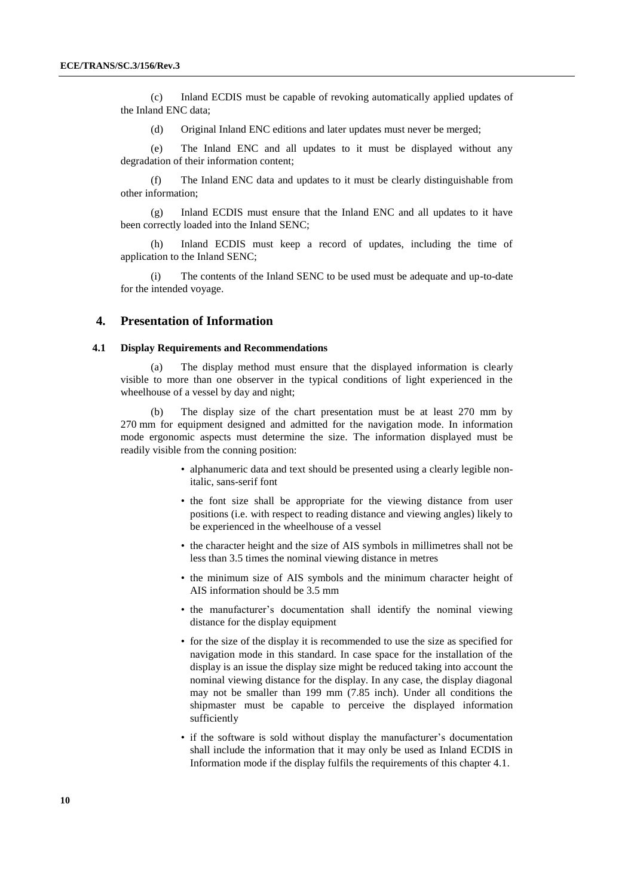(c) Inland ECDIS must be capable of revoking automatically applied updates of the Inland ENC data;

(d) Original Inland ENC editions and later updates must never be merged;

(e) The Inland ENC and all updates to it must be displayed without any degradation of their information content;

(f) The Inland ENC data and updates to it must be clearly distinguishable from other information;

(g) Inland ECDIS must ensure that the Inland ENC and all updates to it have been correctly loaded into the Inland SENC;

(h) Inland ECDIS must keep a record of updates, including the time of application to the Inland SENC;

(i) The contents of the Inland SENC to be used must be adequate and up-to-date for the intended voyage.

## 4. Presentation of Information

### 4.1 Display Requirements and Recommendations

(a) The display method must ensure that the displayed information is clearly visible to more than one observer in the typical conditions of light experienced in the wheelhouse of a vessel by day and night;

(b) The display size of the chart presentation must be at least 270 mm by 270 mm for equipment designed and admitted for the navigation mode. In information mode ergonomic aspects must determine the size. The information displayed must be readily visible from the conning position:

- alphanumeric data and text should be presented using a clearly legible non-italic, sans-serif font
- the font size shall be appropriate for the viewing distance from user positions (i.e. with respect to reading distance and viewing angles) likely to be experienced in the wheelhouse of a vessel
- the character height and the size of AIS symbols in millimetres shall not be less than 3.5 times the nominal viewing distance in metres
- the minimum size of AIS symbols and the minimum character height of AIS information should be 3.5 mm
- the manufacturer's documentation shall identify the nominal viewing distance for the display equipment
- for the size of the display it is recommended to use the size as specified for navigation mode in this standard. In case space for the installation of the display is an issue the display size might be reduced taking into account the nominal viewing distance for the display. In any case, the display diagonal may not be smaller than 199 mm (7.85 inch). Under all conditions the shipmaster must be capable to perceive the displayed information sufficiently
- if the software is sold without display the manufacturer's documentation shall include the information that it may only be used as Inland ECDIS in Information mode if the display fulfils the requirements of this chapter 4.1.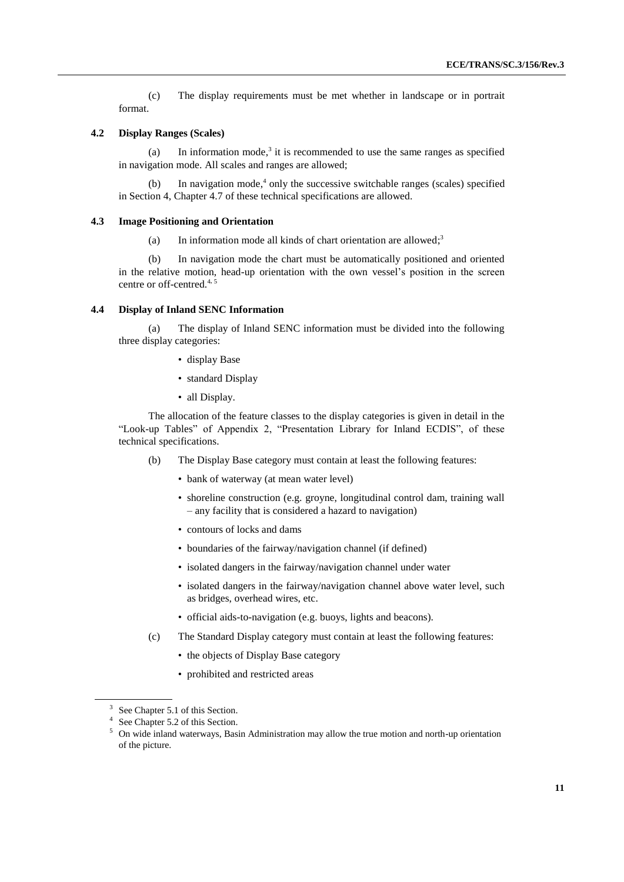(c) The display requirements must be met whether in landscape or in portrait format.

### 4.2 Display Ranges (Scales)

(a) In information mode,[3] it is recommended to use the same ranges as specified in navigation mode. All scales and ranges are allowed;

(b) In navigation mode,[4] only the successive switchable ranges (scales) specified in Section 4, Chapter 4.7 of these technical specifications are allowed.

### 4.3 Image Positioning and Orientation

(a) In information mode all kinds of chart orientation are allowed;[3]

(b) In navigation mode the chart must be automatically positioned and oriented in the relative motion, head-up orientation with the own vessel's position in the screen centre or off-centred.[4, 5]

### 4.4 Display of Inland SENC Information

(a) The display of Inland SENC information must be divided into the following three display categories:

- display Base
- standard Display
- all Display.

The allocation of the feature classes to the display categories is given in detail in the "Look-up Tables" of Appendix 2, "Presentation Library for Inland ECDIS", of these technical specifications.

(b) The Display Base category must contain at least the following features:

- bank of waterway (at mean water level)
- shoreline construction (e.g. groyne, longitudinal control dam, training wall – any facility that is considered a hazard to navigation)
- contours of locks and dams
- boundaries of the fairway/navigation channel (if defined)
- isolated dangers in the fairway/navigation channel under water
- isolated dangers in the fairway/navigation channel above water level, such as bridges, overhead wires, etc.
- official aids-to-navigation (e.g. buoys, lights and beacons).

(c) The Standard Display category must contain at least the following features:

- the objects of Display Base category
- prohibited and restricted areas

[3] See Chapter 5.1 of this Section.

[4] See Chapter 5.2 of this Section.

[5] On wide inland waterways, Basin Administration may allow the true motion and north-up orientation of the picture.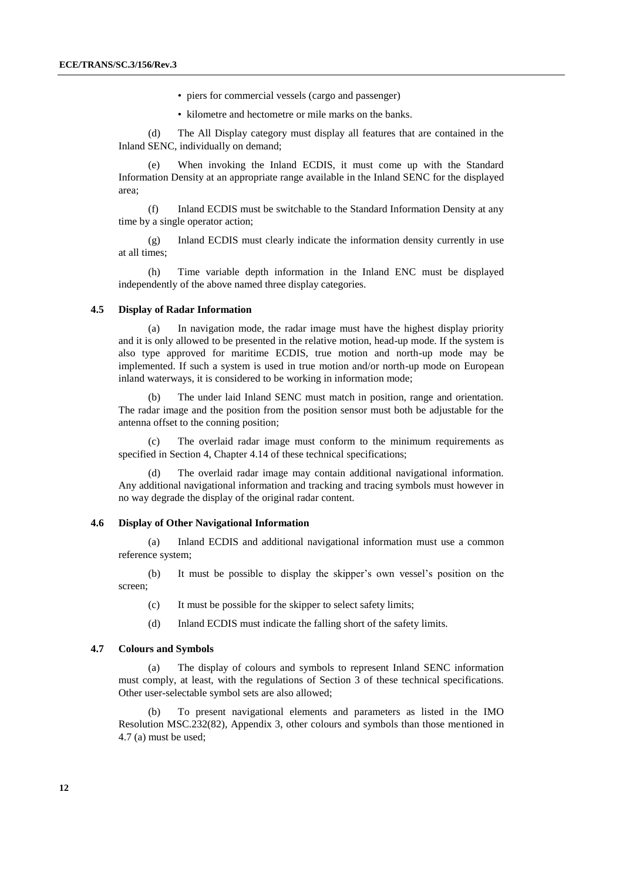- piers for commercial vessels (cargo and passenger)
- kilometre and hectometre or mile marks on the banks.

(d) The All Display category must display all features that are contained in the Inland SENC, individually on demand;

(e) When invoking the Inland ECDIS, it must come up with the Standard Information Density at an appropriate range available in the Inland SENC for the displayed area;

(f) Inland ECDIS must be switchable to the Standard Information Density at any time by a single operator action;

(g) Inland ECDIS must clearly indicate the information density currently in use at all times;

(h) Time variable depth information in the Inland ENC must be displayed independently of the above named three display categories.

### 4.5 Display of Radar Information

(a) In navigation mode, the radar image must have the highest display priority and it is only allowed to be presented in the relative motion, head-up mode. If the system is also type approved for maritime ECDIS, true motion and north-up mode may be implemented. If such a system is used in true motion and/or north-up mode on European inland waterways, it is considered to be working in information mode;

(b) The under laid Inland SENC must match in position, range and orientation. The radar image and the position from the position sensor must both be adjustable for the antenna offset to the conning position;

(c) The overlaid radar image must conform to the minimum requirements as specified in Section 4, Chapter 4.14 of these technical specifications;

(d) The overlaid radar image may contain additional navigational information. Any additional navigational information and tracking and tracing symbols must however in no way degrade the display of the original radar content.

### 4.6 Display of Other Navigational Information

(a) Inland ECDIS and additional navigational information must use a common reference system;

(b) It must be possible to display the skipper's own vessel's position on the screen;

(c) It must be possible for the skipper to select safety limits;

(d) Inland ECDIS must indicate the falling short of the safety limits.

### 4.7 Colours and Symbols

(a) The display of colours and symbols to represent Inland SENC information must comply, at least, with the regulations of Section 3 of these technical specifications. Other user-selectable symbol sets are also allowed;

(b) To present navigational elements and parameters as listed in the IMO Resolution MSC.232(82), Appendix 3, other colours and symbols than those mentioned in 4.7 (a) must be used;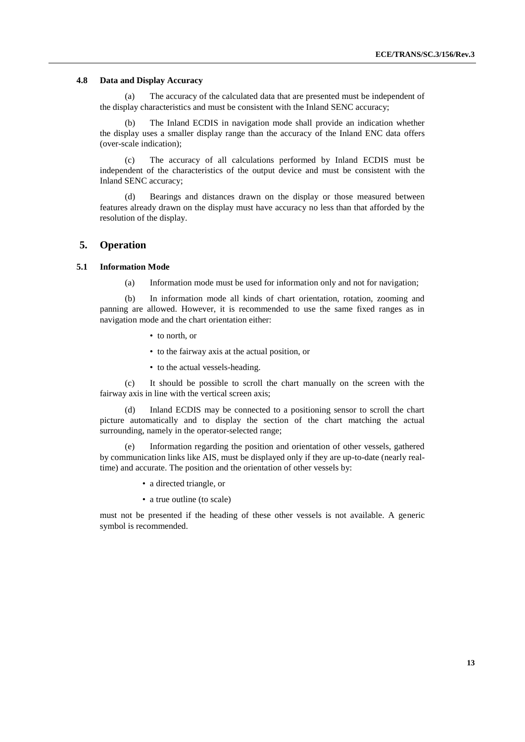### 4.8 Data and Display Accuracy

(a) The accuracy of the calculated data that are presented must be independent of the display characteristics and must be consistent with the Inland SENC accuracy;

(b) The Inland ECDIS in navigation mode shall provide an indication whether the display uses a smaller display range than the accuracy of the Inland ENC data offers (over-scale indication);

(c) The accuracy of all calculations performed by Inland ECDIS must be independent of the characteristics of the output device and must be consistent with the Inland SENC accuracy;

(d) Bearings and distances drawn on the display or those measured between features already drawn on the display must have accuracy no less than that afforded by the resolution of the display.

## 5. Operation

### 5.1 Information Mode

(a) Information mode must be used for information only and not for navigation;

(b) In information mode all kinds of chart orientation, rotation, zooming and panning are allowed. However, it is recommended to use the same fixed ranges as in navigation mode and the chart orientation either:

- to north, or
- to the fairway axis at the actual position, or
- to the actual vessels-heading.

(c) It should be possible to scroll the chart manually on the screen with the fairway axis in line with the vertical screen axis;

(d) Inland ECDIS may be connected to a positioning sensor to scroll the chart picture automatically and to display the section of the chart matching the actual surrounding, namely in the operator-selected range;

(e) Information regarding the position and orientation of other vessels, gathered by communication links like AIS, must be displayed only if they are up-to-date (nearly real-time) and accurate. The position and the orientation of other vessels by:

- a directed triangle, or
- a true outline (to scale)

must not be presented if the heading of these other vessels is not available. A generic symbol is recommended.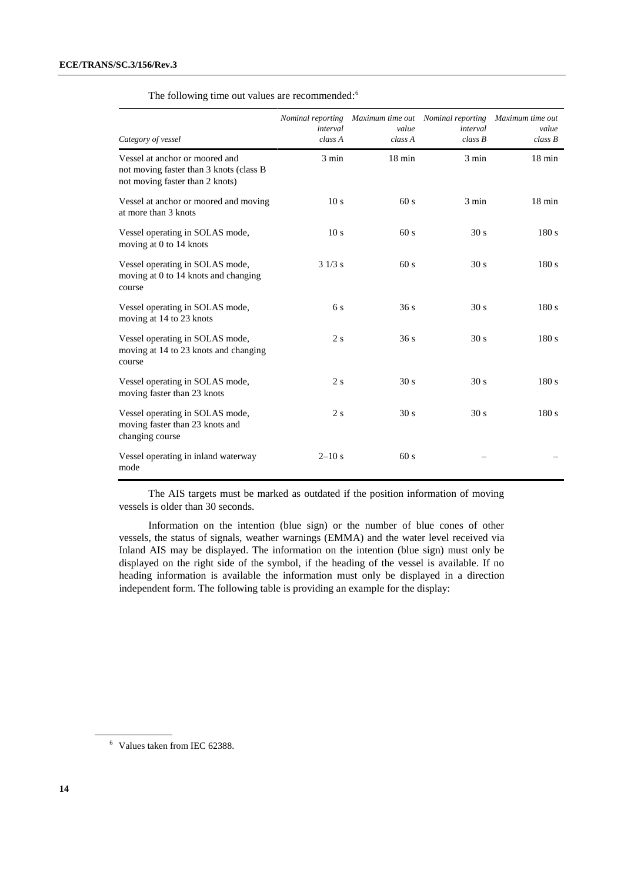The following time out values are recommended:[6]

| *Category of vessel* | *Nominal reporting interval class A* | *Maximum time out value class A* | *Nominal reporting interval class B* | *Maximum time out value class B* |
|---|---|---|---|---|
| Vessel at anchor or moored and not moving faster than 3 knots (class B not moving faster than 2 knots) | 3 min | 18 min | 3 min | 18 min |
| Vessel at anchor or moored and moving at more than 3 knots | 10 s | 60 s | 3 min | 18 min |
| Vessel operating in SOLAS mode, moving at 0 to 14 knots | 10 s | 60 s | 30 s | 180 s |
| Vessel operating in SOLAS mode, moving at 0 to 14 knots and changing course | 3 1/3 s | 60 s | 30 s | 180 s |
| Vessel operating in SOLAS mode, moving at 14 to 23 knots | 6 s | 36 s | 30 s | 180 s |
| Vessel operating in SOLAS mode, moving at 14 to 23 knots and changing course | 2 s | 36 s | 30 s | 180 s |
| Vessel operating in SOLAS mode, moving faster than 23 knots | 2 s | 30 s | 30 s | 180 s |
| Vessel operating in SOLAS mode, moving faster than 23 knots and changing course | 2 s | 30 s | 30 s | 180 s |
| Vessel operating in inland waterway mode | 2–10 s | 60 s | – | – |

The AIS targets must be marked as outdated if the position information of moving vessels is older than 30 seconds.

Information on the intention (blue sign) or the number of blue cones of other vessels, the status of signals, weather warnings (EMMA) and the water level received via Inland AIS may be displayed. The information on the intention (blue sign) must only be displayed on the right side of the symbol, if the heading of the vessel is available. If no heading information is available the information must only be displayed in a direction independent form. The following table is providing an example for the display:

[6] Values taken from IEC 62388.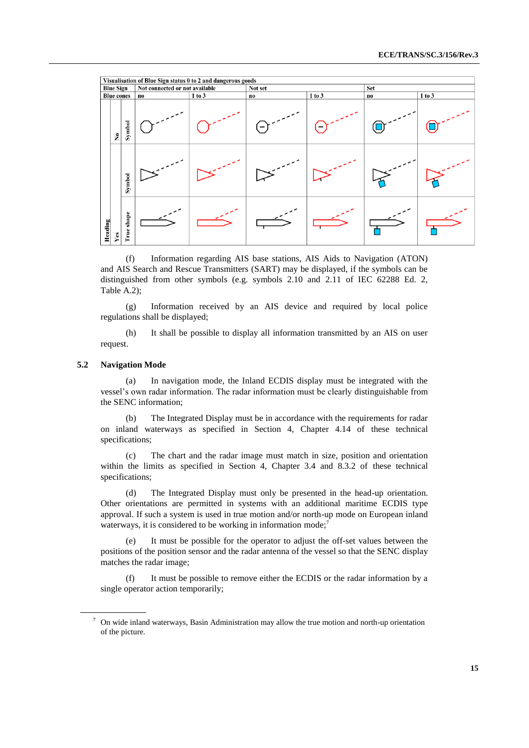| Visualisation of Blue Sign status 0 to 2 and dangerous goods | | | | | | | | |
|---|---|---|---|---|---|---|---|---|
| Blue Sign | | | Not connected or not available | | Not set | | Set | |
| Blue cones | | | no | 1 to 3 | no | 1 to 3 | no | 1 to 3 |
| Heading | No | Symbol | | | | | | |
| | Yes | Symbol | | | | | | |
| | | True shape | | | | | | |

(f) Information regarding AIS base stations, AIS Aids to Navigation (ATON) and AIS Search and Rescue Transmitters (SART) may be displayed, if the symbols can be distinguished from other symbols (e.g. symbols 2.10 and 2.11 of IEC 62288 Ed. 2, Table A.2);

(g) Information received by an AIS device and required by local police regulations shall be displayed;

(h) It shall be possible to display all information transmitted by an AIS on user request.

### 5.2 Navigation Mode

(a) In navigation mode, the Inland ECDIS display must be integrated with the vessel's own radar information. The radar information must be clearly distinguishable from the SENC information;

(b) The Integrated Display must be in accordance with the requirements for radar on inland waterways as specified in Section 4, Chapter 4.14 of these technical specifications;

(c) The chart and the radar image must match in size, position and orientation within the limits as specified in Section 4, Chapter 3.4 and 8.3.2 of these technical specifications;

(d) The Integrated Display must only be presented in the head-up orientation. Other orientations are permitted in systems with an additional maritime ECDIS type approval. If such a system is used in true motion and/or north-up mode on European inland waterways, it is considered to be working in information mode;[7]

(e) It must be possible for the operator to adjust the off-set values between the positions of the position sensor and the radar antenna of the vessel so that the SENC display matches the radar image;

(f) It must be possible to remove either the ECDIS or the radar information by a single operator action temporarily;

[7] On wide inland waterways, Basin Administration may allow the true motion and north-up orientation of the picture.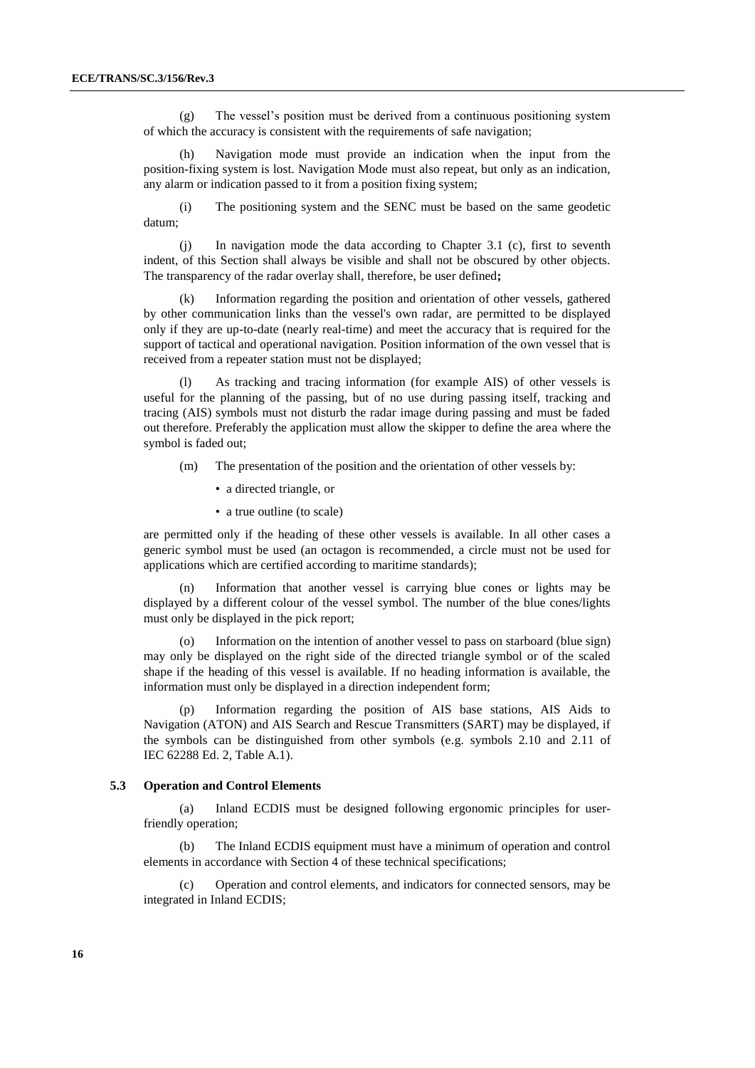(g) The vessel's position must be derived from a continuous positioning system of which the accuracy is consistent with the requirements of safe navigation;

(h) Navigation mode must provide an indication when the input from the position-fixing system is lost. Navigation Mode must also repeat, but only as an indication, any alarm or indication passed to it from a position fixing system;

(i) The positioning system and the SENC must be based on the same geodetic datum;

(j) In navigation mode the data according to Chapter 3.1 (c), first to seventh indent, of this Section shall always be visible and shall not be obscured by other objects. The transparency of the radar overlay shall, therefore, be user defined**;**

(k) Information regarding the position and orientation of other vessels, gathered by other communication links than the vessel's own radar, are permitted to be displayed only if they are up-to-date (nearly real-time) and meet the accuracy that is required for the support of tactical and operational navigation. Position information of the own vessel that is received from a repeater station must not be displayed;

(l) As tracking and tracing information (for example AIS) of other vessels is useful for the planning of the passing, but of no use during passing itself, tracking and tracing (AIS) symbols must not disturb the radar image during passing and must be faded out therefore. Preferably the application must allow the skipper to define the area where the symbol is faded out;

(m) The presentation of the position and the orientation of other vessels by:

- a directed triangle, or
- a true outline (to scale)

are permitted only if the heading of these other vessels is available. In all other cases a generic symbol must be used (an octagon is recommended, a circle must not be used for applications which are certified according to maritime standards);

(n) Information that another vessel is carrying blue cones or lights may be displayed by a different colour of the vessel symbol. The number of the blue cones/lights must only be displayed in the pick report;

(o) Information on the intention of another vessel to pass on starboard (blue sign) may only be displayed on the right side of the directed triangle symbol or of the scaled shape if the heading of this vessel is available. If no heading information is available, the information must only be displayed in a direction independent form;

(p) Information regarding the position of AIS base stations, AIS Aids to Navigation (ATON) and AIS Search and Rescue Transmitters (SART) may be displayed, if the symbols can be distinguished from other symbols (e.g. symbols 2.10 and 2.11 of IEC 62288 Ed. 2, Table A.1).

### 5.3 Operation and Control Elements

(a) Inland ECDIS must be designed following ergonomic principles for user-friendly operation;

(b) The Inland ECDIS equipment must have a minimum of operation and control elements in accordance with Section 4 of these technical specifications;

(c) Operation and control elements, and indicators for connected sensors, may be integrated in Inland ECDIS;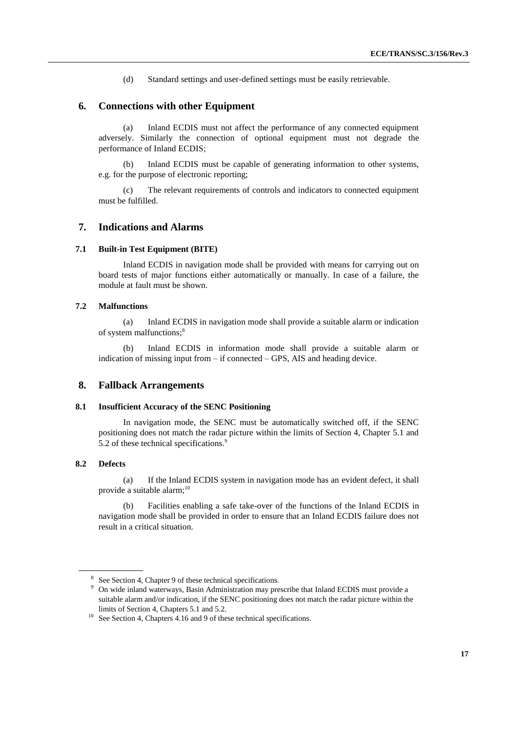(d) Standard settings and user-defined settings must be easily retrievable.

## 6. Connections with other Equipment

(a) Inland ECDIS must not affect the performance of any connected equipment adversely. Similarly the connection of optional equipment must not degrade the performance of Inland ECDIS;

(b) Inland ECDIS must be capable of generating information to other systems, e.g. for the purpose of electronic reporting;

(c) The relevant requirements of controls and indicators to connected equipment must be fulfilled.

## 7. Indications and Alarms

### 7.1 Built-in Test Equipment (BITE)

Inland ECDIS in navigation mode shall be provided with means for carrying out on board tests of major functions either automatically or manually. In case of a failure, the module at fault must be shown.

### 7.2 Malfunctions

(a) Inland ECDIS in navigation mode shall provide a suitable alarm or indication of system malfunctions;[8]

(b) Inland ECDIS in information mode shall provide a suitable alarm or indication of missing input from – if connected – GPS, AIS and heading device.

## 8. Fallback Arrangements

### 8.1 Insufficient Accuracy of the SENC Positioning

In navigation mode, the SENC must be automatically switched off, if the SENC positioning does not match the radar picture within the limits of Section 4, Chapter 5.1 and 5.2 of these technical specifications.[9]

### 8.2 Defects

(a) If the Inland ECDIS system in navigation mode has an evident defect, it shall provide a suitable alarm;[10]

(b) Facilities enabling a safe take-over of the functions of the Inland ECDIS in navigation mode shall be provided in order to ensure that an Inland ECDIS failure does not result in a critical situation.

---

[8] See Section 4, Chapter 9 of these technical specifications.

[9] On wide inland waterways, Basin Administration may prescribe that Inland ECDIS must provide a suitable alarm and/or indication, if the SENC positioning does not match the radar picture within the limits of Section 4, Chapters 5.1 and 5.2.

[10] See Section 4, Chapters 4.16 and 9 of these technical specifications.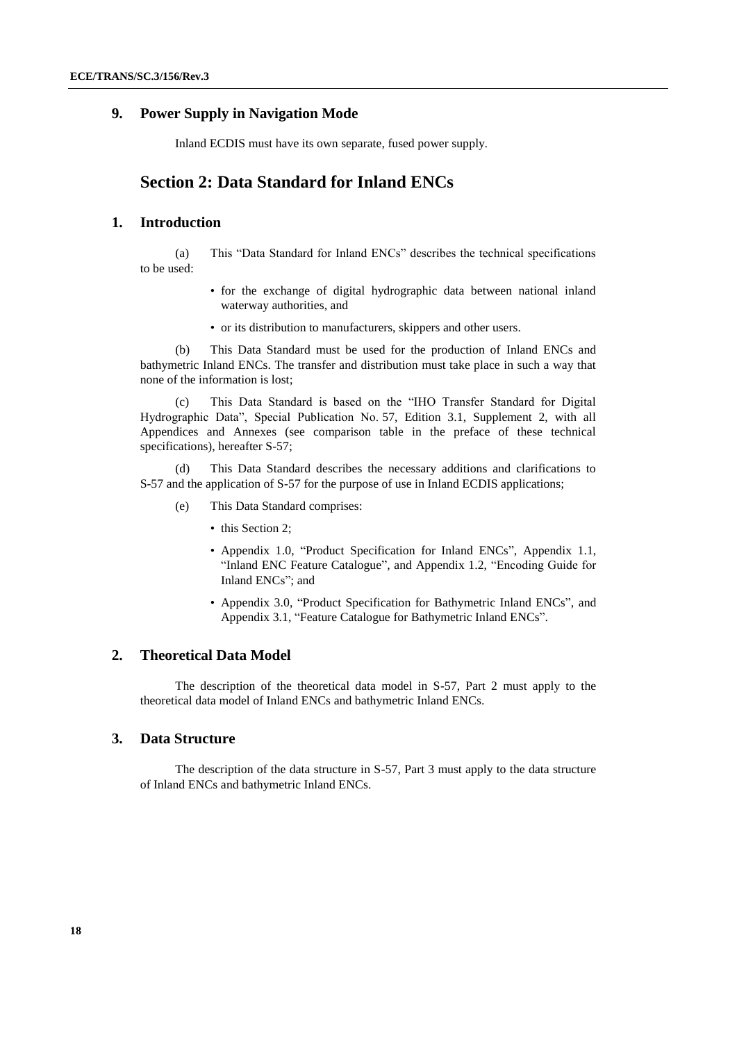## 9. Power Supply in Navigation Mode

Inland ECDIS must have its own separate, fused power supply.

# Section 2: Data Standard for Inland ENCs

## 1. Introduction

(a) This "Data Standard for Inland ENCs" describes the technical specifications to be used:

- for the exchange of digital hydrographic data between national inland waterway authorities, and
- or its distribution to manufacturers, skippers and other users.

(b) This Data Standard must be used for the production of Inland ENCs and bathymetric Inland ENCs. The transfer and distribution must take place in such a way that none of the information is lost;

(c) This Data Standard is based on the "IHO Transfer Standard for Digital Hydrographic Data", Special Publication No. 57, Edition 3.1, Supplement 2, with all Appendices and Annexes (see comparison table in the preface of these technical specifications), hereafter S-57;

(d) This Data Standard describes the necessary additions and clarifications to S-57 and the application of S-57 for the purpose of use in Inland ECDIS applications;

(e) This Data Standard comprises:

- this Section 2;
- Appendix 1.0, "Product Specification for Inland ENCs", Appendix 1.1, "Inland ENC Feature Catalogue", and Appendix 1.2, "Encoding Guide for Inland ENCs"; and
- Appendix 3.0, "Product Specification for Bathymetric Inland ENCs", and Appendix 3.1, "Feature Catalogue for Bathymetric Inland ENCs".

## 2. Theoretical Data Model

The description of the theoretical data model in S-57, Part 2 must apply to the theoretical data model of Inland ENCs and bathymetric Inland ENCs.

## 3. Data Structure

The description of the data structure in S-57, Part 3 must apply to the data structure of Inland ENCs and bathymetric Inland ENCs.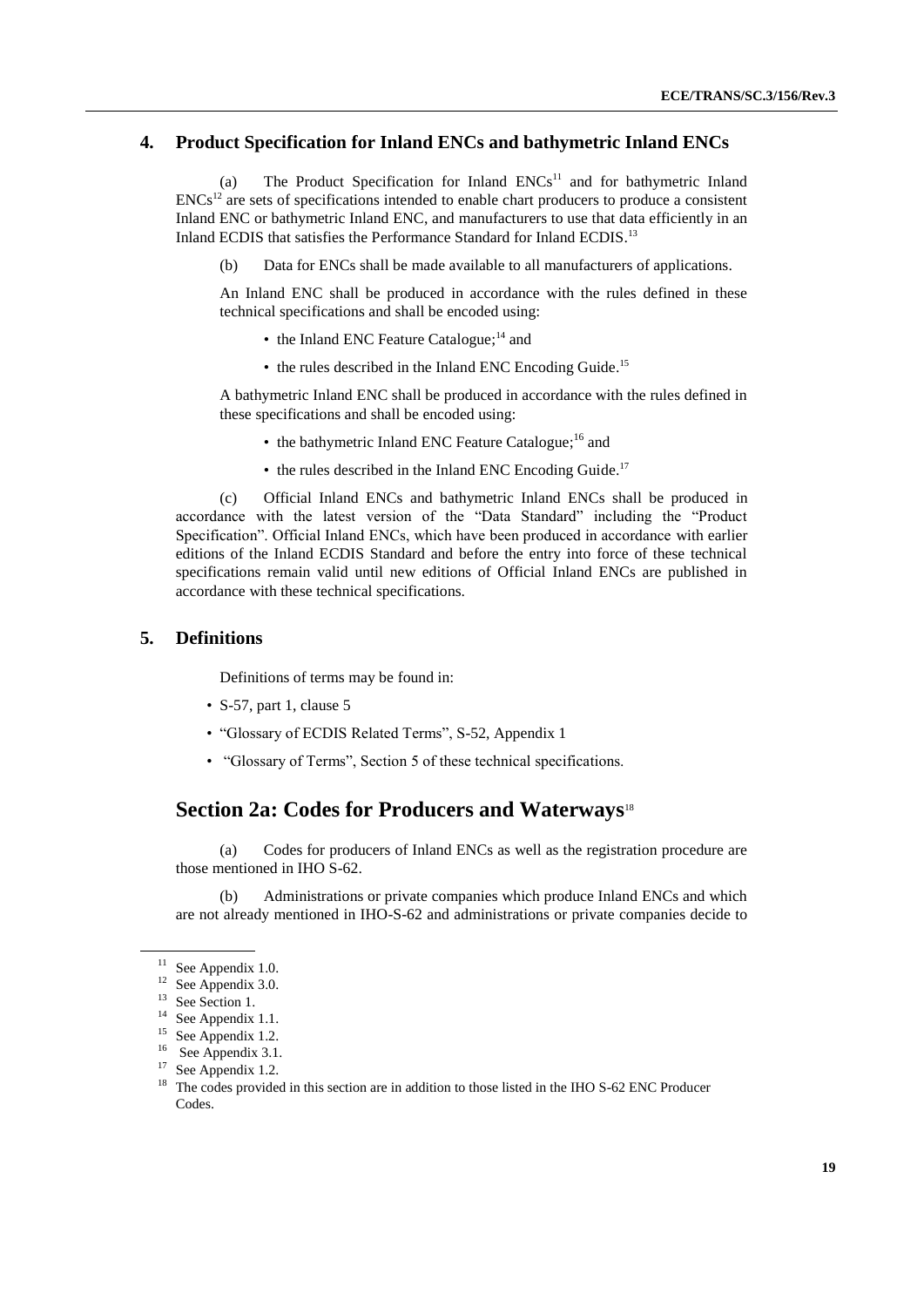## 4. Product Specification for Inland ENCs and bathymetric Inland ENCs

(a) The Product Specification for Inland ENCs[11] and for bathymetric Inland ENCs[12] are sets of specifications intended to enable chart producers to produce a consistent Inland ENC or bathymetric Inland ENC, and manufacturers to use that data efficiently in an Inland ECDIS that satisfies the Performance Standard for Inland ECDIS.[13]

(b) Data for ENCs shall be made available to all manufacturers of applications.

An Inland ENC shall be produced in accordance with the rules defined in these technical specifications and shall be encoded using:

- the Inland ENC Feature Catalogue;[14] and
- the rules described in the Inland ENC Encoding Guide.[15]

A bathymetric Inland ENC shall be produced in accordance with the rules defined in these specifications and shall be encoded using:

- the bathymetric Inland ENC Feature Catalogue;[16] and
- the rules described in the Inland ENC Encoding Guide.[17]

(c) Official Inland ENCs and bathymetric Inland ENCs shall be produced in accordance with the latest version of the "Data Standard" including the "Product Specification". Official Inland ENCs, which have been produced in accordance with earlier editions of the Inland ECDIS Standard and before the entry into force of these technical specifications remain valid until new editions of Official Inland ENCs are published in accordance with these technical specifications.

## 5. Definitions

Definitions of terms may be found in:

- S-57, part 1, clause 5
- "Glossary of ECDIS Related Terms", S-52, Appendix 1
- "Glossary of Terms", Section 5 of these technical specifications.

# Section 2a: Codes for Producers and Waterways[18]

(a) Codes for producers of Inland ENCs as well as the registration procedure are those mentioned in IHO S-62.

(b) Administrations or private companies which produce Inland ENCs and which are not already mentioned in IHO-S-62 and administrations or private companies decide to

---

[11] See Appendix 1.0.

[12] See Appendix 3.0.

[13] See Section 1.

[14] See Appendix 1.1.

[15] See Appendix 1.2.

[16] See Appendix 3.1.

[17] See Appendix 1.2.

[18] The codes provided in this section are in addition to those listed in the IHO S-62 ENC Producer Codes.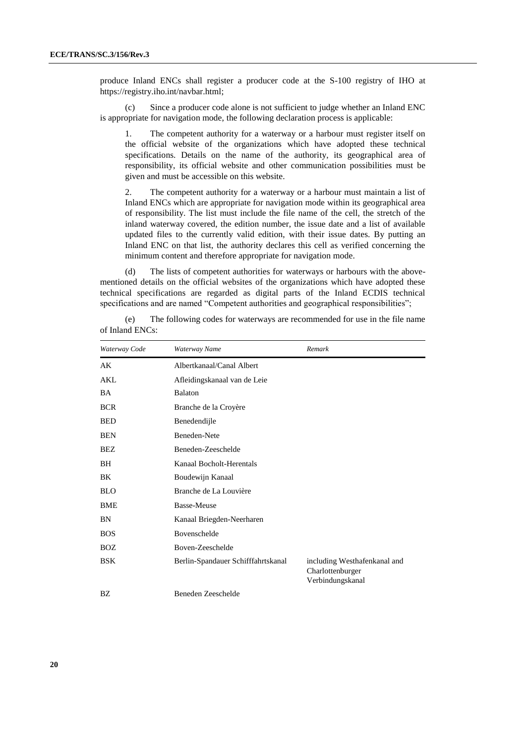produce Inland ENCs shall register a producer code at the S-100 registry of IHO at https://registry.iho.int/navbar.html;

(c) Since a producer code alone is not sufficient to judge whether an Inland ENC is appropriate for navigation mode, the following declaration process is applicable:

1. The competent authority for a waterway or a harbour must register itself on the official website of the organizations which have adopted these technical specifications. Details on the name of the authority, its geographical area of responsibility, its official website and other communication possibilities must be given and must be accessible on this website.

2. The competent authority for a waterway or a harbour must maintain a list of Inland ENCs which are appropriate for navigation mode within its geographical area of responsibility. The list must include the file name of the cell, the stretch of the inland waterway covered, the edition number, the issue date and a list of available updated files to the currently valid edition, with their issue dates. By putting an Inland ENC on that list, the authority declares this cell as verified concerning the minimum content and therefore appropriate for navigation mode.

(d) The lists of competent authorities for waterways or harbours with the above-mentioned details on the official websites of the organizations which have adopted these technical specifications are regarded as digital parts of the Inland ECDIS technical specifications and are named "Competent authorities and geographical responsibilities";

(e) The following codes for waterways are recommended for use in the file name of Inland ENCs:

| *Waterway Code* | *Waterway Name* | *Remark* |
|---|---|---|
| AK | Albertkanaal/Canal Albert | |
| AKL | Afleidingskanaal van de Leie | |
| BA | Balaton | |
| BCR | Branche de la Croyère | |
| BED | Benedendijle | |
| BEN | Beneden-Nete | |
| BEZ | Beneden-Zeeschelde | |
| BH | Kanaal Bocholt-Herentals | |
| BK | Boudewijn Kanaal | |
| BLO | Branche de La Louvière | |
| BME | Basse-Meuse | |
| BN | Kanaal Briegden-Neerharen | |
| BOS | Bovenschelde | |
| BOZ | Boven-Zeeschelde | |
| BSK | Berlin-Spandauer Schifffahrtskanal | including Westhafenkanal and Charlottenburger Verbindungskanal |
| BZ | Beneden Zeeschelde | |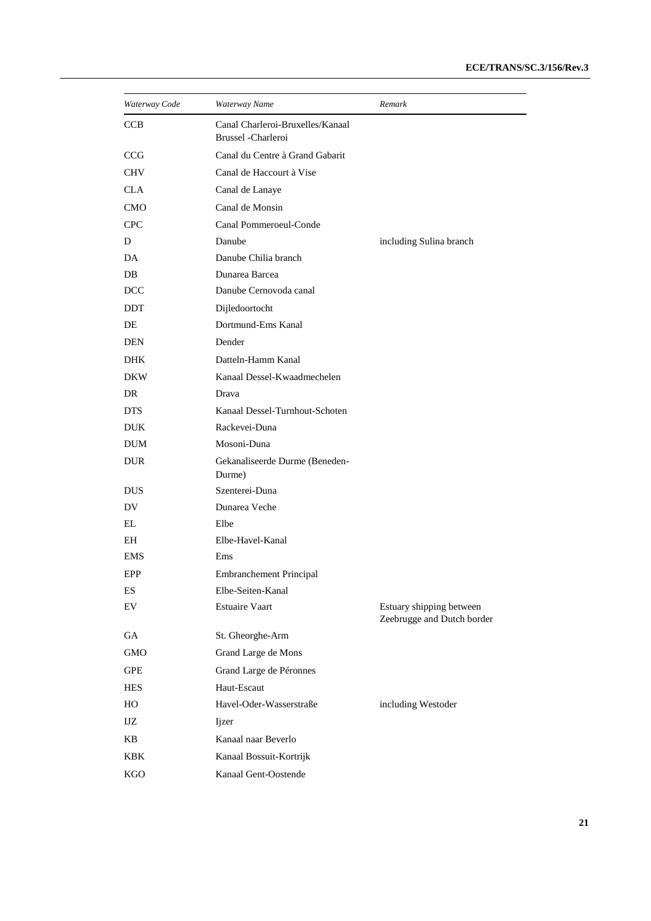| *Waterway Code* | *Waterway Name* | *Remark* |
|---|---|---|
| CCB | Canal Charleroi-Bruxelles/Kanaal Brussel -Charleroi | |
| CCG | Canal du Centre à Grand Gabarit | |
| CHV | Canal de Haccourt à Vise | |
| CLA | Canal de Lanaye | |
| CMO | Canal de Monsin | |
| CPC | Canal Pommeroeul-Conde | |
| D | Danube | including Sulina branch |
| DA | Danube Chilia branch | |
| DB | Dunarea Barcea | |
| DCC | Danube Cernovoda canal | |
| DDT | Dijledoortocht | |
| DE | Dortmund-Ems Kanal | |
| DEN | Dender | |
| DHK | Datteln-Hamm Kanal | |
| DKW | Kanaal Dessel-Kwaadmechelen | |
| DR | Drava | |
| DTS | Kanaal Dessel-Turnhout-Schoten | |
| DUK | Rackevei-Duna | |
| DUM | Mosoni-Duna | |
| DUR | Gekanaliseerde Durme (Beneden-Durme) | |
| DUS | Szenterei-Duna | |
| DV | Dunarea Veche | |
| EL | Elbe | |
| EH | Elbe-Havel-Kanal | |
| EMS | Ems | |
| EPP | Embranchement Principal | |
| ES | Elbe-Seiten-Kanal | |
| EV | Estuaire Vaart | Estuary shipping between Zeebrugge and Dutch border |
| GA | St. Gheorghe-Arm | |
| GMO | Grand Large de Mons | |
| GPE | Grand Large de Péronnes | |
| HES | Haut-Escaut | |
| HO | Havel-Oder-Wasserstraße | including Westoder |
| IJZ | Ijzer | |
| KB | Kanaal naar Beverlo | |
| KBK | Kanaal Bossuit-Kortrijk | |
| KGO | Kanaal Gent-Oostende | |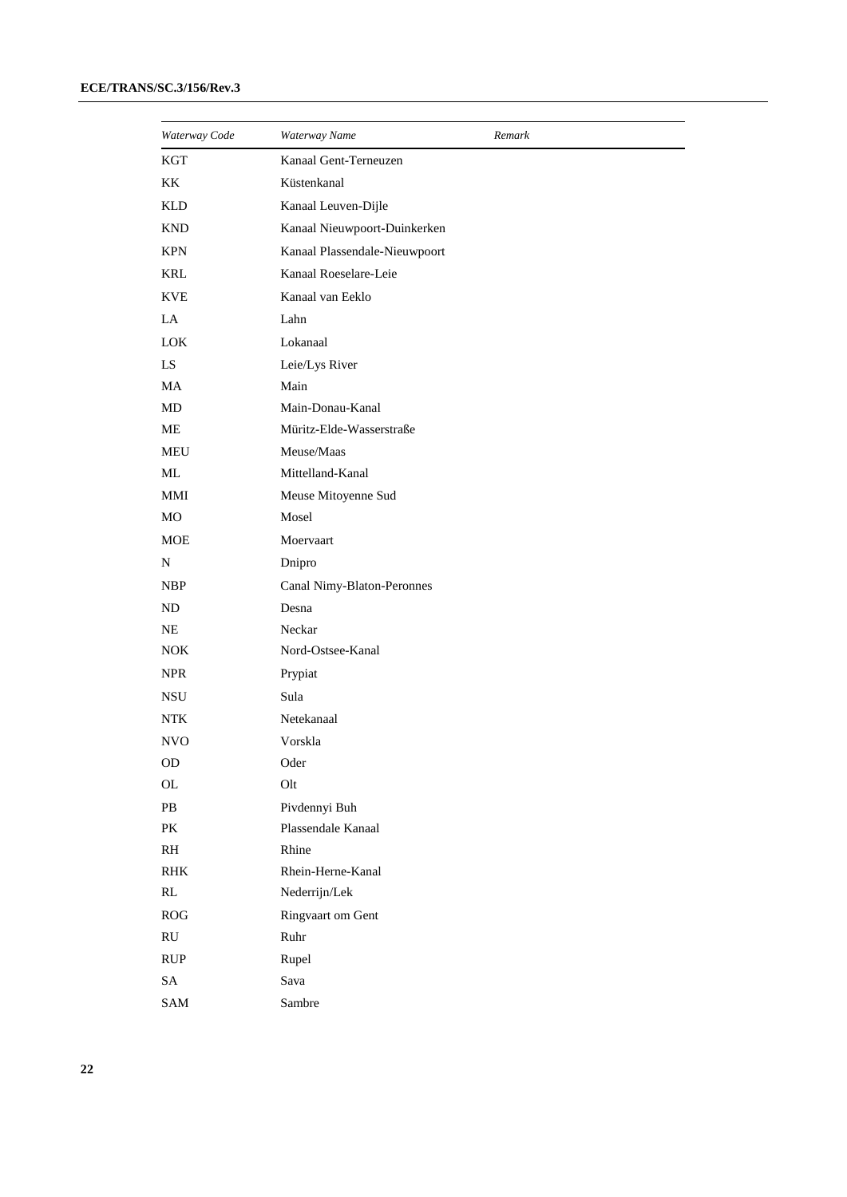| *Waterway Code* | *Waterway Name* | *Remark* |
|---|---|---|
| KGT | Kanaal Gent-Terneuzen | |
| KK | Küstenkanal | |
| KLD | Kanaal Leuven-Dijle | |
| KND | Kanaal Nieuwpoort-Duinkerken | |
| KPN | Kanaal Plassendale-Nieuwpoort | |
| KRL | Kanaal Roeselare-Leie | |
| KVE | Kanaal van Eeklo | |
| LA | Lahn | |
| LOK | Lokanaal | |
| LS | Leie/Lys River | |
| MA | Main | |
| MD | Main-Donau-Kanal | |
| ME | Müritz-Elde-Wasserstraße | |
| MEU | Meuse/Maas | |
| ML | Mittelland-Kanal | |
| MMI | Meuse Mitoyenne Sud | |
| MO | Mosel | |
| MOE | Moervaart | |
| N | Dnipro | |
| NBP | Canal Nimy-Blaton-Peronnes | |
| ND | Desna | |
| NE | Neckar | |
| NOK | Nord-Ostsee-Kanal | |
| NPR | Prypiat | |
| NSU | Sula | |
| NTK | Netekanaal | |
| NVO | Vorskla | |
| OD | Oder | |
| OL | Olt | |
| PB | Pivdennyi Buh | |
| PK | Plassendale Kanaal | |
| RH | Rhine | |
| RHK | Rhein-Herne-Kanal | |
| RL | Nederrijn/Lek | |
| ROG | Ringvaart om Gent | |
| RU | Ruhr | |
| RUP | Rupel | |
| SA | Sava | |
| SAM | Sambre | |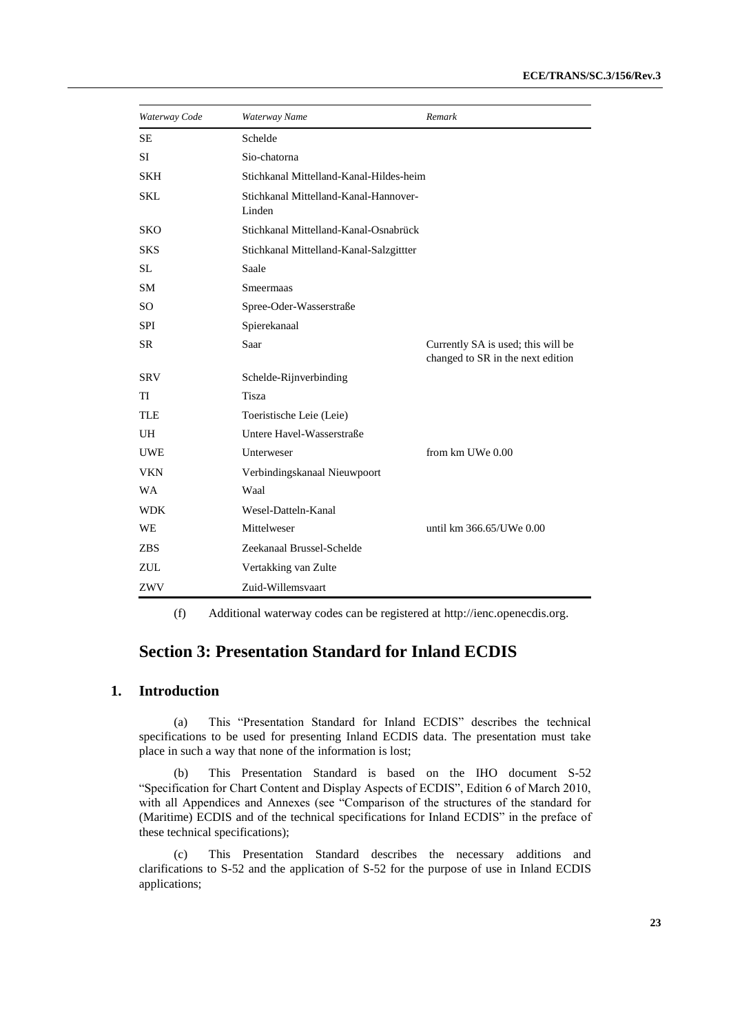| *Waterway Code* | *Waterway Name* | *Remark* |
|---|---|---|
| SE | Schelde | |
| SI | Sio-chatorna | |
| SKH | Stichkanal Mittelland-Kanal-Hildes-heim | |
| SKL | Stichkanal Mittelland-Kanal-Hannover-Linden | |
| SKO | Stichkanal Mittelland-Kanal-Osnabrück | |
| SKS | Stichkanal Mittelland-Kanal-Salzgittter | |
| SL | Saale | |
| SM | Smeermaas | |
| SO | Spree-Oder-Wasserstraße | |
| SPI | Spierekanaal | |
| SR | Saar | Currently SA is used; this will be changed to SR in the next edition |
| SRV | Schelde-Rijnverbinding | |
| TI | Tisza | |
| TLE | Toeristische Leie (Leie) | |
| UH | Untere Havel-Wasserstraße | |
| UWE | Unterweser | from km UWe 0.00 |
| VKN | Verbindingskanaal Nieuwpoort | |
| WA | Waal | |
| WDK | Wesel-Datteln-Kanal | |
| WE | Mittelweser | until km 366.65/UWe 0.00 |
| ZBS | Zeekanaal Brussel-Schelde | |
| ZUL | Vertakking van Zulte | |
| ZWV | Zuid-Willemsvaart | |

(f) Additional waterway codes can be registered at http://ienc.openecdis.org.

## Section 3: Presentation Standard for Inland ECDIS

### 1. Introduction

(a) This "Presentation Standard for Inland ECDIS" describes the technical specifications to be used for presenting Inland ECDIS data. The presentation must take place in such a way that none of the information is lost;

(b) This Presentation Standard is based on the IHO document S-52 "Specification for Chart Content and Display Aspects of ECDIS", Edition 6 of March 2010, with all Appendices and Annexes (see "Comparison of the structures of the standard for (Maritime) ECDIS and of the technical specifications for Inland ECDIS" in the preface of these technical specifications);

(c) This Presentation Standard describes the necessary additions and clarifications to S-52 and the application of S-52 for the purpose of use in Inland ECDIS applications;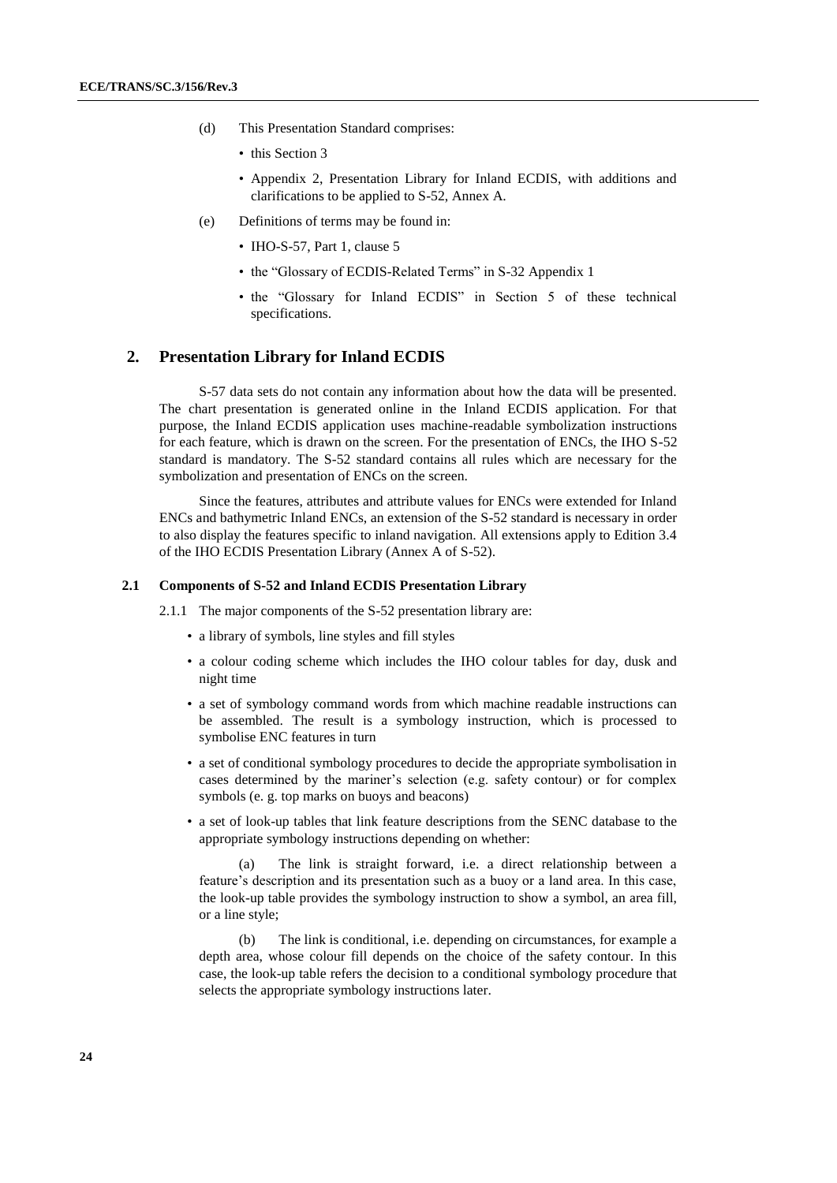(d) This Presentation Standard comprises:

- this Section 3
- Appendix 2, Presentation Library for Inland ECDIS, with additions and clarifications to be applied to S-52, Annex A.

(e) Definitions of terms may be found in:

- IHO-S-57, Part 1, clause 5
- the "Glossary of ECDIS-Related Terms" in S-32 Appendix 1
- the "Glossary for Inland ECDIS" in Section 5 of these technical specifications.

## 2. Presentation Library for Inland ECDIS

S-57 data sets do not contain any information about how the data will be presented. The chart presentation is generated online in the Inland ECDIS application. For that purpose, the Inland ECDIS application uses machine-readable symbolization instructions for each feature, which is drawn on the screen. For the presentation of ENCs, the IHO S-52 standard is mandatory. The S-52 standard contains all rules which are necessary for the symbolization and presentation of ENCs on the screen.

Since the features, attributes and attribute values for ENCs were extended for Inland ENCs and bathymetric Inland ENCs, an extension of the S-52 standard is necessary in order to also display the features specific to inland navigation. All extensions apply to Edition 3.4 of the IHO ECDIS Presentation Library (Annex A of S-52).

### 2.1 Components of S-52 and Inland ECDIS Presentation Library

2.1.1 The major components of the S-52 presentation library are:

- a library of symbols, line styles and fill styles
- a colour coding scheme which includes the IHO colour tables for day, dusk and night time
- a set of symbology command words from which machine readable instructions can be assembled. The result is a symbology instruction, which is processed to symbolise ENC features in turn
- a set of conditional symbology procedures to decide the appropriate symbolisation in cases determined by the mariner's selection (e.g. safety contour) or for complex symbols (e. g. top marks on buoys and beacons)
- a set of look-up tables that link feature descriptions from the SENC database to the appropriate symbology instructions depending on whether:

  (a) The link is straight forward, i.e. a direct relationship between a feature's description and its presentation such as a buoy or a land area. In this case, the look-up table provides the symbology instruction to show a symbol, an area fill, or a line style;

  (b) The link is conditional, i.e. depending on circumstances, for example a depth area, whose colour fill depends on the choice of the safety contour. In this case, the look-up table refers the decision to a conditional symbology procedure that selects the appropriate symbology instructions later.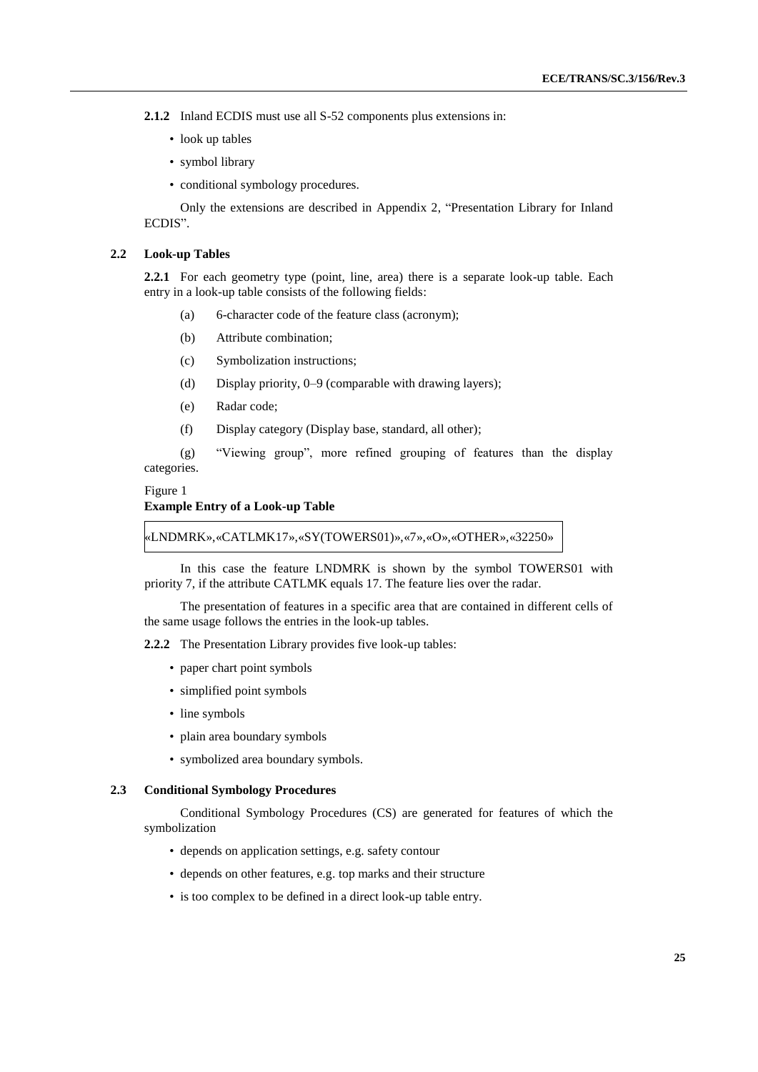**2.1.2** Inland ECDIS must use all S-52 components plus extensions in:

- look up tables
- symbol library
- conditional symbology procedures.

Only the extensions are described in Appendix 2, "Presentation Library for Inland ECDIS".

### 2.2 Look-up Tables

**2.2.1** For each geometry type (point, line, area) there is a separate look-up table. Each entry in a look-up table consists of the following fields:

(a) 6-character code of the feature class (acronym);

(b) Attribute combination;

(c) Symbolization instructions;

(d) Display priority, 0–9 (comparable with drawing layers);

(e) Radar code;

(f) Display category (Display base, standard, all other);

(g) "Viewing group", more refined grouping of features than the display categories.

Figure 1
**Example Entry of a Look-up Table**

```
«LNDMRK»,«CATLMK17»,«SY(TOWERS01)»,«7»,«O»,«OTHER»,«32250»
```

In this case the feature LNDMRK is shown by the symbol TOWERS01 with priority 7, if the attribute CATLMK equals 17. The feature lies over the radar.

The presentation of features in a specific area that are contained in different cells of the same usage follows the entries in the look-up tables.

**2.2.2** The Presentation Library provides five look-up tables:

- paper chart point symbols
- simplified point symbols
- line symbols
- plain area boundary symbols
- symbolized area boundary symbols.

### 2.3 Conditional Symbology Procedures

Conditional Symbology Procedures (CS) are generated for features of which the symbolization

- depends on application settings, e.g. safety contour
- depends on other features, e.g. top marks and their structure
- is too complex to be defined in a direct look-up table entry.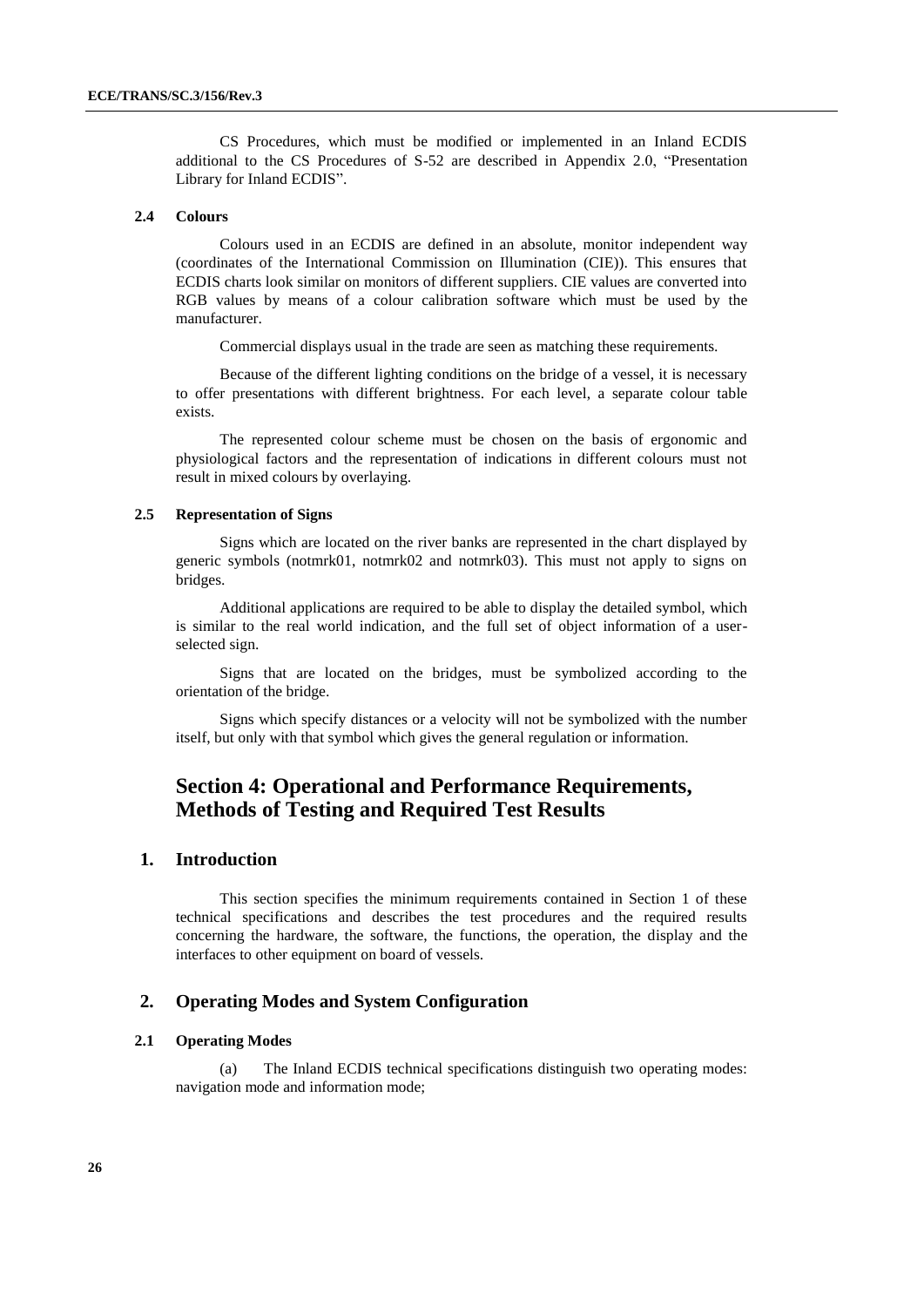CS Procedures, which must be modified or implemented in an Inland ECDIS additional to the CS Procedures of S-52 are described in Appendix 2.0, "Presentation Library for Inland ECDIS".

#### 2.4 Colours

Colours used in an ECDIS are defined in an absolute, monitor independent way (coordinates of the International Commission on Illumination (CIE)). This ensures that ECDIS charts look similar on monitors of different suppliers. CIE values are converted into RGB values by means of a colour calibration software which must be used by the manufacturer.

Commercial displays usual in the trade are seen as matching these requirements.

Because of the different lighting conditions on the bridge of a vessel, it is necessary to offer presentations with different brightness. For each level, a separate colour table exists.

The represented colour scheme must be chosen on the basis of ergonomic and physiological factors and the representation of indications in different colours must not result in mixed colours by overlaying.

#### 2.5 Representation of Signs

Signs which are located on the river banks are represented in the chart displayed by generic symbols (notmrk01, notmrk02 and notmrk03). This must not apply to signs on bridges.

Additional applications are required to be able to display the detailed symbol, which is similar to the real world indication, and the full set of object information of a user-selected sign.

Signs that are located on the bridges, must be symbolized according to the orientation of the bridge.

Signs which specify distances or a velocity will not be symbolized with the number itself, but only with that symbol which gives the general regulation or information.

# Section 4: Operational and Performance Requirements, Methods of Testing and Required Test Results

## 1. Introduction

This section specifies the minimum requirements contained in Section 1 of these technical specifications and describes the test procedures and the required results concerning the hardware, the software, the functions, the operation, the display and the interfaces to other equipment on board of vessels.

## 2. Operating Modes and System Configuration

#### 2.1 Operating Modes

(a) The Inland ECDIS technical specifications distinguish two operating modes: navigation mode and information mode;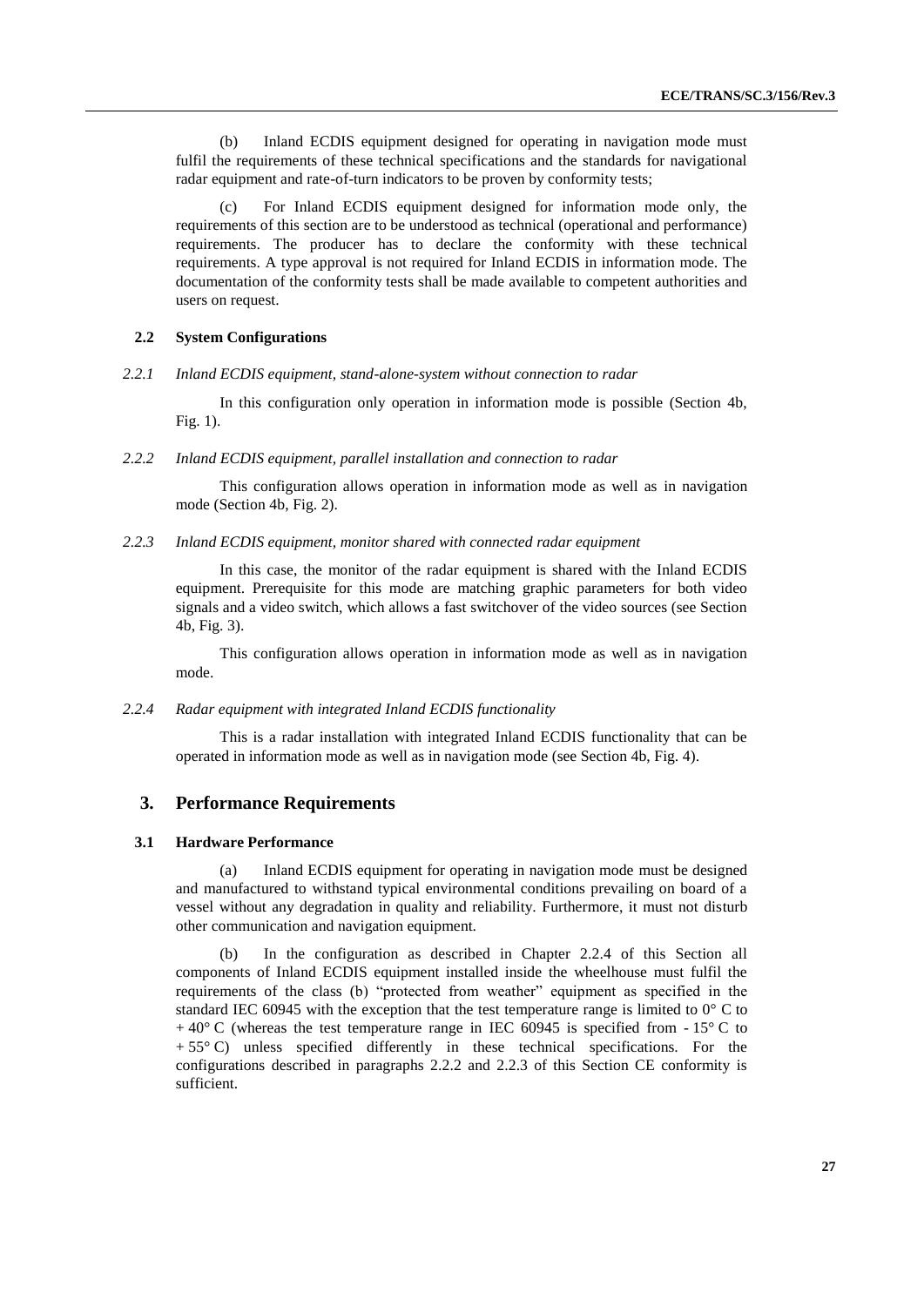(b) Inland ECDIS equipment designed for operating in navigation mode must fulfil the requirements of these technical specifications and the standards for navigational radar equipment and rate-of-turn indicators to be proven by conformity tests;

(c) For Inland ECDIS equipment designed for information mode only, the requirements of this section are to be understood as technical (operational and performance) requirements. The producer has to declare the conformity with these technical requirements. A type approval is not required for Inland ECDIS in information mode. The documentation of the conformity tests shall be made available to competent authorities and users on request.

### 2.2 System Configurations

#### *2.2.1 Inland ECDIS equipment, stand-alone-system without connection to radar*

In this configuration only operation in information mode is possible (Section 4b, Fig. 1).

#### *2.2.2 Inland ECDIS equipment, parallel installation and connection to radar*

This configuration allows operation in information mode as well as in navigation mode (Section 4b, Fig. 2).

#### *2.2.3 Inland ECDIS equipment, monitor shared with connected radar equipment*

In this case, the monitor of the radar equipment is shared with the Inland ECDIS equipment. Prerequisite for this mode are matching graphic parameters for both video signals and a video switch, which allows a fast switchover of the video sources (see Section 4b, Fig. 3).

This configuration allows operation in information mode as well as in navigation mode.

#### *2.2.4 Radar equipment with integrated Inland ECDIS functionality*

This is a radar installation with integrated Inland ECDIS functionality that can be operated in information mode as well as in navigation mode (see Section 4b, Fig. 4).

## 3. Performance Requirements

### 3.1 Hardware Performance

(a) Inland ECDIS equipment for operating in navigation mode must be designed and manufactured to withstand typical environmental conditions prevailing on board of a vessel without any degradation in quality and reliability. Furthermore, it must not disturb other communication and navigation equipment.

(b) In the configuration as described in Chapter 2.2.4 of this Section all components of Inland ECDIS equipment installed inside the wheelhouse must fulfil the requirements of the class (b) "protected from weather" equipment as specified in the standard IEC 60945 with the exception that the test temperature range is limited to 0° C to + 40° C (whereas the test temperature range in IEC 60945 is specified from - 15° C to + 55° C) unless specified differently in these technical specifications. For the configurations described in paragraphs 2.2.2 and 2.2.3 of this Section CE conformity is sufficient.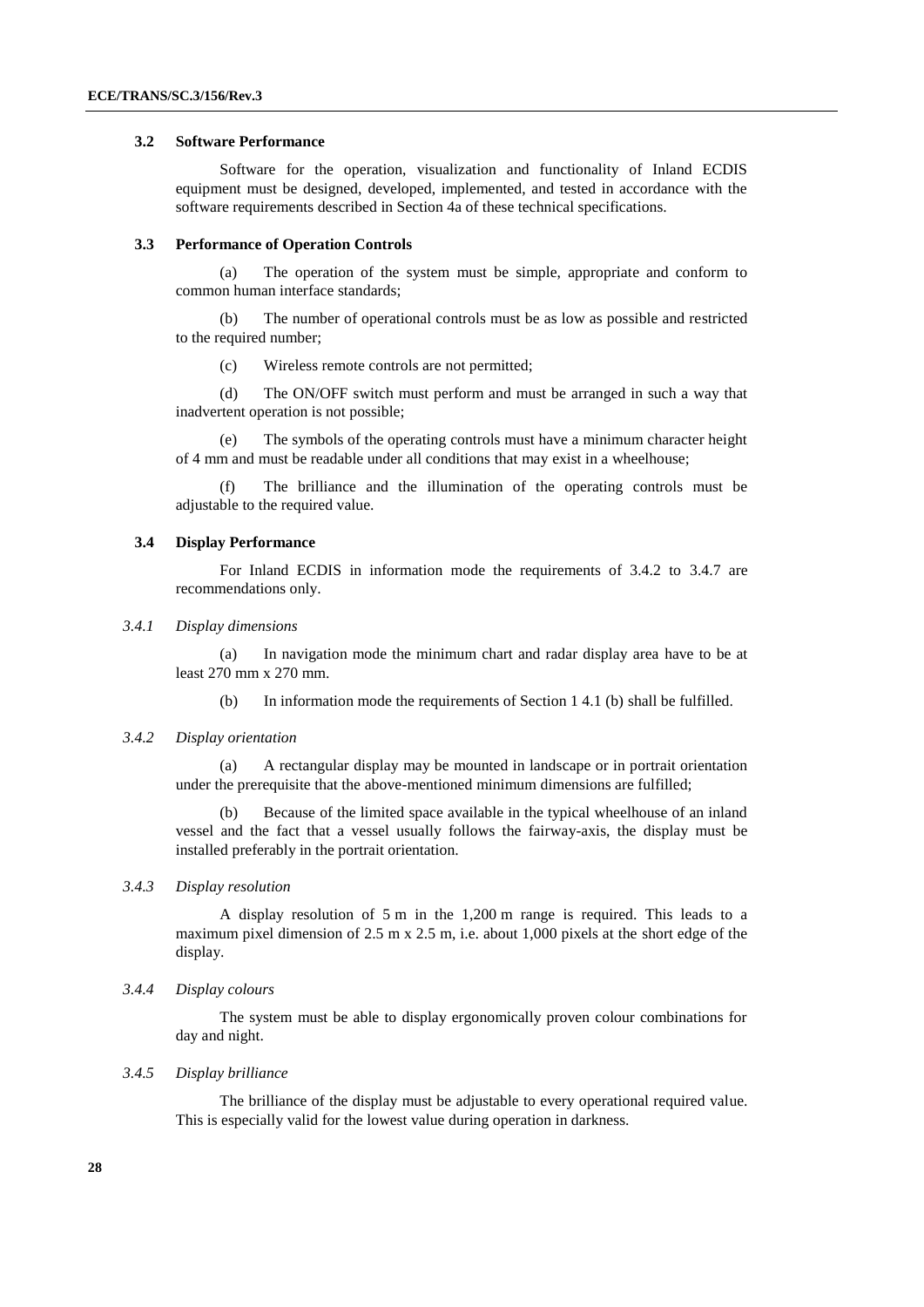### 3.2 Software Performance

Software for the operation, visualization and functionality of Inland ECDIS equipment must be designed, developed, implemented, and tested in accordance with the software requirements described in Section 4a of these technical specifications.

### 3.3 Performance of Operation Controls

(a) The operation of the system must be simple, appropriate and conform to common human interface standards;

(b) The number of operational controls must be as low as possible and restricted to the required number;

(c) Wireless remote controls are not permitted;

(d) The ON/OFF switch must perform and must be arranged in such a way that inadvertent operation is not possible;

(e) The symbols of the operating controls must have a minimum character height of 4 mm and must be readable under all conditions that may exist in a wheelhouse;

(f) The brilliance and the illumination of the operating controls must be adjustable to the required value.

### 3.4 Display Performance

For Inland ECDIS in information mode the requirements of 3.4.2 to 3.4.7 are recommendations only.

#### *3.4.1 Display dimensions*

(a) In navigation mode the minimum chart and radar display area have to be at least 270 mm x 270 mm.

(b) In information mode the requirements of Section 1 4.1 (b) shall be fulfilled.

#### *3.4.2 Display orientation*

(a) A rectangular display may be mounted in landscape or in portrait orientation under the prerequisite that the above-mentioned minimum dimensions are fulfilled;

(b) Because of the limited space available in the typical wheelhouse of an inland vessel and the fact that a vessel usually follows the fairway-axis, the display must be installed preferably in the portrait orientation.

#### *3.4.3 Display resolution*

A display resolution of 5 m in the 1,200 m range is required. This leads to a maximum pixel dimension of 2.5 m x 2.5 m, i.e. about 1,000 pixels at the short edge of the display.

#### *3.4.4 Display colours*

The system must be able to display ergonomically proven colour combinations for day and night.

#### *3.4.5 Display brilliance*

The brilliance of the display must be adjustable to every operational required value. This is especially valid for the lowest value during operation in darkness.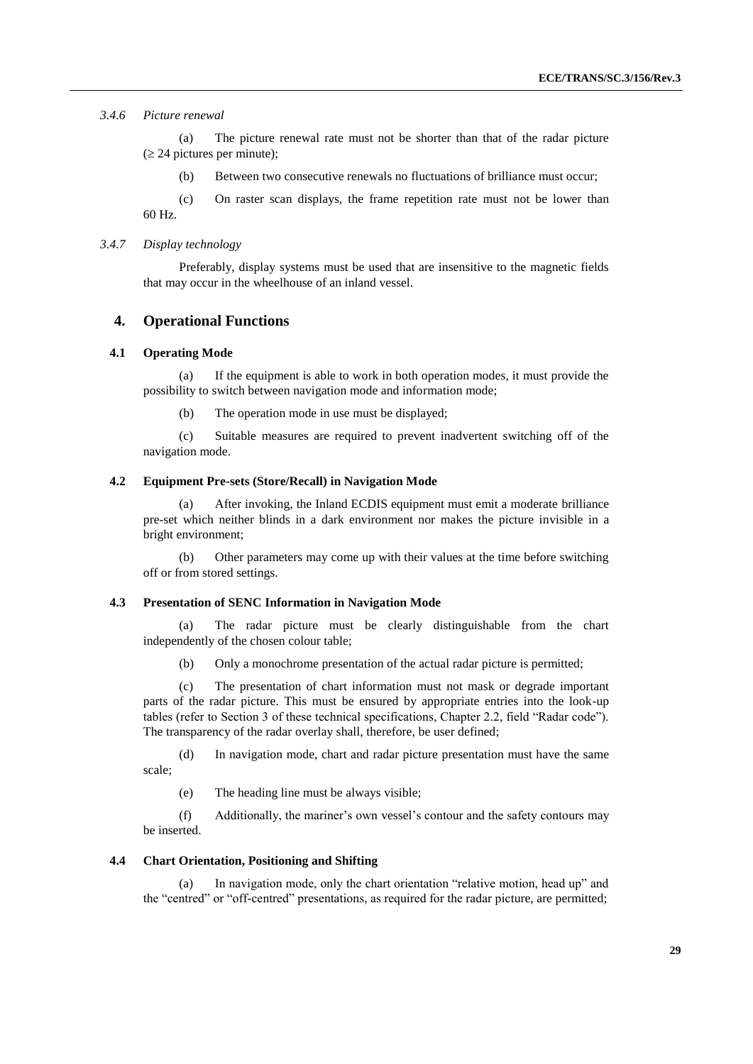*3.4.6 Picture renewal*

(a) The picture renewal rate must not be shorter than that of the radar picture ($\geq$ 24 pictures per minute);

(b) Between two consecutive renewals no fluctuations of brilliance must occur;

(c) On raster scan displays, the frame repetition rate must not be lower than 60 Hz.

*3.4.7 Display technology*

Preferably, display systems must be used that are insensitive to the magnetic fields that may occur in the wheelhouse of an inland vessel.

## 4. Operational Functions

### 4.1 Operating Mode

(a) If the equipment is able to work in both operation modes, it must provide the possibility to switch between navigation mode and information mode;

(b) The operation mode in use must be displayed;

(c) Suitable measures are required to prevent inadvertent switching off of the navigation mode.

### 4.2 Equipment Pre-sets (Store/Recall) in Navigation Mode

(a) After invoking, the Inland ECDIS equipment must emit a moderate brilliance pre-set which neither blinds in a dark environment nor makes the picture invisible in a bright environment;

(b) Other parameters may come up with their values at the time before switching off or from stored settings.

### 4.3 Presentation of SENC Information in Navigation Mode

(a) The radar picture must be clearly distinguishable from the chart independently of the chosen colour table;

(b) Only a monochrome presentation of the actual radar picture is permitted;

(c) The presentation of chart information must not mask or degrade important parts of the radar picture. This must be ensured by appropriate entries into the look-up tables (refer to Section 3 of these technical specifications, Chapter 2.2, field "Radar code"). The transparency of the radar overlay shall, therefore, be user defined;

(d) In navigation mode, chart and radar picture presentation must have the same scale;

(e) The heading line must be always visible;

(f) Additionally, the mariner's own vessel's contour and the safety contours may be inserted.

### 4.4 Chart Orientation, Positioning and Shifting

(a) In navigation mode, only the chart orientation "relative motion, head up" and the "centred" or "off-centred" presentations, as required for the radar picture, are permitted;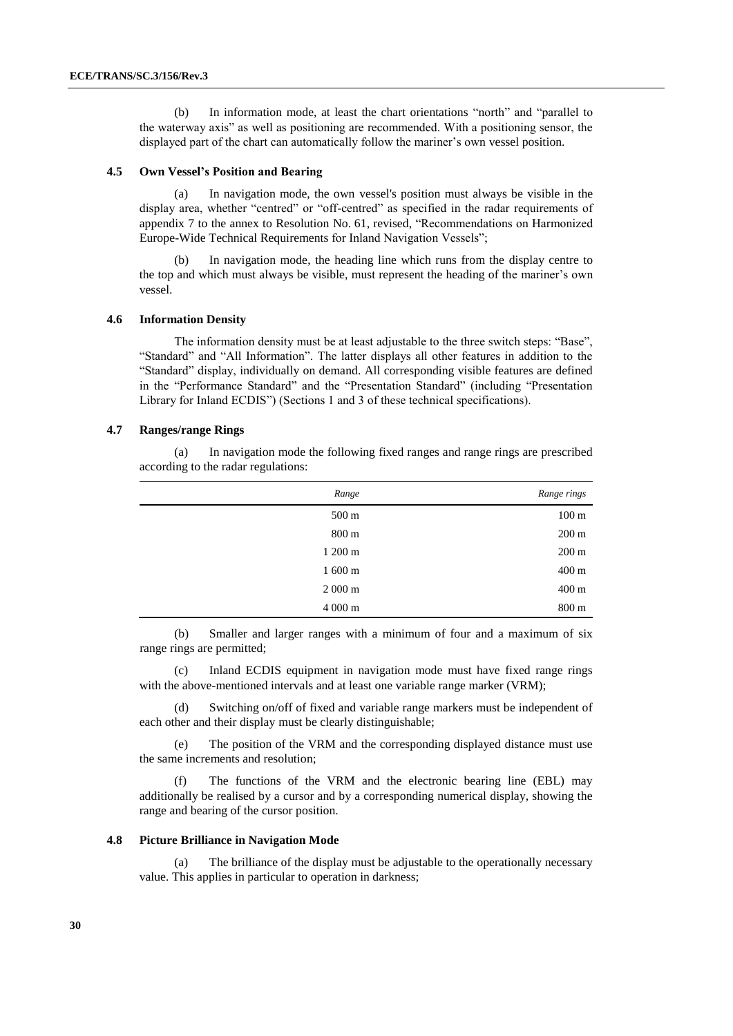(b) In information mode, at least the chart orientations "north" and "parallel to the waterway axis" as well as positioning are recommended. With a positioning sensor, the displayed part of the chart can automatically follow the mariner's own vessel position.

### 4.5 Own Vessel's Position and Bearing

(a) In navigation mode, the own vessel's position must always be visible in the display area, whether "centred" or "off-centred" as specified in the radar requirements of appendix 7 to the annex to Resolution No. 61, revised, "Recommendations on Harmonized Europe-Wide Technical Requirements for Inland Navigation Vessels";

(b) In navigation mode, the heading line which runs from the display centre to the top and which must always be visible, must represent the heading of the mariner's own vessel.

### 4.6 Information Density

The information density must be at least adjustable to the three switch steps: "Base", "Standard" and "All Information". The latter displays all other features in addition to the "Standard" display, individually on demand. All corresponding visible features are defined in the "Performance Standard" and the "Presentation Standard" (including "Presentation Library for Inland ECDIS") (Sections 1 and 3 of these technical specifications).

### 4.7 Ranges/range Rings

(a) In navigation mode the following fixed ranges and range rings are prescribed according to the radar regulations:

| *Range* | *Range rings* |
|---:|---:|
| 500 m | 100 m |
| 800 m | 200 m |
| 1 200 m | 200 m |
| 1 600 m | 400 m |
| 2 000 m | 400 m |
| 4 000 m | 800 m |

(b) Smaller and larger ranges with a minimum of four and a maximum of six range rings are permitted;

(c) Inland ECDIS equipment in navigation mode must have fixed range rings with the above-mentioned intervals and at least one variable range marker (VRM);

(d) Switching on/off of fixed and variable range markers must be independent of each other and their display must be clearly distinguishable;

(e) The position of the VRM and the corresponding displayed distance must use the same increments and resolution;

(f) The functions of the VRM and the electronic bearing line (EBL) may additionally be realised by a cursor and by a corresponding numerical display, showing the range and bearing of the cursor position.

### 4.8 Picture Brilliance in Navigation Mode

(a) The brilliance of the display must be adjustable to the operationally necessary value. This applies in particular to operation in darkness;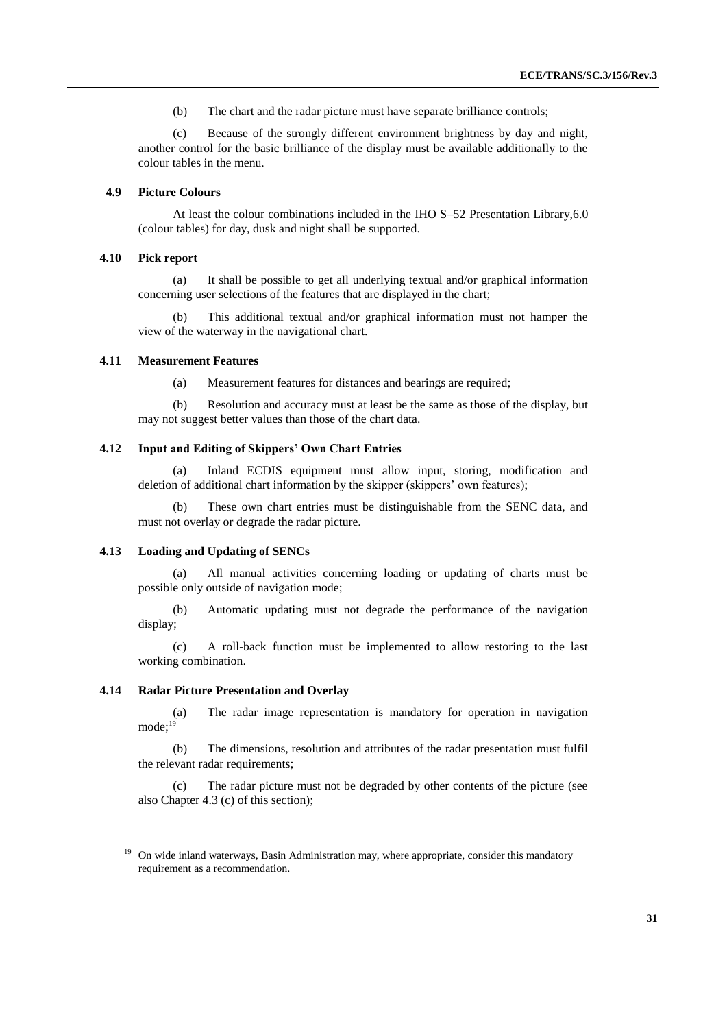(b) The chart and the radar picture must have separate brilliance controls;

(c) Because of the strongly different environment brightness by day and night, another control for the basic brilliance of the display must be available additionally to the colour tables in the menu.

### 4.9 Picture Colours

At least the colour combinations included in the IHO S–52 Presentation Library,6.0 (colour tables) for day, dusk and night shall be supported.

### 4.10 Pick report

(a) It shall be possible to get all underlying textual and/or graphical information concerning user selections of the features that are displayed in the chart;

(b) This additional textual and/or graphical information must not hamper the view of the waterway in the navigational chart.

### 4.11 Measurement Features

(a) Measurement features for distances and bearings are required;

(b) Resolution and accuracy must at least be the same as those of the display, but may not suggest better values than those of the chart data.

### 4.12 Input and Editing of Skippers' Own Chart Entries

(a) Inland ECDIS equipment must allow input, storing, modification and deletion of additional chart information by the skipper (skippers' own features);

(b) These own chart entries must be distinguishable from the SENC data, and must not overlay or degrade the radar picture.

### 4.13 Loading and Updating of SENCs

(a) All manual activities concerning loading or updating of charts must be possible only outside of navigation mode;

(b) Automatic updating must not degrade the performance of the navigation display;

(c) A roll-back function must be implemented to allow restoring to the last working combination.

### 4.14 Radar Picture Presentation and Overlay

(a) The radar image representation is mandatory for operation in navigation mode;[19]

(b) The dimensions, resolution and attributes of the radar presentation must fulfil the relevant radar requirements;

(c) The radar picture must not be degraded by other contents of the picture (see also Chapter 4.3 (c) of this section);

---

[19] On wide inland waterways, Basin Administration may, where appropriate, consider this mandatory requirement as a recommendation.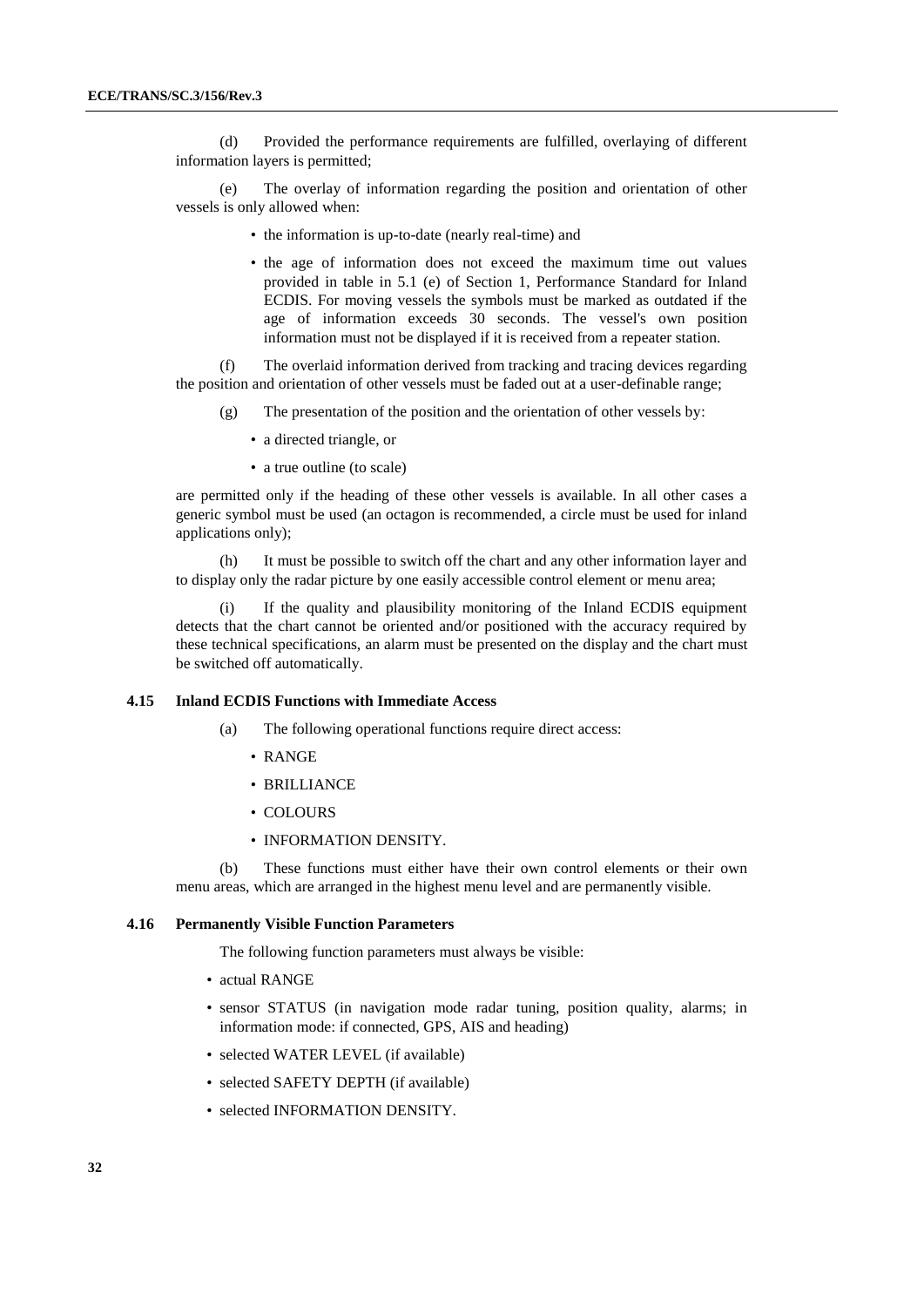(d) Provided the performance requirements are fulfilled, overlaying of different information layers is permitted;

(e) The overlay of information regarding the position and orientation of other vessels is only allowed when:

- the information is up-to-date (nearly real-time) and
- the age of information does not exceed the maximum time out values provided in table in 5.1 (e) of Section 1, Performance Standard for Inland ECDIS. For moving vessels the symbols must be marked as outdated if the age of information exceeds 30 seconds. The vessel's own position information must not be displayed if it is received from a repeater station.

(f) The overlaid information derived from tracking and tracing devices regarding the position and orientation of other vessels must be faded out at a user-definable range;

(g) The presentation of the position and the orientation of other vessels by:

- a directed triangle, or
- a true outline (to scale)

are permitted only if the heading of these other vessels is available. In all other cases a generic symbol must be used (an octagon is recommended, a circle must be used for inland applications only);

(h) It must be possible to switch off the chart and any other information layer and to display only the radar picture by one easily accessible control element or menu area;

(i) If the quality and plausibility monitoring of the Inland ECDIS equipment detects that the chart cannot be oriented and/or positioned with the accuracy required by these technical specifications, an alarm must be presented on the display and the chart must be switched off automatically.

### 4.15 Inland ECDIS Functions with Immediate Access

(a) The following operational functions require direct access:

- RANGE
- BRILLIANCE
- COLOURS
- INFORMATION DENSITY.

(b) These functions must either have their own control elements or their own menu areas, which are arranged in the highest menu level and are permanently visible.

### 4.16 Permanently Visible Function Parameters

The following function parameters must always be visible:

- actual RANGE
- sensor STATUS (in navigation mode radar tuning, position quality, alarms; in information mode: if connected, GPS, AIS and heading)
- selected WATER LEVEL (if available)
- selected SAFETY DEPTH (if available)
- selected INFORMATION DENSITY.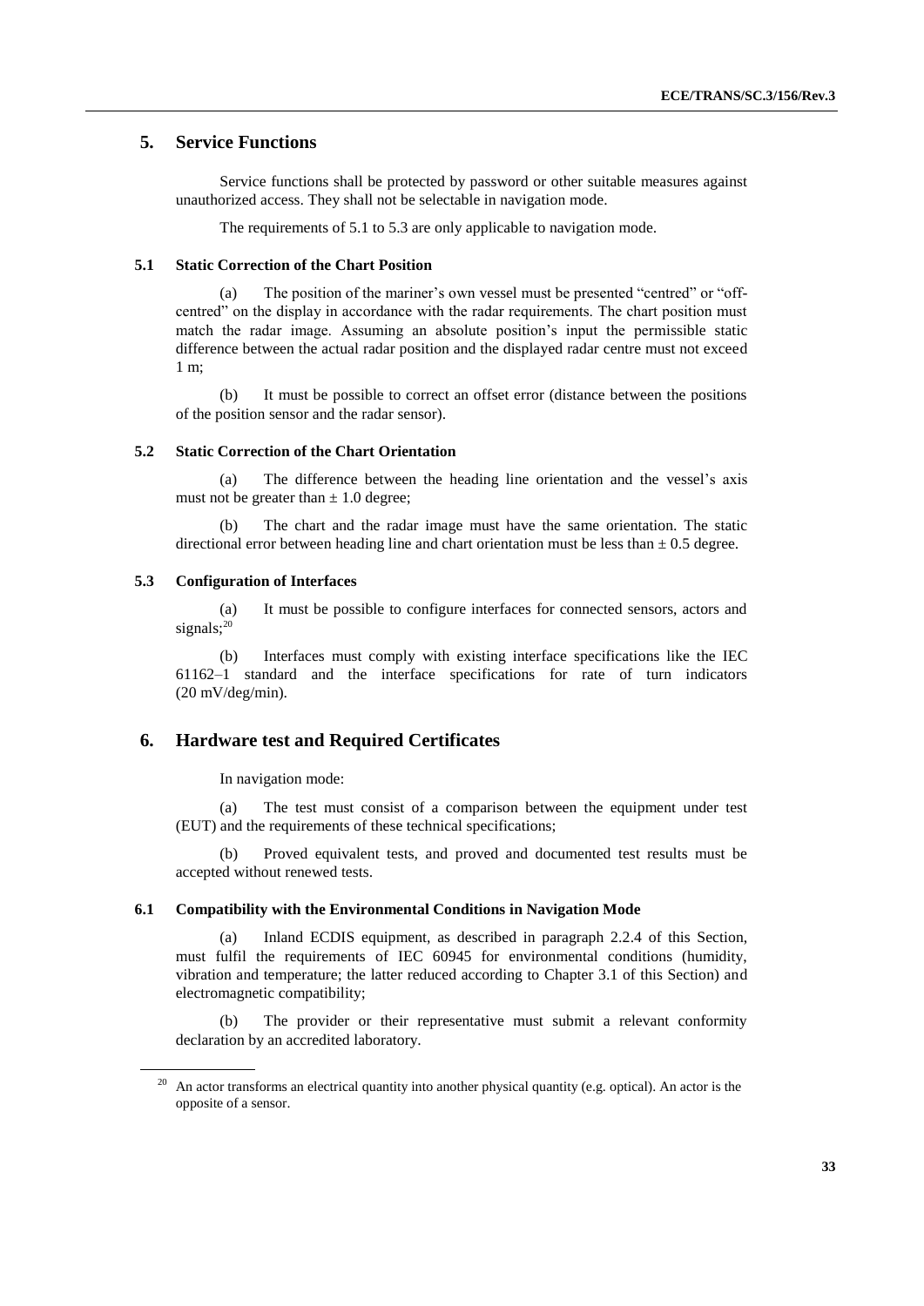## 5. Service Functions

Service functions shall be protected by password or other suitable measures against unauthorized access. They shall not be selectable in navigation mode.

The requirements of 5.1 to 5.3 are only applicable to navigation mode.

### 5.1 Static Correction of the Chart Position

(a) The position of the mariner's own vessel must be presented "centred" or "off-centred" on the display in accordance with the radar requirements. The chart position must match the radar image. Assuming an absolute position's input the permissible static difference between the actual radar position and the displayed radar centre must not exceed 1 m;

(b) It must be possible to correct an offset error (distance between the positions of the position sensor and the radar sensor).

### 5.2 Static Correction of the Chart Orientation

(a) The difference between the heading line orientation and the vessel's axis must not be greater than $\pm$ 1.0 degree;

(b) The chart and the radar image must have the same orientation. The static directional error between heading line and chart orientation must be less than $\pm$ 0.5 degree.

### 5.3 Configuration of Interfaces

(a) It must be possible to configure interfaces for connected sensors, actors and signals;[20]

(b) Interfaces must comply with existing interface specifications like the IEC 61162–1 standard and the interface specifications for rate of turn indicators (20 mV/deg/min).

## 6. Hardware test and Required Certificates

In navigation mode:

(a) The test must consist of a comparison between the equipment under test (EUT) and the requirements of these technical specifications;

(b) Proved equivalent tests, and proved and documented test results must be accepted without renewed tests.

### 6.1 Compatibility with the Environmental Conditions in Navigation Mode

(a) Inland ECDIS equipment, as described in paragraph 2.2.4 of this Section, must fulfil the requirements of IEC 60945 for environmental conditions (humidity, vibration and temperature; the latter reduced according to Chapter 3.1 of this Section) and electromagnetic compatibility;

(b) The provider or their representative must submit a relevant conformity declaration by an accredited laboratory.

[20] An actor transforms an electrical quantity into another physical quantity (e.g. optical). An actor is the opposite of a sensor.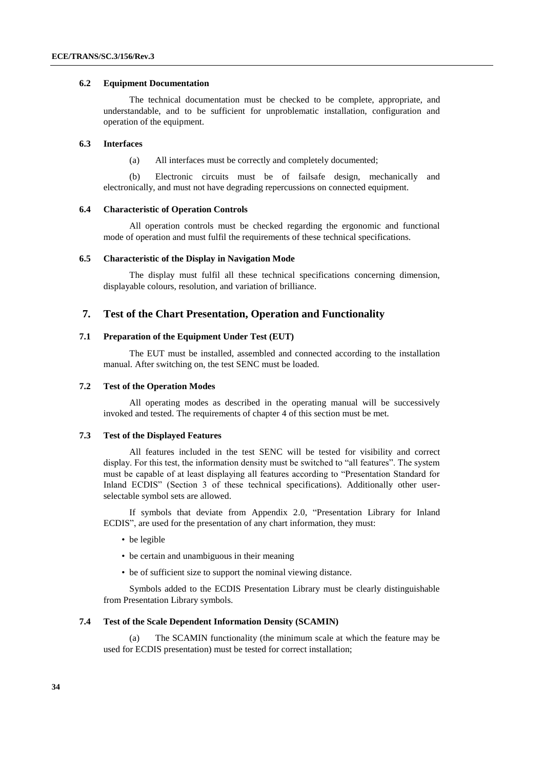### 6.2 Equipment Documentation

The technical documentation must be checked to be complete, appropriate, and understandable, and to be sufficient for unproblematic installation, configuration and operation of the equipment.

### 6.3 Interfaces

(a) All interfaces must be correctly and completely documented;

(b) Electronic circuits must be of failsafe design, mechanically and electronically, and must not have degrading repercussions on connected equipment.

### 6.4 Characteristic of Operation Controls

All operation controls must be checked regarding the ergonomic and functional mode of operation and must fulfil the requirements of these technical specifications.

### 6.5 Characteristic of the Display in Navigation Mode

The display must fulfil all these technical specifications concerning dimension, displayable colours, resolution, and variation of brilliance.

## 7. Test of the Chart Presentation, Operation and Functionality

### 7.1 Preparation of the Equipment Under Test (EUT)

The EUT must be installed, assembled and connected according to the installation manual. After switching on, the test SENC must be loaded.

### 7.2 Test of the Operation Modes

All operating modes as described in the operating manual will be successively invoked and tested. The requirements of chapter 4 of this section must be met.

### 7.3 Test of the Displayed Features

All features included in the test SENC will be tested for visibility and correct display. For this test, the information density must be switched to "all features". The system must be capable of at least displaying all features according to "Presentation Standard for Inland ECDIS" (Section 3 of these technical specifications). Additionally other user-selectable symbol sets are allowed.

If symbols that deviate from Appendix 2.0, "Presentation Library for Inland ECDIS", are used for the presentation of any chart information, they must:

- be legible
- be certain and unambiguous in their meaning
- be of sufficient size to support the nominal viewing distance.

Symbols added to the ECDIS Presentation Library must be clearly distinguishable from Presentation Library symbols.

### 7.4 Test of the Scale Dependent Information Density (SCAMIN)

(a) The SCAMIN functionality (the minimum scale at which the feature may be used for ECDIS presentation) must be tested for correct installation;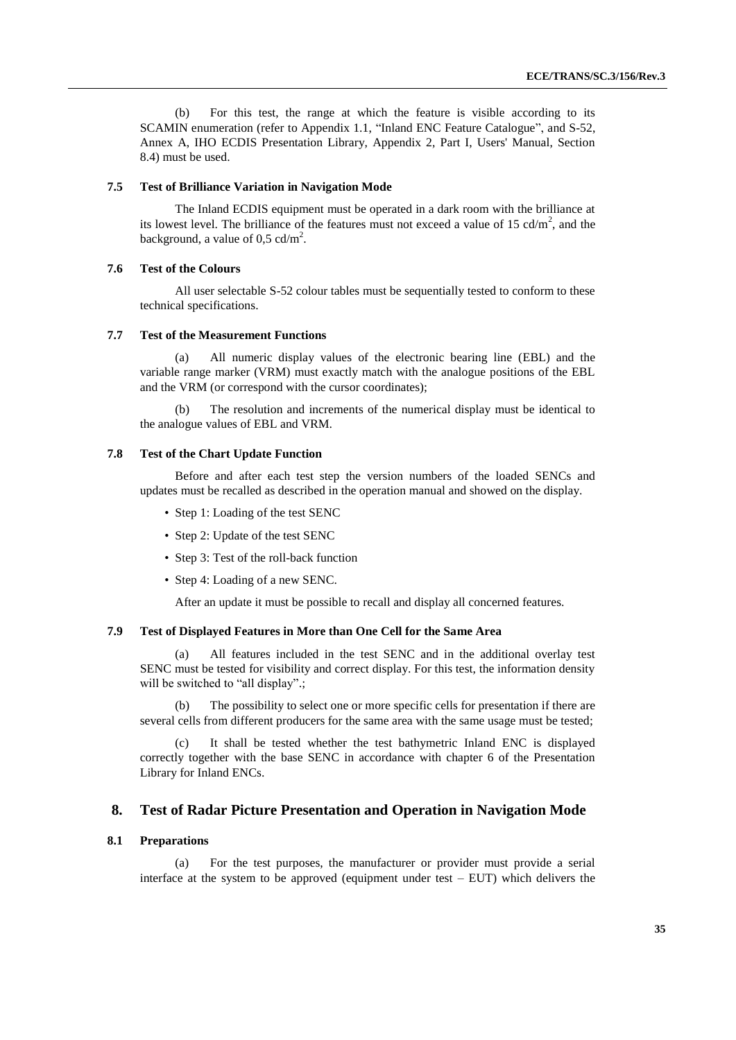(b) For this test, the range at which the feature is visible according to its SCAMIN enumeration (refer to Appendix 1.1, "Inland ENC Feature Catalogue", and S-52, Annex A, IHO ECDIS Presentation Library, Appendix 2, Part I, Users' Manual, Section 8.4) must be used.

### 7.5 Test of Brilliance Variation in Navigation Mode

The Inland ECDIS equipment must be operated in a dark room with the brilliance at its lowest level. The brilliance of the features must not exceed a value of 15 cd/m$^2$, and the background, a value of 0,5 cd/m$^2$.

### 7.6 Test of the Colours

All user selectable S-52 colour tables must be sequentially tested to conform to these technical specifications.

### 7.7 Test of the Measurement Functions

(a) All numeric display values of the electronic bearing line (EBL) and the variable range marker (VRM) must exactly match with the analogue positions of the EBL and the VRM (or correspond with the cursor coordinates);

(b) The resolution and increments of the numerical display must be identical to the analogue values of EBL and VRM.

### 7.8 Test of the Chart Update Function

Before and after each test step the version numbers of the loaded SENCs and updates must be recalled as described in the operation manual and showed on the display.

- Step 1: Loading of the test SENC
- Step 2: Update of the test SENC
- Step 3: Test of the roll-back function
- Step 4: Loading of a new SENC.

After an update it must be possible to recall and display all concerned features.

### 7.9 Test of Displayed Features in More than One Cell for the Same Area

(a) All features included in the test SENC and in the additional overlay test SENC must be tested for visibility and correct display. For this test, the information density will be switched to "all display".;

(b) The possibility to select one or more specific cells for presentation if there are several cells from different producers for the same area with the same usage must be tested;

(c) It shall be tested whether the test bathymetric Inland ENC is displayed correctly together with the base SENC in accordance with chapter 6 of the Presentation Library for Inland ENCs.

## 8. Test of Radar Picture Presentation and Operation in Navigation Mode

### 8.1 Preparations

(a) For the test purposes, the manufacturer or provider must provide a serial interface at the system to be approved (equipment under test – EUT) which delivers the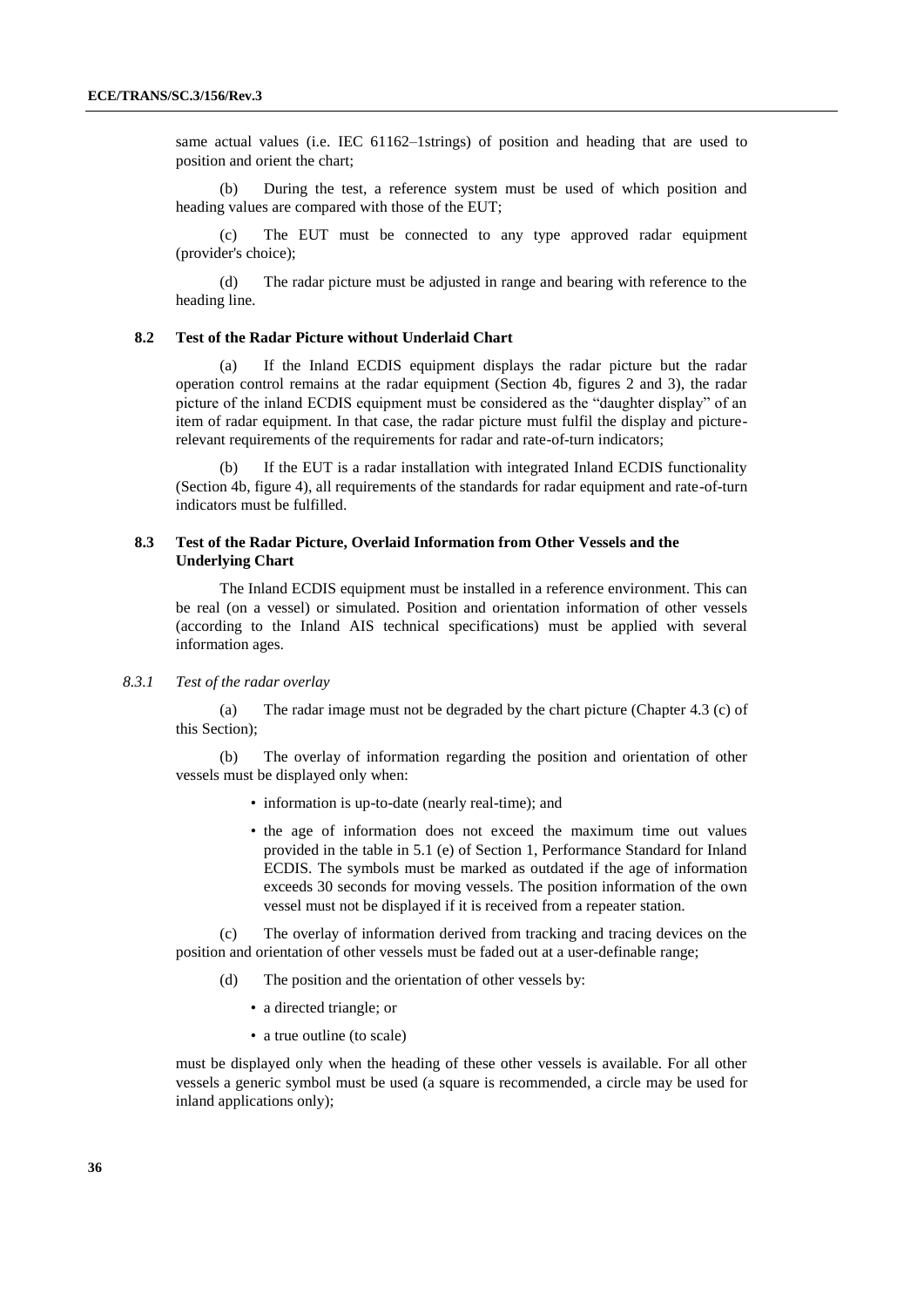same actual values (i.e. IEC 61162–1strings) of position and heading that are used to position and orient the chart;

(b) During the test, a reference system must be used of which position and heading values are compared with those of the EUT;

(c) The EUT must be connected to any type approved radar equipment (provider's choice);

(d) The radar picture must be adjusted in range and bearing with reference to the heading line.

### 8.2 Test of the Radar Picture without Underlaid Chart

(a) If the Inland ECDIS equipment displays the radar picture but the radar operation control remains at the radar equipment (Section 4b, figures 2 and 3), the radar picture of the inland ECDIS equipment must be considered as the "daughter display" of an item of radar equipment. In that case, the radar picture must fulfil the display and picture-relevant requirements of the requirements for radar and rate-of-turn indicators;

(b) If the EUT is a radar installation with integrated Inland ECDIS functionality (Section 4b, figure 4), all requirements of the standards for radar equipment and rate-of-turn indicators must be fulfilled.

### 8.3 Test of the Radar Picture, Overlaid Information from Other Vessels and the Underlying Chart

The Inland ECDIS equipment must be installed in a reference environment. This can be real (on a vessel) or simulated. Position and orientation information of other vessels (according to the Inland AIS technical specifications) must be applied with several information ages.

#### *8.3.1 Test of the radar overlay*

(a) The radar image must not be degraded by the chart picture (Chapter 4.3 (c) of this Section);

(b) The overlay of information regarding the position and orientation of other vessels must be displayed only when:

- information is up-to-date (nearly real-time); and
- the age of information does not exceed the maximum time out values provided in the table in 5.1 (e) of Section 1, Performance Standard for Inland ECDIS. The symbols must be marked as outdated if the age of information exceeds 30 seconds for moving vessels. The position information of the own vessel must not be displayed if it is received from a repeater station.

(c) The overlay of information derived from tracking and tracing devices on the position and orientation of other vessels must be faded out at a user-definable range;

(d) The position and the orientation of other vessels by:

- a directed triangle; or
- a true outline (to scale)

must be displayed only when the heading of these other vessels is available. For all other vessels a generic symbol must be used (a square is recommended, a circle may be used for inland applications only);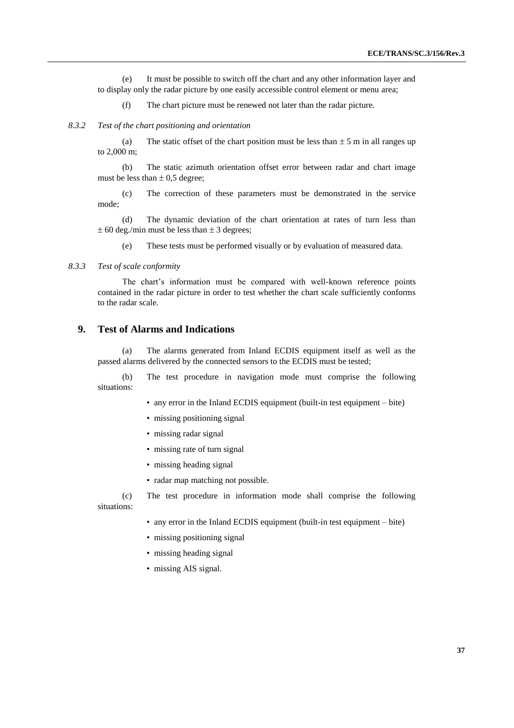(e) It must be possible to switch off the chart and any other information layer and to display only the radar picture by one easily accessible control element or menu area;

(f) The chart picture must be renewed not later than the radar picture.

*8.3.2 Test of the chart positioning and orientation*

(a) The static offset of the chart position must be less than ± 5 m in all ranges up to 2,000 m;

(b) The static azimuth orientation offset error between radar and chart image must be less than ± 0,5 degree;

(c) The correction of these parameters must be demonstrated in the service mode;

(d) The dynamic deviation of the chart orientation at rates of turn less than ± 60 deg./min must be less than ± 3 degrees;

(e) These tests must be performed visually or by evaluation of measured data.

*8.3.3 Test of scale conformity*

The chart's information must be compared with well-known reference points contained in the radar picture in order to test whether the chart scale sufficiently conforms to the radar scale.

## 9. Test of Alarms and Indications

(a) The alarms generated from Inland ECDIS equipment itself as well as the passed alarms delivered by the connected sensors to the ECDIS must be tested;

(b) The test procedure in navigation mode must comprise the following situations:

- any error in the Inland ECDIS equipment (built-in test equipment – bite)
- missing positioning signal
- missing radar signal
- missing rate of turn signal
- missing heading signal
- radar map matching not possible.

(c) The test procedure in information mode shall comprise the following situations:

- any error in the Inland ECDIS equipment (built-in test equipment – bite)
- missing positioning signal
- missing heading signal
- missing AIS signal.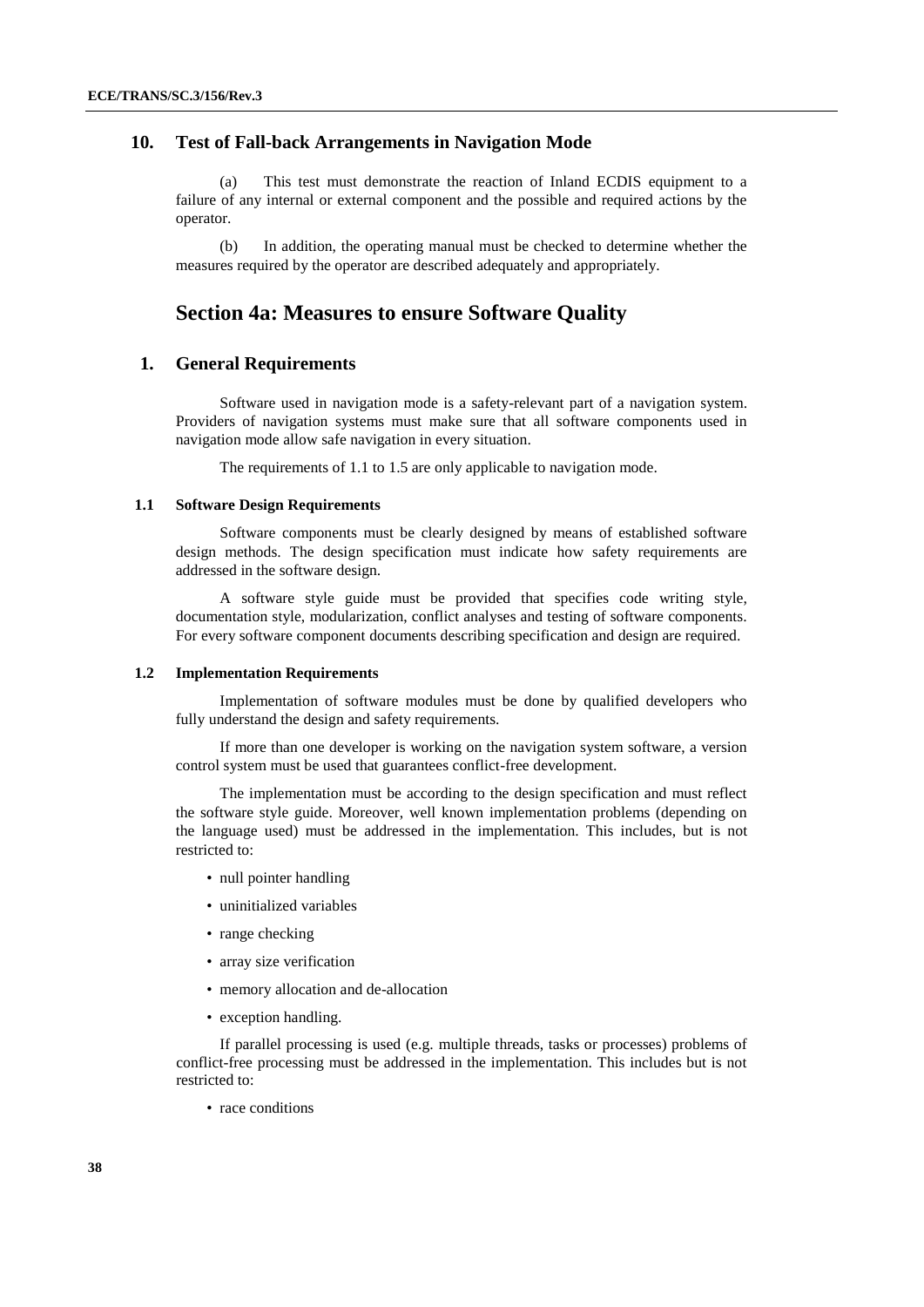## 10. Test of Fall-back Arrangements in Navigation Mode

(a) This test must demonstrate the reaction of Inland ECDIS equipment to a failure of any internal or external component and the possible and required actions by the operator.

(b) In addition, the operating manual must be checked to determine whether the measures required by the operator are described adequately and appropriately.

# Section 4a: Measures to ensure Software Quality

## 1. General Requirements

Software used in navigation mode is a safety-relevant part of a navigation system. Providers of navigation systems must make sure that all software components used in navigation mode allow safe navigation in every situation.

The requirements of 1.1 to 1.5 are only applicable to navigation mode.

### 1.1 Software Design Requirements

Software components must be clearly designed by means of established software design methods. The design specification must indicate how safety requirements are addressed in the software design.

A software style guide must be provided that specifies code writing style, documentation style, modularization, conflict analyses and testing of software components. For every software component documents describing specification and design are required.

### 1.2 Implementation Requirements

Implementation of software modules must be done by qualified developers who fully understand the design and safety requirements.

If more than one developer is working on the navigation system software, a version control system must be used that guarantees conflict-free development.

The implementation must be according to the design specification and must reflect the software style guide. Moreover, well known implementation problems (depending on the language used) must be addressed in the implementation. This includes, but is not restricted to:

- null pointer handling
- uninitialized variables
- range checking
- array size verification
- memory allocation and de-allocation
- exception handling.

If parallel processing is used (e.g. multiple threads, tasks or processes) problems of conflict-free processing must be addressed in the implementation. This includes but is not restricted to:

- race conditions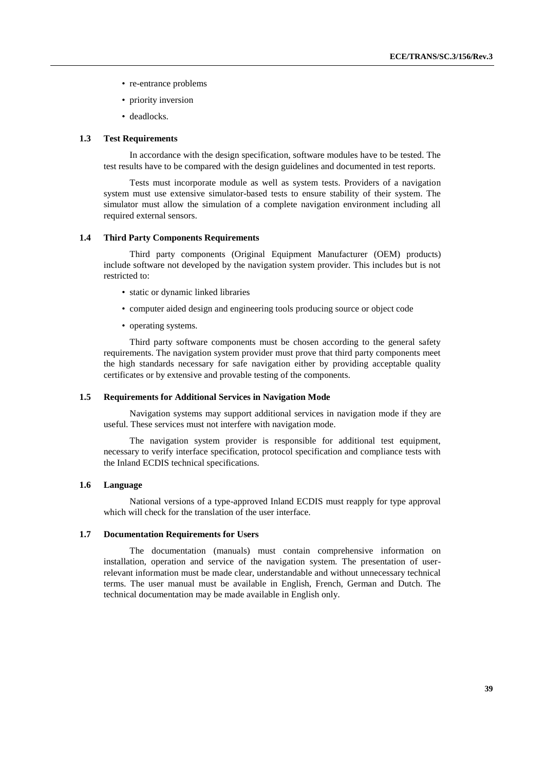- re-entrance problems
- priority inversion
- deadlocks.

### 1.3 Test Requirements

In accordance with the design specification, software modules have to be tested. The test results have to be compared with the design guidelines and documented in test reports.

Tests must incorporate module as well as system tests. Providers of a navigation system must use extensive simulator-based tests to ensure stability of their system. The simulator must allow the simulation of a complete navigation environment including all required external sensors.

### 1.4 Third Party Components Requirements

Third party components (Original Equipment Manufacturer (OEM) products) include software not developed by the navigation system provider. This includes but is not restricted to:

- static or dynamic linked libraries
- computer aided design and engineering tools producing source or object code
- operating systems.

Third party software components must be chosen according to the general safety requirements. The navigation system provider must prove that third party components meet the high standards necessary for safe navigation either by providing acceptable quality certificates or by extensive and provable testing of the components.

### 1.5 Requirements for Additional Services in Navigation Mode

Navigation systems may support additional services in navigation mode if they are useful. These services must not interfere with navigation mode.

The navigation system provider is responsible for additional test equipment, necessary to verify interface specification, protocol specification and compliance tests with the Inland ECDIS technical specifications.

### 1.6 Language

National versions of a type-approved Inland ECDIS must reapply for type approval which will check for the translation of the user interface.

### 1.7 Documentation Requirements for Users

The documentation (manuals) must contain comprehensive information on installation, operation and service of the navigation system. The presentation of user-relevant information must be made clear, understandable and without unnecessary technical terms. The user manual must be available in English, French, German and Dutch. The technical documentation may be made available in English only.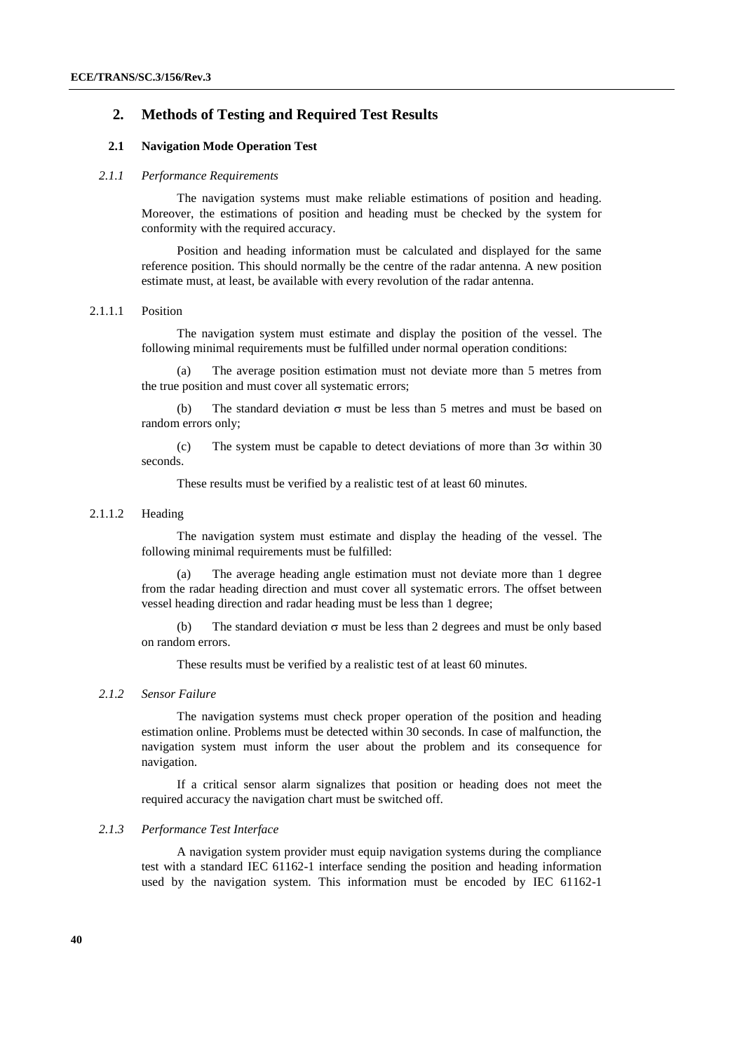## 2. Methods of Testing and Required Test Results

### 2.1 Navigation Mode Operation Test

#### *2.1.1 Performance Requirements*

The navigation systems must make reliable estimations of position and heading. Moreover, the estimations of position and heading must be checked by the system for conformity with the required accuracy.

Position and heading information must be calculated and displayed for the same reference position. This should normally be the centre of the radar antenna. A new position estimate must, at least, be available with every revolution of the radar antenna.

2.1.1.1 Position

The navigation system must estimate and display the position of the vessel. The following minimal requirements must be fulfilled under normal operation conditions:

(a) The average position estimation must not deviate more than 5 metres from the true position and must cover all systematic errors;

(b) The standard deviation $\sigma$ must be less than 5 metres and must be based on random errors only;

(c) The system must be capable to detect deviations of more than $3\sigma$ within 30 seconds.

These results must be verified by a realistic test of at least 60 minutes.

2.1.1.2 Heading

The navigation system must estimate and display the heading of the vessel. The following minimal requirements must be fulfilled:

(a) The average heading angle estimation must not deviate more than 1 degree from the radar heading direction and must cover all systematic errors. The offset between vessel heading direction and radar heading must be less than 1 degree;

(b) The standard deviation $\sigma$ must be less than 2 degrees and must be only based on random errors.

These results must be verified by a realistic test of at least 60 minutes.

#### *2.1.2 Sensor Failure*

The navigation systems must check proper operation of the position and heading estimation online. Problems must be detected within 30 seconds. In case of malfunction, the navigation system must inform the user about the problem and its consequence for navigation.

If a critical sensor alarm signalizes that position or heading does not meet the required accuracy the navigation chart must be switched off.

#### *2.1.3 Performance Test Interface*

A navigation system provider must equip navigation systems during the compliance test with a standard IEC 61162-1 interface sending the position and heading information used by the navigation system. This information must be encoded by IEC 61162-1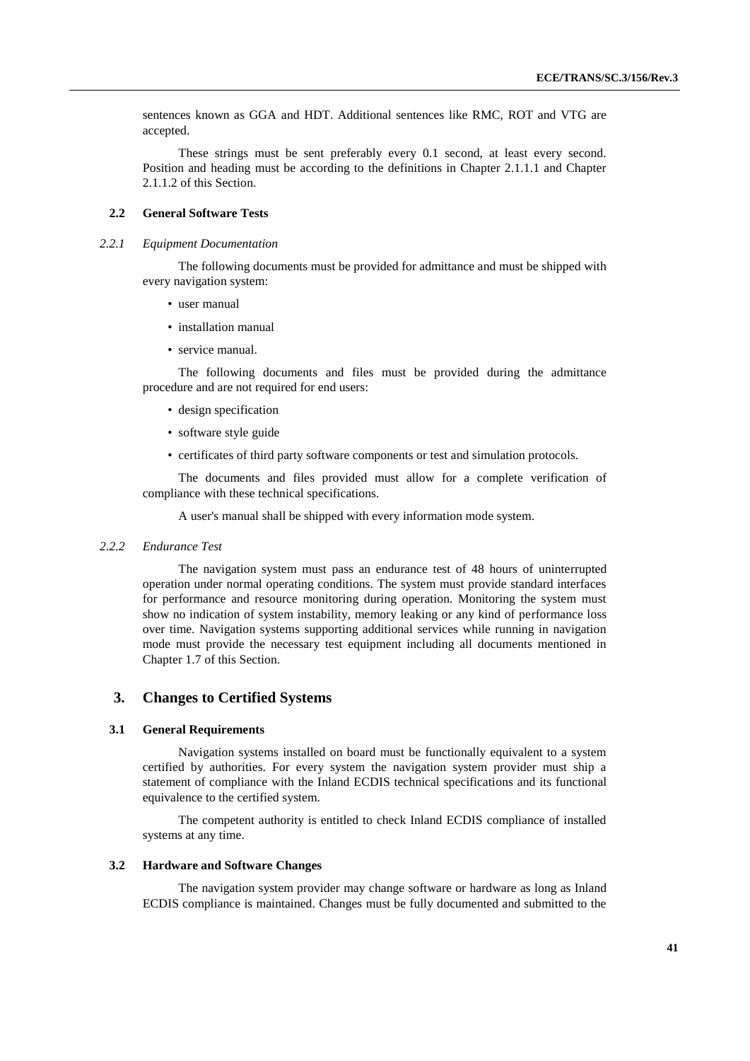sentences known as GGA and HDT. Additional sentences like RMC, ROT and VTG are accepted.

These strings must be sent preferably every 0.1 second, at least every second. Position and heading must be according to the definitions in Chapter 2.1.1.1 and Chapter 2.1.1.2 of this Section.

### 2.2 General Software Tests

#### *2.2.1 Equipment Documentation*

The following documents must be provided for admittance and must be shipped with every navigation system:

- user manual
- installation manual
- service manual.

The following documents and files must be provided during the admittance procedure and are not required for end users:

- design specification
- software style guide
- certificates of third party software components or test and simulation protocols.

The documents and files provided must allow for a complete verification of compliance with these technical specifications.

A user's manual shall be shipped with every information mode system.

#### *2.2.2 Endurance Test*

The navigation system must pass an endurance test of 48 hours of uninterrupted operation under normal operating conditions. The system must provide standard interfaces for performance and resource monitoring during operation. Monitoring the system must show no indication of system instability, memory leaking or any kind of performance loss over time. Navigation systems supporting additional services while running in navigation mode must provide the necessary test equipment including all documents mentioned in Chapter 1.7 of this Section.

## 3. Changes to Certified Systems

### 3.1 General Requirements

Navigation systems installed on board must be functionally equivalent to a system certified by authorities. For every system the navigation system provider must ship a statement of compliance with the Inland ECDIS technical specifications and its functional equivalence to the certified system.

The competent authority is entitled to check Inland ECDIS compliance of installed systems at any time.

### 3.2 Hardware and Software Changes

The navigation system provider may change software or hardware as long as Inland ECDIS compliance is maintained. Changes must be fully documented and submitted to the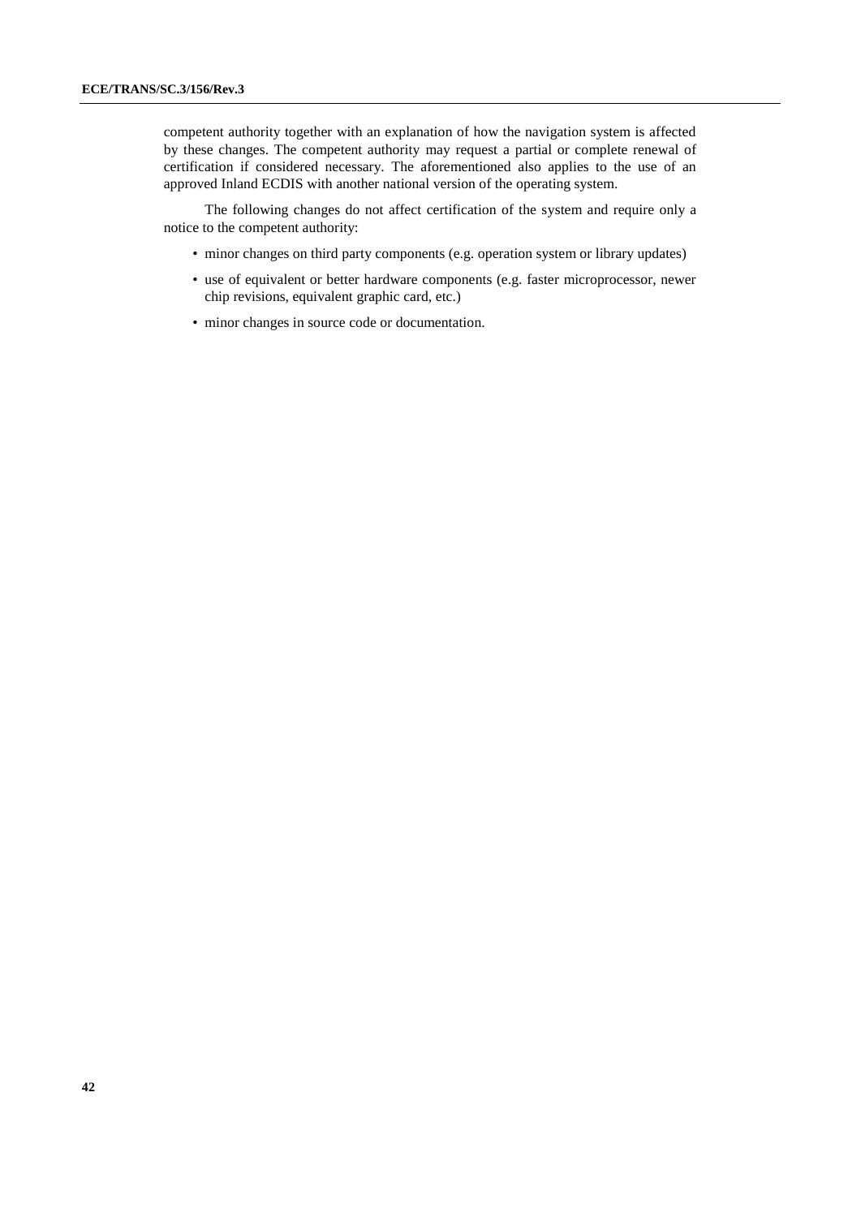competent authority together with an explanation of how the navigation system is affected by these changes. The competent authority may request a partial or complete renewal of certification if considered necessary. The aforementioned also applies to the use of an approved Inland ECDIS with another national version of the operating system.

The following changes do not affect certification of the system and require only a notice to the competent authority:

- minor changes on third party components (e.g. operation system or library updates)
- use of equivalent or better hardware components (e.g. faster microprocessor, newer chip revisions, equivalent graphic card, etc.)
- minor changes in source code or documentation.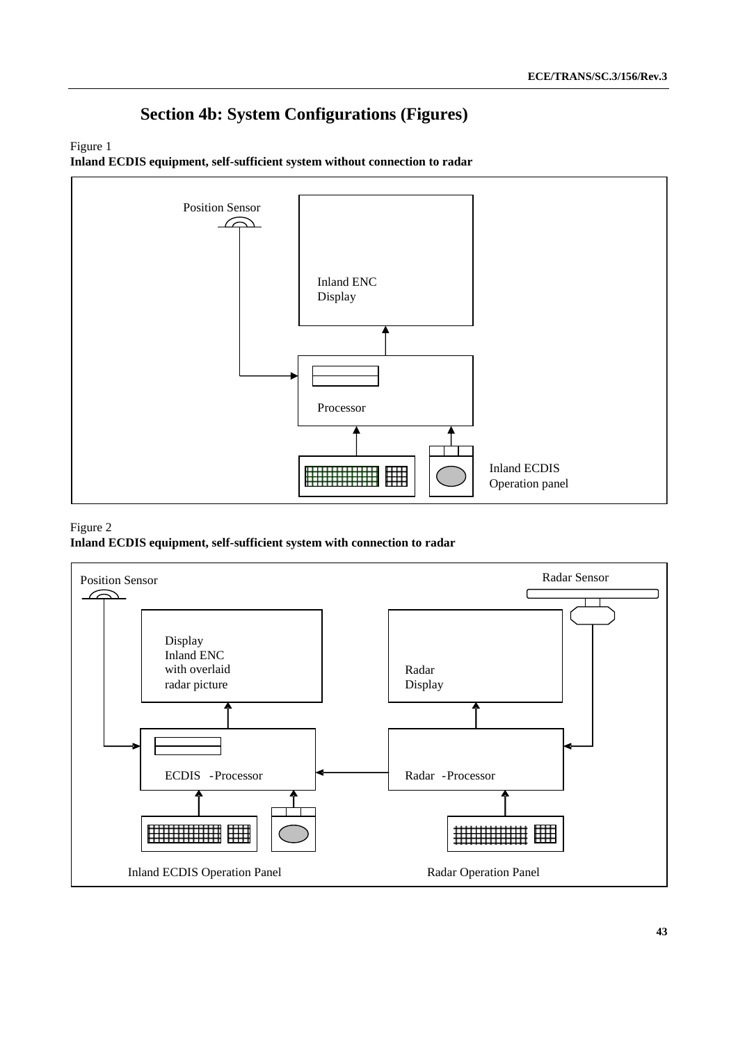# Section 4b: System Configurations (Figures)

Figure 1
**Inland ECDIS equipment, self-sufficient system without connection to radar**

Position Sensor

Inland ENC Display

Processor

Inland ECDIS Operation panel

Figure 2
**Inland ECDIS equipment, self-sufficient system with connection to radar**

Position Sensor

Radar Sensor

Display Inland ENC with overlaid radar picture

Radar Display

ECDIS -Processor

Radar -Processor

Inland ECDIS Operation Panel

Radar Operation Panel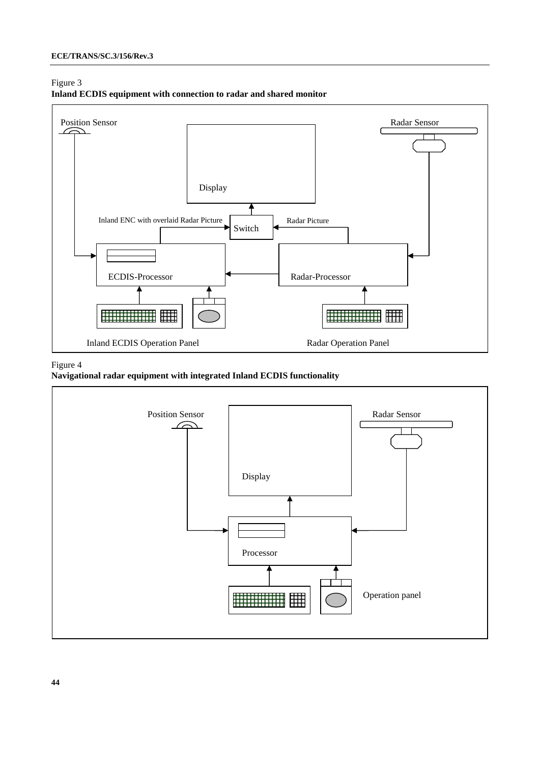Figure 3

**Inland ECDIS equipment with connection to radar and shared monitor**

Position Sensor

Radar Sensor

Display

Inland ENC with overlaid Radar Picture

Switch

Radar Picture

ECDIS-Processor

Radar-Processor

Inland ECDIS Operation Panel

Radar Operation Panel

Figure 4

**Navigational radar equipment with integrated Inland ECDIS functionality**

Position Sensor

Radar Sensor

Display

Processor

Operation panel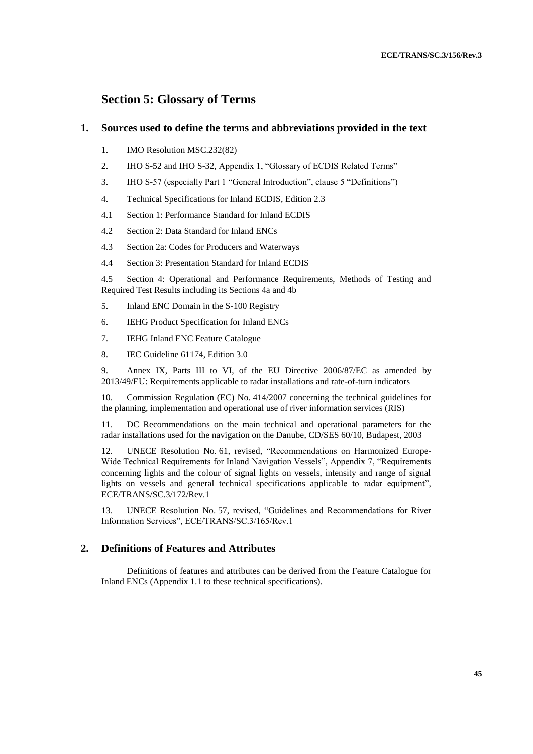# Section 5: Glossary of Terms

## 1. Sources used to define the terms and abbreviations provided in the text

1. IMO Resolution MSC.232(82)

2. IHO S-52 and IHO S-32, Appendix 1, "Glossary of ECDIS Related Terms"

3. IHO S-57 (especially Part 1 "General Introduction", clause 5 "Definitions")

4. Technical Specifications for Inland ECDIS, Edition 2.3

4.1 Section 1: Performance Standard for Inland ECDIS

4.2 Section 2: Data Standard for Inland ENCs

4.3 Section 2a: Codes for Producers and Waterways

4.4 Section 3: Presentation Standard for Inland ECDIS

4.5 Section 4: Operational and Performance Requirements, Methods of Testing and Required Test Results including its Sections 4a and 4b

5. Inland ENC Domain in the S-100 Registry

6. IEHG Product Specification for Inland ENCs

7. IEHG Inland ENC Feature Catalogue

8. IEC Guideline 61174, Edition 3.0

9. Annex IX, Parts III to VI, of the EU Directive 2006/87/EC as amended by 2013/49/EU: Requirements applicable to radar installations and rate-of-turn indicators

10. Commission Regulation (EC) No. 414/2007 concerning the technical guidelines for the planning, implementation and operational use of river information services (RIS)

11. DC Recommendations on the main technical and operational parameters for the radar installations used for the navigation on the Danube, CD/SES 60/10, Budapest, 2003

12. UNECE Resolution No. 61, revised, "Recommendations on Harmonized Europe-Wide Technical Requirements for Inland Navigation Vessels", Appendix 7, "Requirements concerning lights and the colour of signal lights on vessels, intensity and range of signal lights on vessels and general technical specifications applicable to radar equipment", ECE/TRANS/SC.3/172/Rev.1

13. UNECE Resolution No. 57, revised, "Guidelines and Recommendations for River Information Services", ECE/TRANS/SC.3/165/Rev.1

## 2. Definitions of Features and Attributes

Definitions of features and attributes can be derived from the Feature Catalogue for Inland ENCs (Appendix 1.1 to these technical specifications).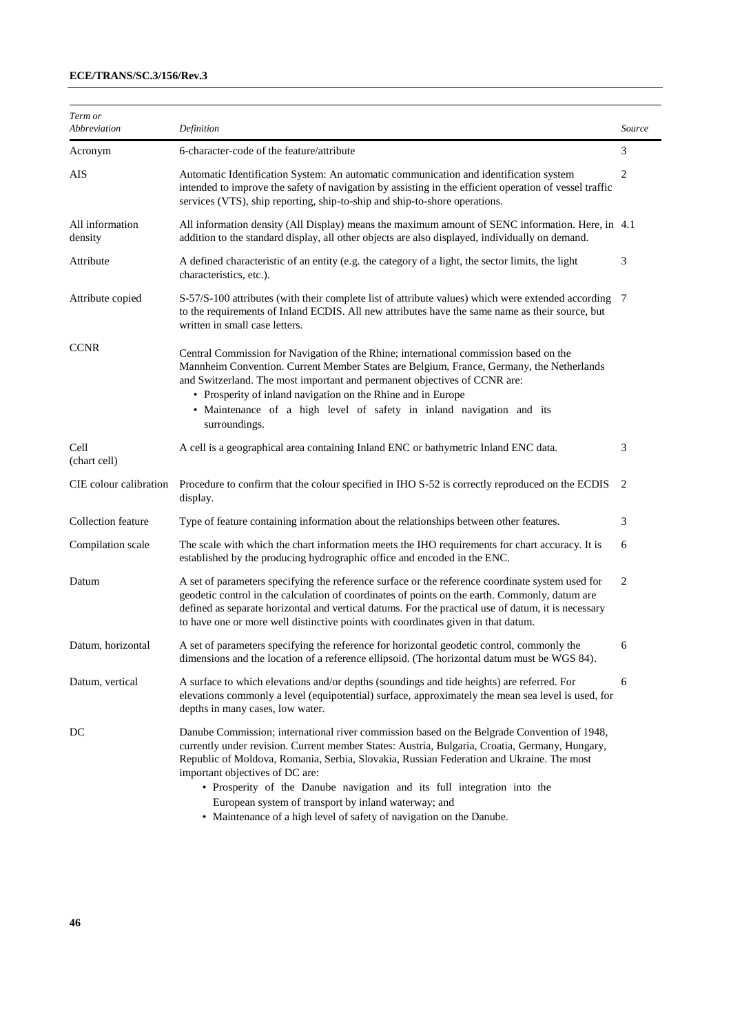| Term or Abbreviation | Definition | Source |
|---|---|---|
| Acronym | 6-character-code of the feature/attribute | 3 |
| AIS | Automatic Identification System: An automatic communication and identification system intended to improve the safety of navigation by assisting in the efficient operation of vessel traffic services (VTS), ship reporting, ship-to-ship and ship-to-shore operations. | 2 |
| All information density | All information density (All Display) means the maximum amount of SENC information. Here, in addition to the standard display, all other objects are also displayed, individually on demand. | 4.1 |
| Attribute | A defined characteristic of an entity (e.g. the category of a light, the sector limits, the light characteristics, etc.). | 3 |
| Attribute copied | S-57/S-100 attributes (with their complete list of attribute values) which were extended according to the requirements of Inland ECDIS. All new attributes have the same name as their source, but written in small case letters. | 7 |
| CCNR | Central Commission for Navigation of the Rhine; international commission based on the Mannheim Convention. Current Member States are Belgium, France, Germany, the Netherlands and Switzerland. The most important and permanent objectives of CCNR are:<br>• Prosperity of inland navigation on the Rhine and in Europe<br>• Maintenance of a high level of safety in inland navigation and its surroundings. | |
| Cell (chart cell) | A cell is a geographical area containing Inland ENC or bathymetric Inland ENC data. | 3 |
| CIE colour calibration | Procedure to confirm that the colour specified in IHO S-52 is correctly reproduced on the ECDIS display. | 2 |
| Collection feature | Type of feature containing information about the relationships between other features. | 3 |
| Compilation scale | The scale with which the chart information meets the IHO requirements for chart accuracy. It is established by the producing hydrographic office and encoded in the ENC. | 6 |
| Datum | A set of parameters specifying the reference surface or the reference coordinate system used for geodetic control in the calculation of coordinates of points on the earth. Commonly, datum are defined as separate horizontal and vertical datums. For the practical use of datum, it is necessary to have one or more well distinctive points with coordinates given in that datum. | 2 |
| Datum, horizontal | A set of parameters specifying the reference for horizontal geodetic control, commonly the dimensions and the location of a reference ellipsoid. (The horizontal datum must be WGS 84). | 6 |
| Datum, vertical | A surface to which elevations and/or depths (soundings and tide heights) are referred. For elevations commonly a level (equipotential) surface, approximately the mean sea level is used, for depths in many cases, low water. | 6 |
| DC | Danube Commission; international river commission based on the Belgrade Convention of 1948, currently under revision. Current member States: Austria, Bulgaria, Croatia, Germany, Hungary, Republic of Moldova, Romania, Serbia, Slovakia, Russian Federation and Ukraine. The most important objectives of DC are:<br>• Prosperity of the Danube navigation and its full integration into the European system of transport by inland waterway; and<br>• Maintenance of a high level of safety of navigation on the Danube. | |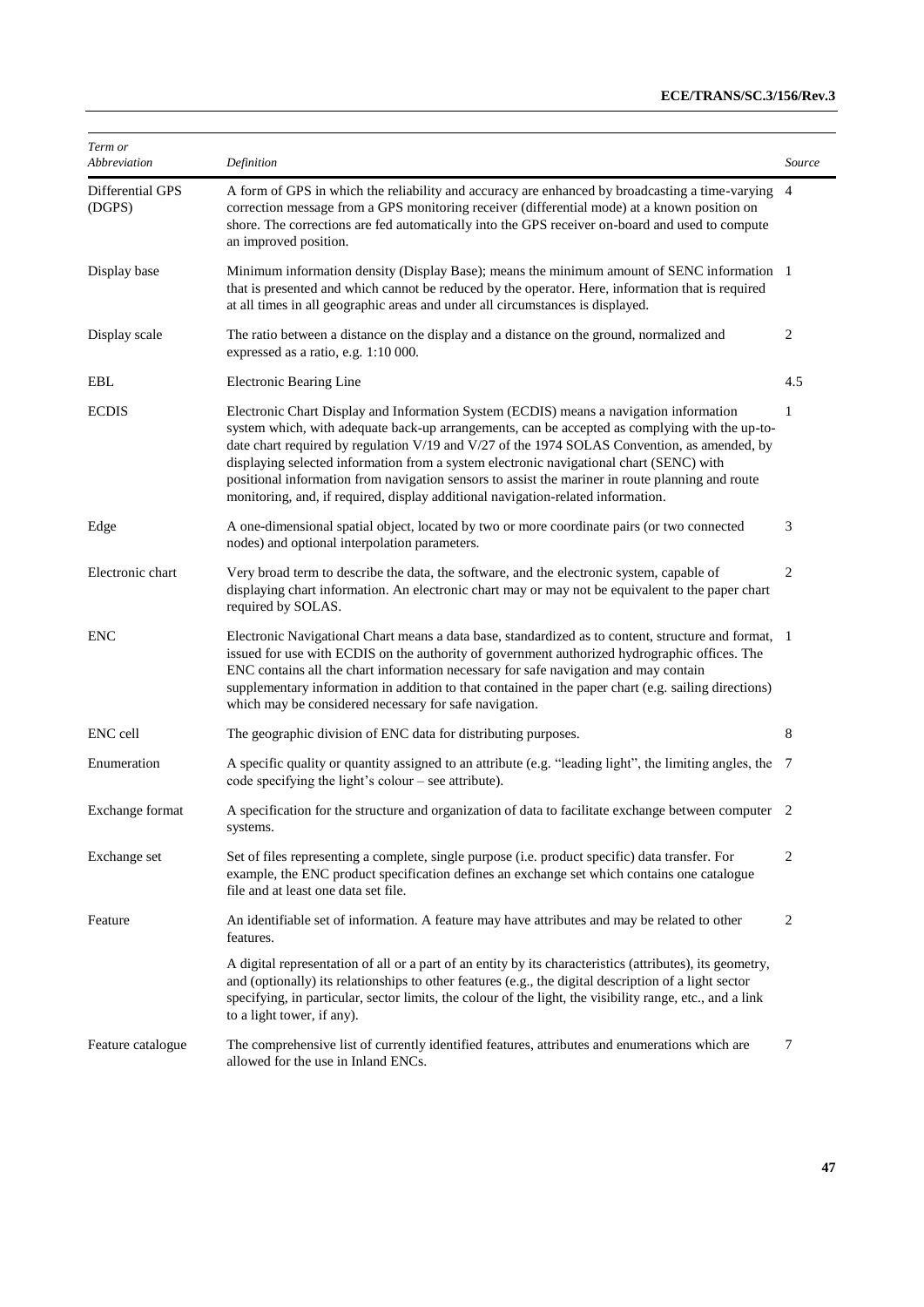| *Term or Abbreviation* | *Definition* | *Source* |
|---|---|---|
| Differential GPS (DGPS) | A form of GPS in which the reliability and accuracy are enhanced by broadcasting a time-varying correction message from a GPS monitoring receiver (differential mode) at a known position on shore. The corrections are fed automatically into the GPS receiver on-board and used to compute an improved position. | 4 |
| Display base | Minimum information density (Display Base); means the minimum amount of SENC information that is presented and which cannot be reduced by the operator. Here, information that is required at all times in all geographic areas and under all circumstances is displayed. | 1 |
| Display scale | The ratio between a distance on the display and a distance on the ground, normalized and expressed as a ratio, e.g. 1:10 000. | 2 |
| EBL | Electronic Bearing Line | 4.5 |
| ECDIS | Electronic Chart Display and Information System (ECDIS) means a navigation information system which, with adequate back-up arrangements, can be accepted as complying with the up-to-date chart required by regulation V/19 and V/27 of the 1974 SOLAS Convention, as amended, by displaying selected information from a system electronic navigational chart (SENC) with positional information from navigation sensors to assist the mariner in route planning and route monitoring, and, if required, display additional navigation-related information. | 1 |
| Edge | A one-dimensional spatial object, located by two or more coordinate pairs (or two connected nodes) and optional interpolation parameters. | 3 |
| Electronic chart | Very broad term to describe the data, the software, and the electronic system, capable of displaying chart information. An electronic chart may or may not be equivalent to the paper chart required by SOLAS. | 2 |
| ENC | Electronic Navigational Chart means a data base, standardized as to content, structure and format, issued for use with ECDIS on the authority of government authorized hydrographic offices. The ENC contains all the chart information necessary for safe navigation and may contain supplementary information in addition to that contained in the paper chart (e.g. sailing directions) which may be considered necessary for safe navigation. | 1 |
| ENC cell | The geographic division of ENC data for distributing purposes. | 8 |
| Enumeration | A specific quality or quantity assigned to an attribute (e.g. "leading light", the limiting angles, the code specifying the light's colour – see attribute). | 7 |
| Exchange format | A specification for the structure and organization of data to facilitate exchange between computer systems. | 2 |
| Exchange set | Set of files representing a complete, single purpose (i.e. product specific) data transfer. For example, the ENC product specification defines an exchange set which contains one catalogue file and at least one data set file. | 2 |
| Feature | An identifiable set of information. A feature may have attributes and may be related to other features. | 2 |
| | A digital representation of all or a part of an entity by its characteristics (attributes), its geometry, and (optionally) its relationships to other features (e.g., the digital description of a light sector specifying, in particular, sector limits, the colour of the light, the visibility range, etc., and a link to a light tower, if any). | |
| Feature catalogue | The comprehensive list of currently identified features, attributes and enumerations which are allowed for the use in Inland ENCs. | 7 |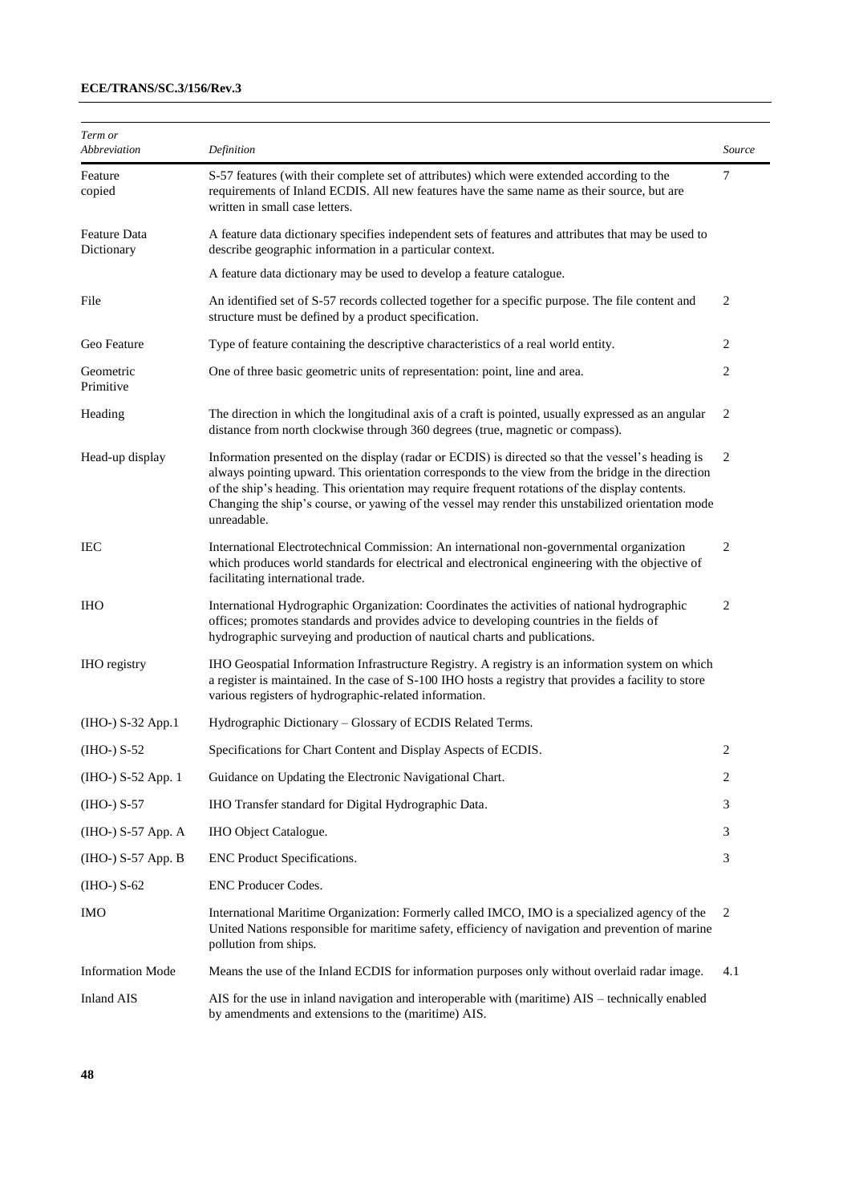| *Term or Abbreviation* | *Definition* | *Source* |
|---|---|---|
| Feature copied | S-57 features (with their complete set of attributes) which were extended according to the requirements of Inland ECDIS. All new features have the same name as their source, but are written in small case letters. | 7 |
| Feature Data Dictionary | A feature data dictionary specifies independent sets of features and attributes that may be used to describe geographic information in a particular context.<br>A feature data dictionary may be used to develop a feature catalogue. | |
| File | An identified set of S-57 records collected together for a specific purpose. The file content and structure must be defined by a product specification. | 2 |
| Geo Feature | Type of feature containing the descriptive characteristics of a real world entity. | 2 |
| Geometric Primitive | One of three basic geometric units of representation: point, line and area. | 2 |
| Heading | The direction in which the longitudinal axis of a craft is pointed, usually expressed as an angular distance from north clockwise through 360 degrees (true, magnetic or compass). | 2 |
| Head-up display | Information presented on the display (radar or ECDIS) is directed so that the vessel's heading is always pointing upward. This orientation corresponds to the view from the bridge in the direction of the ship's heading. This orientation may require frequent rotations of the display contents. Changing the ship's course, or yawing of the vessel may render this unstabilized orientation mode unreadable. | 2 |
| IEC | International Electrotechnical Commission: An international non-governmental organization which produces world standards for electrical and electronical engineering with the objective of facilitating international trade. | 2 |
| IHO | International Hydrographic Organization: Coordinates the activities of national hydrographic offices; promotes standards and provides advice to developing countries in the fields of hydrographic surveying and production of nautical charts and publications. | 2 |
| IHO registry | IHO Geospatial Information Infrastructure Registry. A registry is an information system on which a register is maintained. In the case of S-100 IHO hosts a registry that provides a facility to store various registers of hydrographic-related information. | |
| (IHO-) S-32 App.1 | Hydrographic Dictionary – Glossary of ECDIS Related Terms. | |
| (IHO-) S-52 | Specifications for Chart Content and Display Aspects of ECDIS. | 2 |
| (IHO-) S-52 App. 1 | Guidance on Updating the Electronic Navigational Chart. | 2 |
| (IHO-) S-57 | IHO Transfer standard for Digital Hydrographic Data. | 3 |
| (IHO-) S-57 App. A | IHO Object Catalogue. | 3 |
| (IHO-) S-57 App. B | ENC Product Specifications. | 3 |
| (IHO-) S-62 | ENC Producer Codes. | |
| IMO | International Maritime Organization: Formerly called IMCO, IMO is a specialized agency of the United Nations responsible for maritime safety, efficiency of navigation and prevention of marine pollution from ships. | 2 |
| Information Mode | Means the use of the Inland ECDIS for information purposes only without overlaid radar image. | 4.1 |
| Inland AIS | AIS for the use in inland navigation and interoperable with (maritime) AIS – technically enabled by amendments and extensions to the (maritime) AIS. | |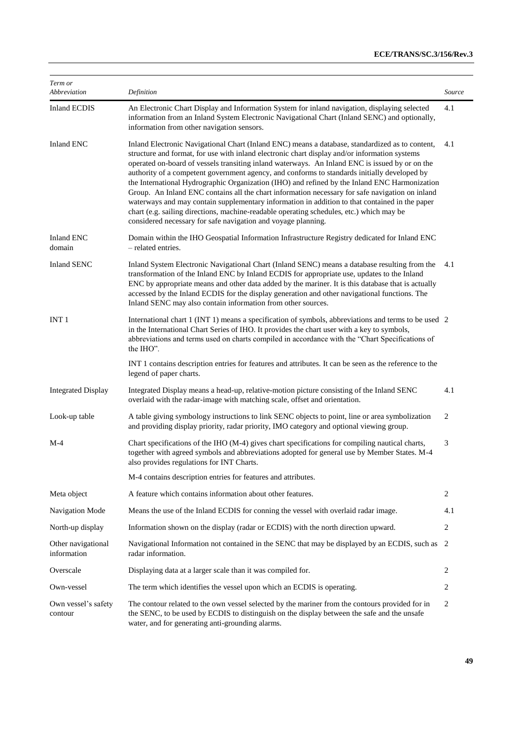| *Term or Abbreviation* | *Definition* | *Source* |
|---|---|---|
| Inland ECDIS | An Electronic Chart Display and Information System for inland navigation, displaying selected information from an Inland System Electronic Navigational Chart (Inland SENC) and optionally, information from other navigation sensors. | 4.1 |
| Inland ENC | Inland Electronic Navigational Chart (Inland ENC) means a database, standardized as to content, structure and format, for use with inland electronic chart display and/or information systems operated on-board of vessels transiting inland waterways. An Inland ENC is issued by or on the authority of a competent government agency, and conforms to standards initially developed by the International Hydrographic Organization (IHO) and refined by the Inland ENC Harmonization Group. An Inland ENC contains all the chart information necessary for safe navigation on inland waterways and may contain supplementary information in addition to that contained in the paper chart (e.g. sailing directions, machine-readable operating schedules, etc.) which may be considered necessary for safe navigation and voyage planning. | 4.1 |
| Inland ENC domain | Domain within the IHO Geospatial Information Infrastructure Registry dedicated for Inland ENC – related entries. | |
| Inland SENC | Inland System Electronic Navigational Chart (Inland SENC) means a database resulting from the transformation of the Inland ENC by Inland ECDIS for appropriate use, updates to the Inland ENC by appropriate means and other data added by the mariner. It is this database that is actually accessed by the Inland ECDIS for the display generation and other navigational functions. The Inland SENC may also contain information from other sources. | 4.1 |
| INT 1 | International chart 1 (INT 1) means a specification of symbols, abbreviations and terms to be used in the International Chart Series of IHO. It provides the chart user with a key to symbols, abbreviations and terms used on charts compiled in accordance with the "Chart Specifications of the IHO".<br><br>INT 1 contains description entries for features and attributes. It can be seen as the reference to the legend of paper charts. | 2 |
| Integrated Display | Integrated Display means a head-up, relative-motion picture consisting of the Inland SENC overlaid with the radar-image with matching scale, offset and orientation. | 4.1 |
| Look-up table | A table giving symbology instructions to link SENC objects to point, line or area symbolization and providing display priority, radar priority, IMO category and optional viewing group. | 2 |
| M-4 | Chart specifications of the IHO (M-4) gives chart specifications for compiling nautical charts, together with agreed symbols and abbreviations adopted for general use by Member States. M-4 also provides regulations for INT Charts.<br><br>M-4 contains description entries for features and attributes. | 3 |
| Meta object | A feature which contains information about other features. | 2 |
| Navigation Mode | Means the use of the Inland ECDIS for conning the vessel with overlaid radar image. | 4.1 |
| North-up display | Information shown on the display (radar or ECDIS) with the north direction upward. | 2 |
| Other navigational information | Navigational Information not contained in the SENC that may be displayed by an ECDIS, such as radar information. | 2 |
| Overscale | Displaying data at a larger scale than it was compiled for. | 2 |
| Own-vessel | The term which identifies the vessel upon which an ECDIS is operating. | 2 |
| Own vessel's safety contour | The contour related to the own vessel selected by the mariner from the contours provided for in the SENC, to be used by ECDIS to distinguish on the display between the safe and the unsafe water, and for generating anti-grounding alarms. | 2 |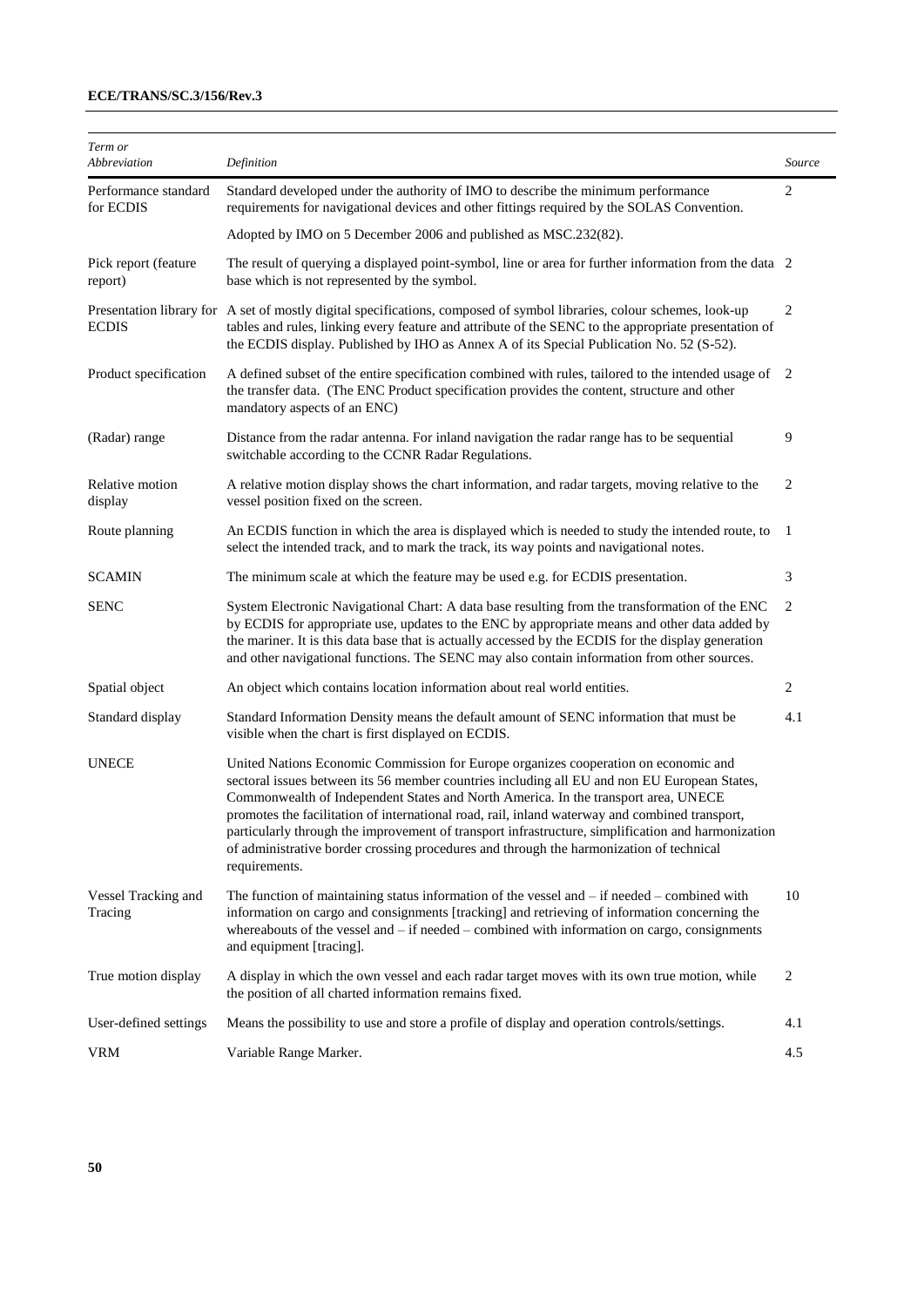| *Term or Abbreviation* | *Definition* | *Source* |
|---|---|---|
| Performance standard for ECDIS | Standard developed under the authority of IMO to describe the minimum performance requirements for navigational devices and other fittings required by the SOLAS Convention.<br><br>Adopted by IMO on 5 December 2006 and published as MSC.232(82). | 2 |
| Pick report (feature report) | The result of querying a displayed point-symbol, line or area for further information from the data base which is not represented by the symbol. | 2 |
| Presentation library for ECDIS | A set of mostly digital specifications, composed of symbol libraries, colour schemes, look-up tables and rules, linking every feature and attribute of the SENC to the appropriate presentation of the ECDIS display. Published by IHO as Annex A of its Special Publication No. 52 (S-52). | 2 |
| Product specification | A defined subset of the entire specification combined with rules, tailored to the intended usage of the transfer data. (The ENC Product specification provides the content, structure and other mandatory aspects of an ENC) | 2 |
| (Radar) range | Distance from the radar antenna. For inland navigation the radar range has to be sequential switchable according to the CCNR Radar Regulations. | 9 |
| Relative motion display | A relative motion display shows the chart information, and radar targets, moving relative to the vessel position fixed on the screen. | 2 |
| Route planning | An ECDIS function in which the area is displayed which is needed to study the intended route, to select the intended track, and to mark the track, its way points and navigational notes. | 1 |
| SCAMIN | The minimum scale at which the feature may be used e.g. for ECDIS presentation. | 3 |
| SENC | System Electronic Navigational Chart: A data base resulting from the transformation of the ENC by ECDIS for appropriate use, updates to the ENC by appropriate means and other data added by the mariner. It is this data base that is actually accessed by the ECDIS for the display generation and other navigational functions. The SENC may also contain information from other sources. | 2 |
| Spatial object | An object which contains location information about real world entities. | 2 |
| Standard display | Standard Information Density means the default amount of SENC information that must be visible when the chart is first displayed on ECDIS. | 4.1 |
| UNECE | United Nations Economic Commission for Europe organizes cooperation on economic and sectoral issues between its 56 member countries including all EU and non EU European States, Commonwealth of Independent States and North America. In the transport area, UNECE promotes the facilitation of international road, rail, inland waterway and combined transport, particularly through the improvement of transport infrastructure, simplification and harmonization of administrative border crossing procedures and through the harmonization of technical requirements. | |
| Vessel Tracking and Tracing | The function of maintaining status information of the vessel and – if needed – combined with information on cargo and consignments [tracking] and retrieving of information concerning the whereabouts of the vessel and – if needed – combined with information on cargo, consignments and equipment [tracing]. | 10 |
| True motion display | A display in which the own vessel and each radar target moves with its own true motion, while the position of all charted information remains fixed. | 2 |
| User-defined settings | Means the possibility to use and store a profile of display and operation controls/settings. | 4.1 |
| VRM | Variable Range Marker. | 4.5 |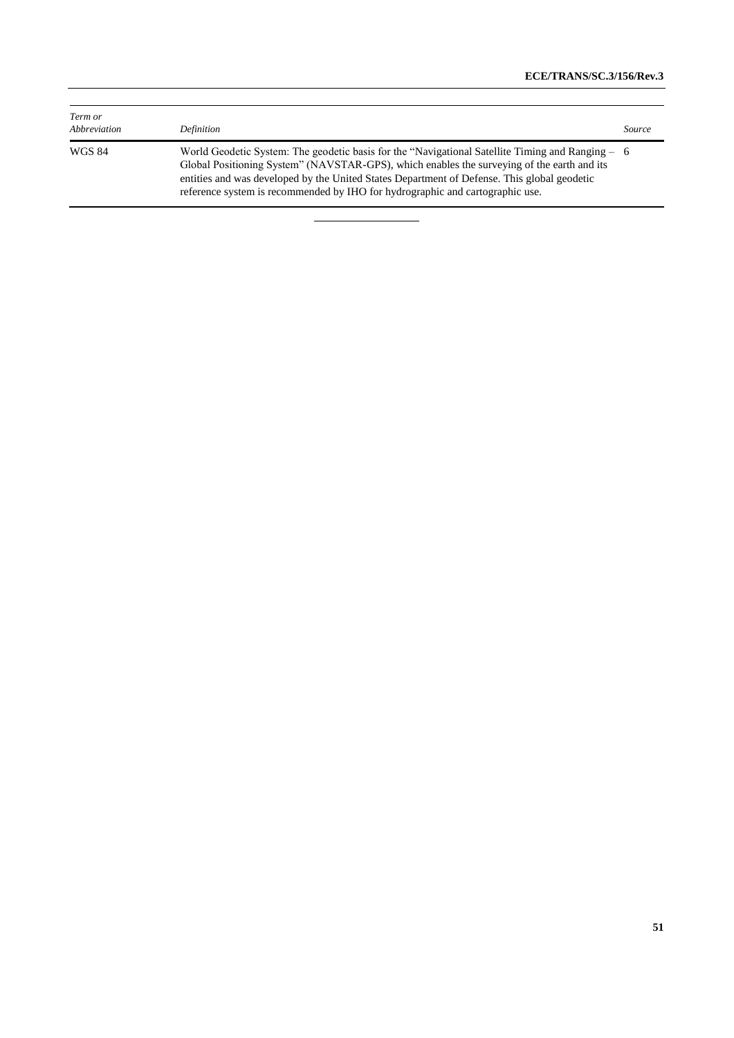| *Term or Abbreviation* | *Definition* | *Source* |
| --- | --- | --- |
| WGS 84 | World Geodetic System: The geodetic basis for the "Navigational Satellite Timing and Ranging – Global Positioning System" (NAVSTAR-GPS), which enables the surveying of the earth and its entities and was developed by the United States Department of Defense. This global geodetic reference system is recommended by IHO for hydrographic and cartographic use. | 6 |